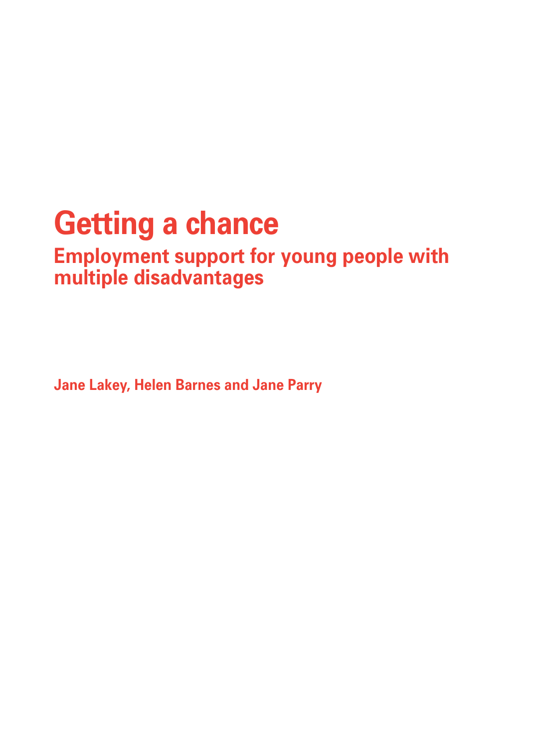# Getting a chance

## Employment support for young people with multiple disadvantages

**Jane Lakey, Helen Barnes and Jane Parry**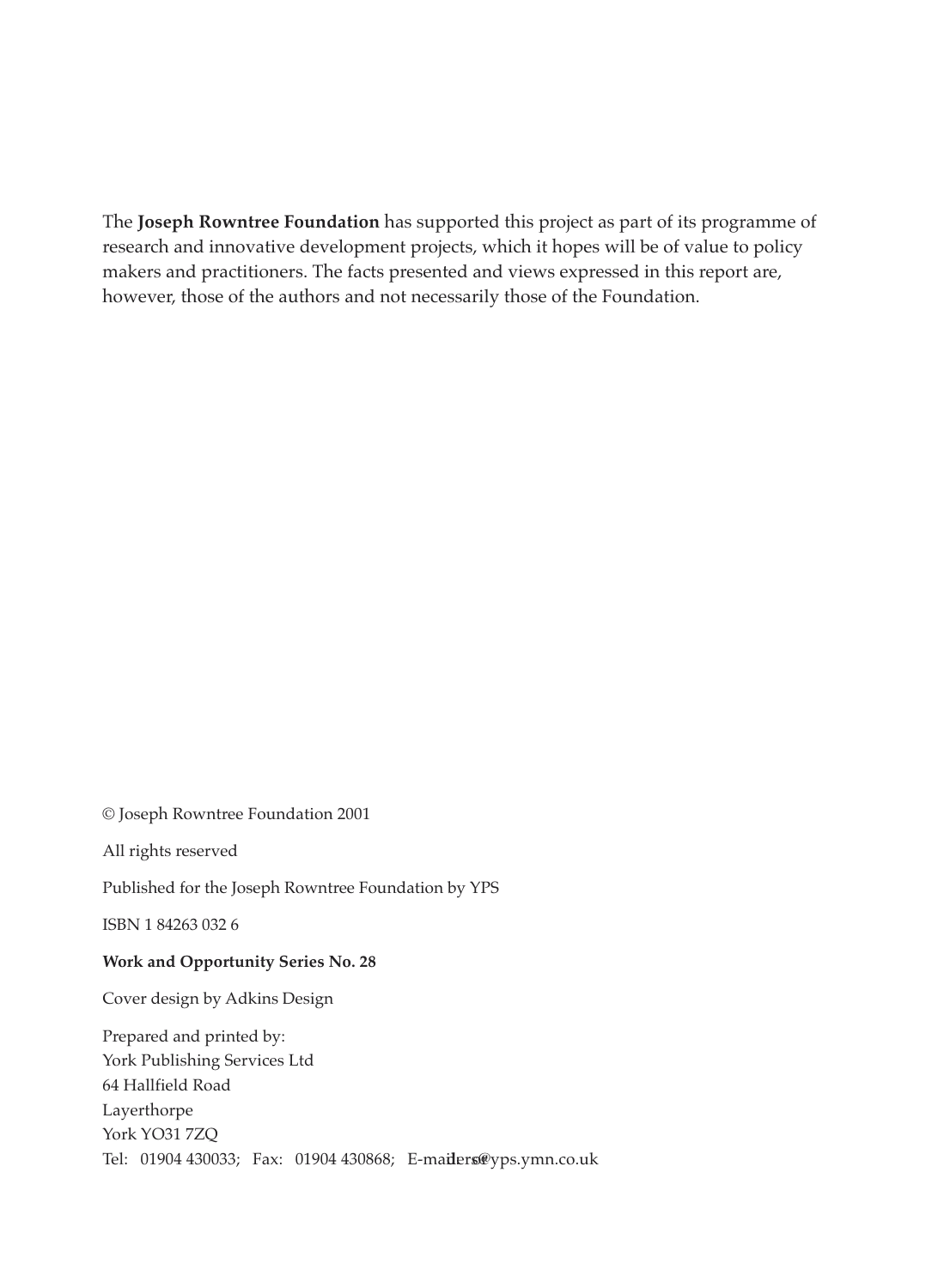The **Joseph Rowntree Foundation** has supported this project as part of its programme of research and innovative development projects, which it hopes will be of value to policy makers and practitioners. The facts presented and views expressed in this report are, however, those of the authors and not necessarily those of the Foundation.

© Joseph Rowntree Foundation 2001

All rights reserved

Published for the Joseph Rowntree Foundation by YPS

ISBN 1 84263 032 6

**Work and Opportunity Series No. 28**

Cover design by Adkins Design

Prepared and printed by:
York Publishing Services Ltd
64 Hallfield Road
Layerthorpe
York YO31 7ZQ
Tel: 01904 430033; Fax: 01904 430868; E-mail: orders@yps.ymn.co.uk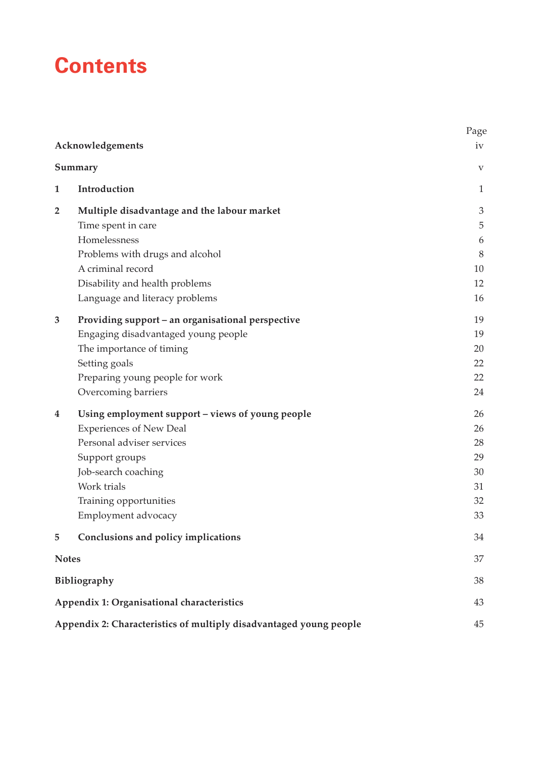# Contents

| | | Page |
|---|---|---|
| **Acknowledgements** | | iv |
| **Summary** | | v |
| **1** | **Introduction** | 1 |
| **2** | **Multiple disadvantage and the labour market** | 3 |
| | Time spent in care | 5 |
| | Homelessness | 6 |
| | Problems with drugs and alcohol | 8 |
| | A criminal record | 10 |
| | Disability and health problems | 12 |
| | Language and literacy problems | 16 |
| **3** | **Providing support – an organisational perspective** | 19 |
| | Engaging disadvantaged young people | 19 |
| | The importance of timing | 20 |
| | Setting goals | 22 |
| | Preparing young people for work | 22 |
| | Overcoming barriers | 24 |
| **4** | **Using employment support – views of young people** | 26 |
| | Experiences of New Deal | 26 |
| | Personal adviser services | 28 |
| | Support groups | 29 |
| | Job-search coaching | 30 |
| | Work trials | 31 |
| | Training opportunities | 32 |
| | Employment advocacy | 33 |
| **5** | **Conclusions and policy implications** | 34 |
| **Notes** | | 37 |
| **Bibliography** | | 38 |
| **Appendix 1: Organisational characteristics** | | 43 |
| **Appendix 2: Characteristics of multiply disadvantaged young people** | | 45 |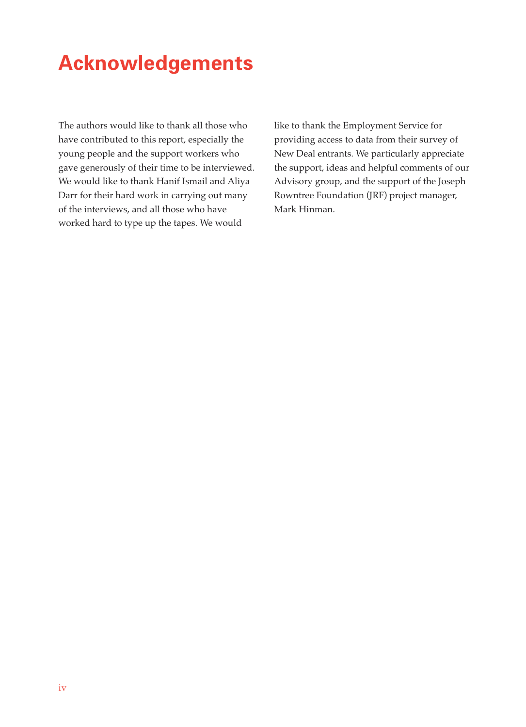# Acknowledgements

The authors would like to thank all those who have contributed to this report, especially the young people and the support workers who gave generously of their time to be interviewed. We would like to thank Hanif Ismail and Aliya Darr for their hard work in carrying out many of the interviews, and all those who have worked hard to type up the tapes. We would like to thank the Employment Service for providing access to data from their survey of New Deal entrants. We particularly appreciate the support, ideas and helpful comments of our Advisory group, and the support of the Joseph Rowntree Foundation (JRF) project manager, Mark Hinman.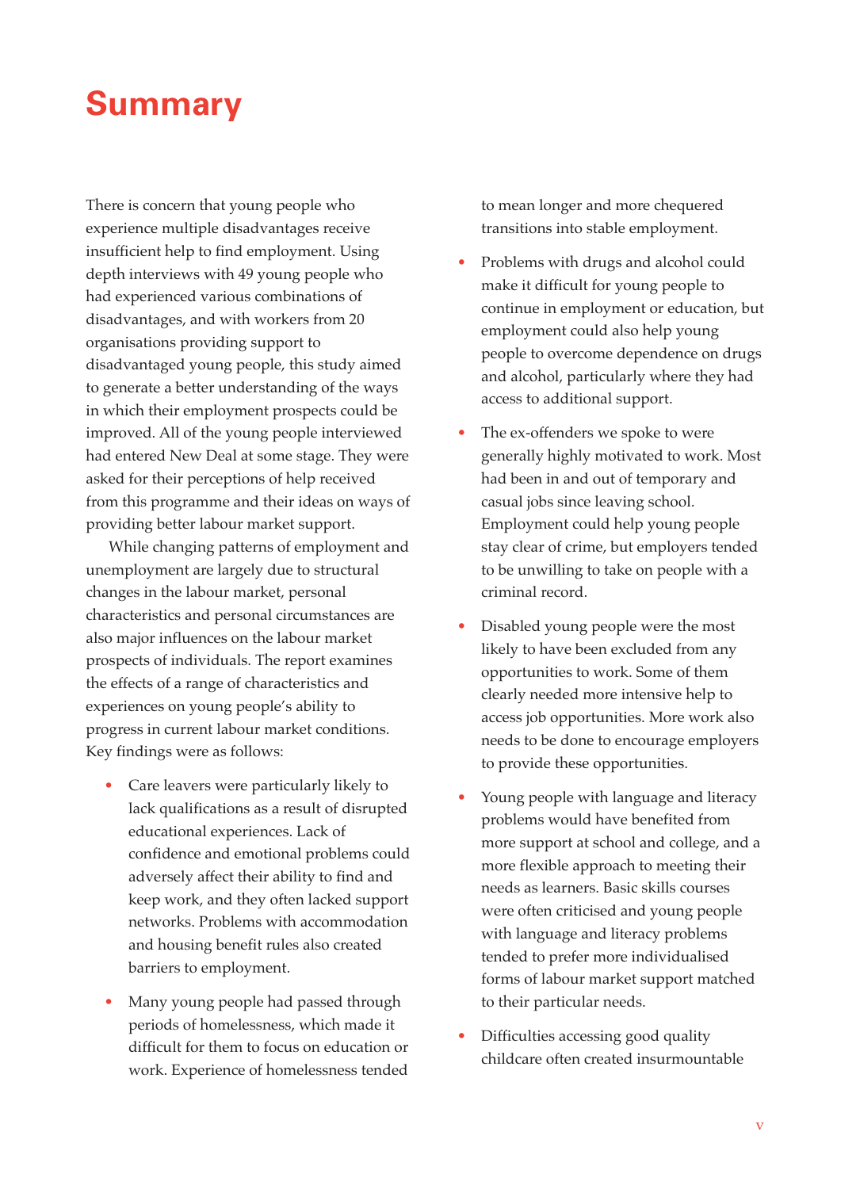# Summary

There is concern that young people who experience multiple disadvantages receive insufficient help to find employment. Using depth interviews with 49 young people who had experienced various combinations of disadvantages, and with workers from 20 organisations providing support to disadvantaged young people, this study aimed to generate a better understanding of the ways in which their employment prospects could be improved. All of the young people interviewed had entered New Deal at some stage. They were asked for their perceptions of help received from this programme and their ideas on ways of providing better labour market support.

While changing patterns of employment and unemployment are largely due to structural changes in the labour market, personal characteristics and personal circumstances are also major influences on the labour market prospects of individuals. The report examines the effects of a range of characteristics and experiences on young people's ability to progress in current labour market conditions. Key findings were as follows:

- Care leavers were particularly likely to lack qualifications as a result of disrupted educational experiences. Lack of confidence and emotional problems could adversely affect their ability to find and keep work, and they often lacked support networks. Problems with accommodation and housing benefit rules also created barriers to employment.
- Many young people had passed through periods of homelessness, which made it difficult for them to focus on education or work. Experience of homelessness tended to mean longer and more chequered transitions into stable employment.
- Problems with drugs and alcohol could make it difficult for young people to continue in employment or education, but employment could also help young people to overcome dependence on drugs and alcohol, particularly where they had access to additional support.
- The ex-offenders we spoke to were generally highly motivated to work. Most had been in and out of temporary and casual jobs since leaving school. Employment could help young people stay clear of crime, but employers tended to be unwilling to take on people with a criminal record.
- Disabled young people were the most likely to have been excluded from any opportunities to work. Some of them clearly needed more intensive help to access job opportunities. More work also needs to be done to encourage employers to provide these opportunities.
- Young people with language and literacy problems would have benefited from more support at school and college, and a more flexible approach to meeting their needs as learners. Basic skills courses were often criticised and young people with language and literacy problems tended to prefer more individualised forms of labour market support matched to their particular needs.
- Difficulties accessing good quality childcare often created insurmountable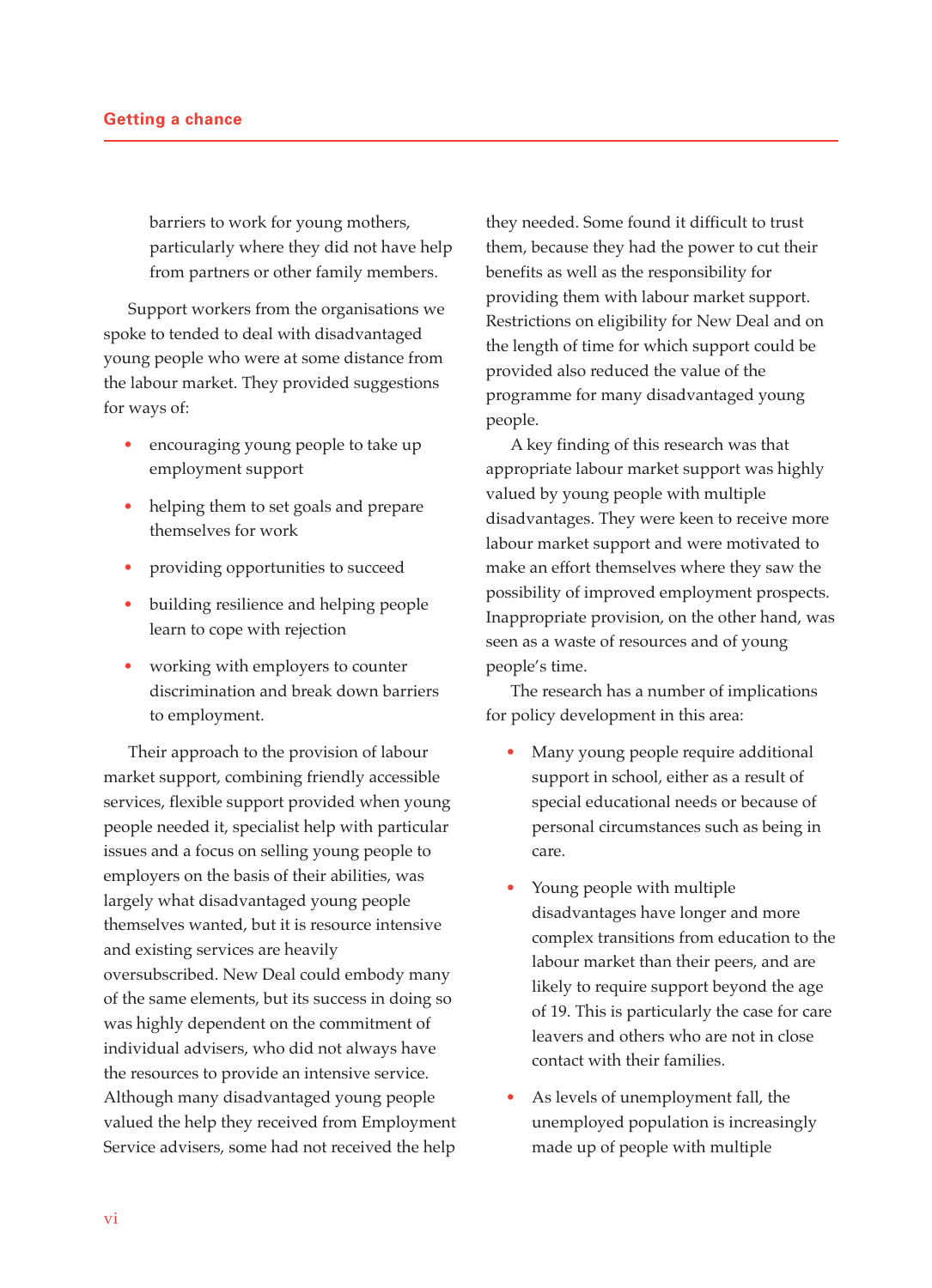barriers to work for young mothers, particularly where they did not have help from partners or other family members.

Support workers from the organisations we spoke to tended to deal with disadvantaged young people who were at some distance from the labour market. They provided suggestions for ways of:

- encouraging young people to take up employment support
- helping them to set goals and prepare themselves for work
- providing opportunities to succeed
- building resilience and helping people learn to cope with rejection
- working with employers to counter discrimination and break down barriers to employment.

Their approach to the provision of labour market support, combining friendly accessible services, flexible support provided when young people needed it, specialist help with particular issues and a focus on selling young people to employers on the basis of their abilities, was largely what disadvantaged young people themselves wanted, but it is resource intensive and existing services are heavily oversubscribed. New Deal could embody many of the same elements, but its success in doing so was highly dependent on the commitment of individual advisers, who did not always have the resources to provide an intensive service. Although many disadvantaged young people valued the help they received from Employment Service advisers, some had not received the help they needed. Some found it difficult to trust them, because they had the power to cut their benefits as well as the responsibility for providing them with labour market support. Restrictions on eligibility for New Deal and on the length of time for which support could be provided also reduced the value of the programme for many disadvantaged young people.

A key finding of this research was that appropriate labour market support was highly valued by young people with multiple disadvantages. They were keen to receive more labour market support and were motivated to make an effort themselves where they saw the possibility of improved employment prospects. Inappropriate provision, on the other hand, was seen as a waste of resources and of young people's time.

The research has a number of implications for policy development in this area:

- Many young people require additional support in school, either as a result of special educational needs or because of personal circumstances such as being in care.
- Young people with multiple disadvantages have longer and more complex transitions from education to the labour market than their peers, and are likely to require support beyond the age of 19. This is particularly the case for care leavers and others who are not in close contact with their families.
- As levels of unemployment fall, the unemployed population is increasingly made up of people with multiple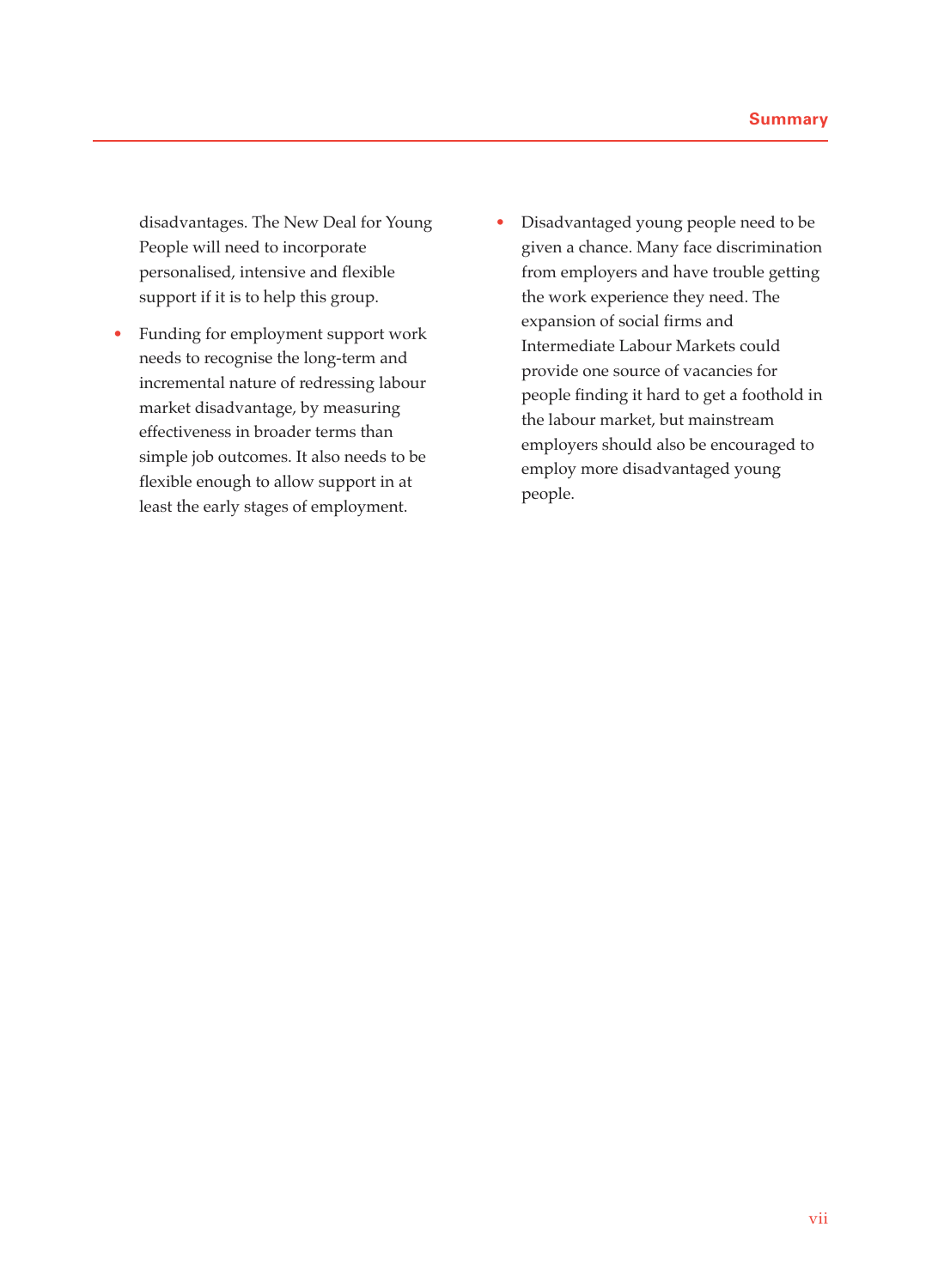disadvantages. The New Deal for Young People will need to incorporate personalised, intensive and flexible support if it is to help this group.

- Funding for employment support work needs to recognise the long-term and incremental nature of redressing labour market disadvantage, by measuring effectiveness in broader terms than simple job outcomes. It also needs to be flexible enough to allow support in at least the early stages of employment.
- Disadvantaged young people need to be given a chance. Many face discrimination from employers and have trouble getting the work experience they need. The expansion of social firms and Intermediate Labour Markets could provide one source of vacancies for people finding it hard to get a foothold in the labour market, but mainstream employers should also be encouraged to employ more disadvantaged young people.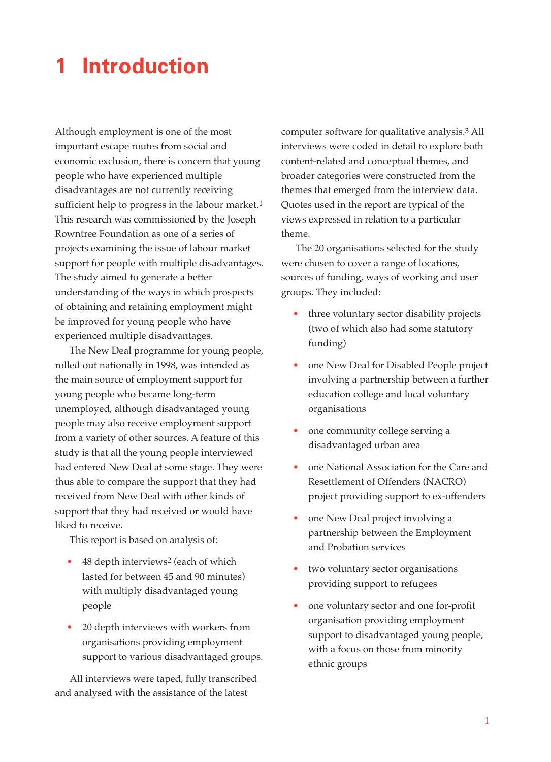# 1 Introduction

Although employment is one of the most important escape routes from social and economic exclusion, there is concern that young people who have experienced multiple disadvantages are not currently receiving sufficient help to progress in the labour market.[1] This research was commissioned by the Joseph Rowntree Foundation as one of a series of projects examining the issue of labour market support for people with multiple disadvantages. The study aimed to generate a better understanding of the ways in which prospects of obtaining and retaining employment might be improved for young people who have experienced multiple disadvantages.

The New Deal programme for young people, rolled out nationally in 1998, was intended as the main source of employment support for young people who became long-term unemployed, although disadvantaged young people may also receive employment support from a variety of other sources. A feature of this study is that all the young people interviewed had entered New Deal at some stage. They were thus able to compare the support that they had received from New Deal with other kinds of support that they had received or would have liked to receive.

This report is based on analysis of:

- 48 depth interviews[2] (each of which lasted for between 45 and 90 minutes) with multiply disadvantaged young people
- 20 depth interviews with workers from organisations providing employment support to various disadvantaged groups.

All interviews were taped, fully transcribed and analysed with the assistance of the latest computer software for qualitative analysis.[3] All interviews were coded in detail to explore both content-related and conceptual themes, and broader categories were constructed from the themes that emerged from the interview data. Quotes used in the report are typical of the views expressed in relation to a particular theme.

The 20 organisations selected for the study were chosen to cover a range of locations, sources of funding, ways of working and user groups. They included:

- three voluntary sector disability projects (two of which also had some statutory funding)
- one New Deal for Disabled People project involving a partnership between a further education college and local voluntary organisations
- one community college serving a disadvantaged urban area
- one National Association for the Care and Resettlement of Offenders (NACRO) project providing support to ex-offenders
- one New Deal project involving a partnership between the Employment and Probation services
- two voluntary sector organisations providing support to refugees
- one voluntary sector and one for-profit organisation providing employment support to disadvantaged young people, with a focus on those from minority ethnic groups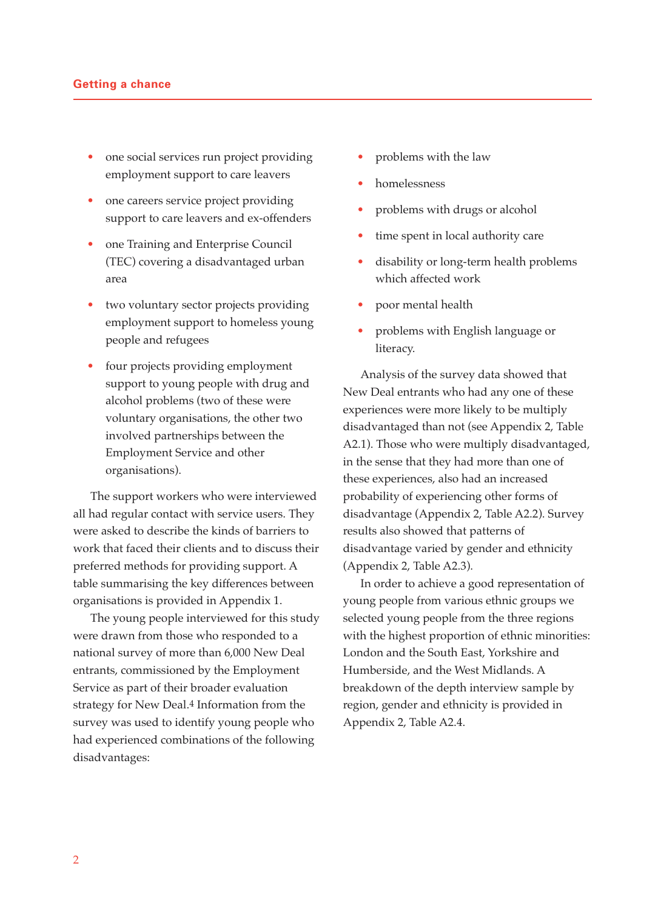- one social services run project providing employment support to care leavers
- one careers service project providing support to care leavers and ex-offenders
- one Training and Enterprise Council (TEC) covering a disadvantaged urban area
- two voluntary sector projects providing employment support to homeless young people and refugees
- four projects providing employment support to young people with drug and alcohol problems (two of these were voluntary organisations, the other two involved partnerships between the Employment Service and other organisations).

The support workers who were interviewed all had regular contact with service users. They were asked to describe the kinds of barriers to work that faced their clients and to discuss their preferred methods for providing support. A table summarising the key differences between organisations is provided in Appendix 1.

The young people interviewed for this study were drawn from those who responded to a national survey of more than 6,000 New Deal entrants, commissioned by the Employment Service as part of their broader evaluation strategy for New Deal.[4] Information from the survey was used to identify young people who had experienced combinations of the following disadvantages:

- problems with the law
- homelessness
- problems with drugs or alcohol
- time spent in local authority care
- disability or long-term health problems which affected work
- poor mental health
- problems with English language or literacy.

Analysis of the survey data showed that New Deal entrants who had any one of these experiences were more likely to be multiply disadvantaged than not (see Appendix 2, Table A2.1). Those who were multiply disadvantaged, in the sense that they had more than one of these experiences, also had an increased probability of experiencing other forms of disadvantage (Appendix 2, Table A2.2). Survey results also showed that patterns of disadvantage varied by gender and ethnicity (Appendix 2, Table A2.3).

In order to achieve a good representation of young people from various ethnic groups we selected young people from the three regions with the highest proportion of ethnic minorities: London and the South East, Yorkshire and Humberside, and the West Midlands. A breakdown of the depth interview sample by region, gender and ethnicity is provided in Appendix 2, Table A2.4.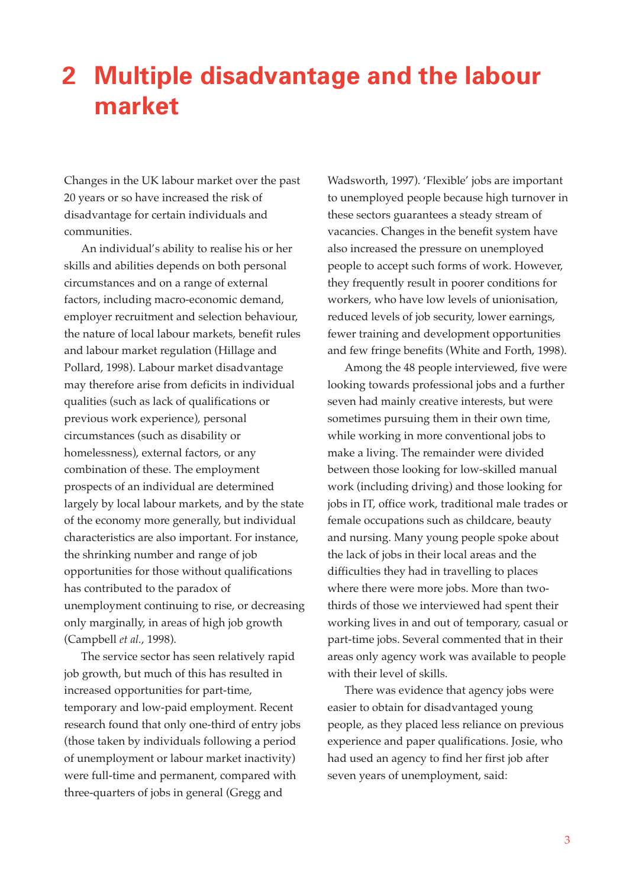# 2 Multiple disadvantage and the labour market

Changes in the UK labour market over the past 20 years or so have increased the risk of disadvantage for certain individuals and communities.

An individual's ability to realise his or her skills and abilities depends on both personal circumstances and on a range of external factors, including macro-economic demand, employer recruitment and selection behaviour, the nature of local labour markets, benefit rules and labour market regulation (Hillage and Pollard, 1998). Labour market disadvantage may therefore arise from deficits in individual qualities (such as lack of qualifications or previous work experience), personal circumstances (such as disability or homelessness), external factors, or any combination of these. The employment prospects of an individual are determined largely by local labour markets, and by the state of the economy more generally, but individual characteristics are also important. For instance, the shrinking number and range of job opportunities for those without qualifications has contributed to the paradox of unemployment continuing to rise, or decreasing only marginally, in areas of high job growth (Campbell *et al.*, 1998).

The service sector has seen relatively rapid job growth, but much of this has resulted in increased opportunities for part-time, temporary and low-paid employment. Recent research found that only one-third of entry jobs (those taken by individuals following a period of unemployment or labour market inactivity) were full-time and permanent, compared with three-quarters of jobs in general (Gregg and Wadsworth, 1997). 'Flexible' jobs are important to unemployed people because high turnover in these sectors guarantees a steady stream of vacancies. Changes in the benefit system have also increased the pressure on unemployed people to accept such forms of work. However, they frequently result in poorer conditions for workers, who have low levels of unionisation, reduced levels of job security, lower earnings, fewer training and development opportunities and few fringe benefits (White and Forth, 1998).

Among the 48 people interviewed, five were looking towards professional jobs and a further seven had mainly creative interests, but were sometimes pursuing them in their own time, while working in more conventional jobs to make a living. The remainder were divided between those looking for low-skilled manual work (including driving) and those looking for jobs in IT, office work, traditional male trades or female occupations such as childcare, beauty and nursing. Many young people spoke about the lack of jobs in their local areas and the difficulties they had in travelling to places where there were more jobs. More than two-thirds of those we interviewed had spent their working lives in and out of temporary, casual or part-time jobs. Several commented that in their areas only agency work was available to people with their level of skills.

There was evidence that agency jobs were easier to obtain for disadvantaged young people, as they placed less reliance on previous experience and paper qualifications. Josie, who had used an agency to find her first job after seven years of unemployment, said: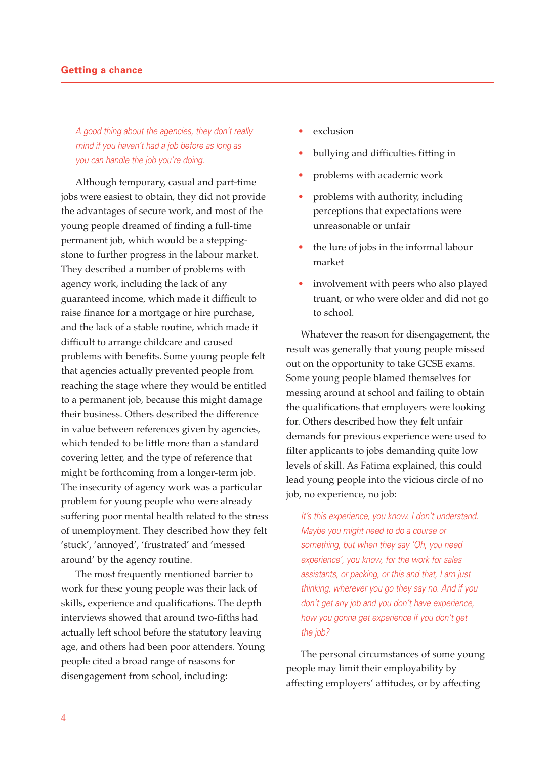*A good thing about the agencies, they don't really mind if you haven't had a job before as long as you can handle the job you're doing.*

Although temporary, casual and part-time jobs were easiest to obtain, they did not provide the advantages of secure work, and most of the young people dreamed of finding a full-time permanent job, which would be a stepping-stone to further progress in the labour market. They described a number of problems with agency work, including the lack of any guaranteed income, which made it difficult to raise finance for a mortgage or hire purchase, and the lack of a stable routine, which made it difficult to arrange childcare and caused problems with benefits. Some young people felt that agencies actually prevented people from reaching the stage where they would be entitled to a permanent job, because this might damage their business. Others described the difference in value between references given by agencies, which tended to be little more than a standard covering letter, and the type of reference that might be forthcoming from a longer-term job. The insecurity of agency work was a particular problem for young people who were already suffering poor mental health related to the stress of unemployment. They described how they felt 'stuck', 'annoyed', 'frustrated' and 'messed around' by the agency routine.

The most frequently mentioned barrier to work for these young people was their lack of skills, experience and qualifications. The depth interviews showed that around two-fifths had actually left school before the statutory leaving age, and others had been poor attenders. Young people cited a broad range of reasons for disengagement from school, including:

- exclusion
- bullying and difficulties fitting in
- problems with academic work
- problems with authority, including perceptions that expectations were unreasonable or unfair
- the lure of jobs in the informal labour market
- involvement with peers who also played truant, or who were older and did not go to school.

Whatever the reason for disengagement, the result was generally that young people missed out on the opportunity to take GCSE exams. Some young people blamed themselves for messing around at school and failing to obtain the qualifications that employers were looking for. Others described how they felt unfair demands for previous experience were used to filter applicants to jobs demanding quite low levels of skill. As Fatima explained, this could lead young people into the vicious circle of no job, no experience, no job:

*It's this experience, you know. I don't understand. Maybe you might need to do a course or something, but when they say 'Oh, you need experience', you know, for the work for sales assistants, or packing, or this and that, I am just thinking, wherever you go they say no. And if you don't get any job and you don't have experience, how you gonna get experience if you don't get the job?*

The personal circumstances of some young people may limit their employability by affecting employers' attitudes, or by affecting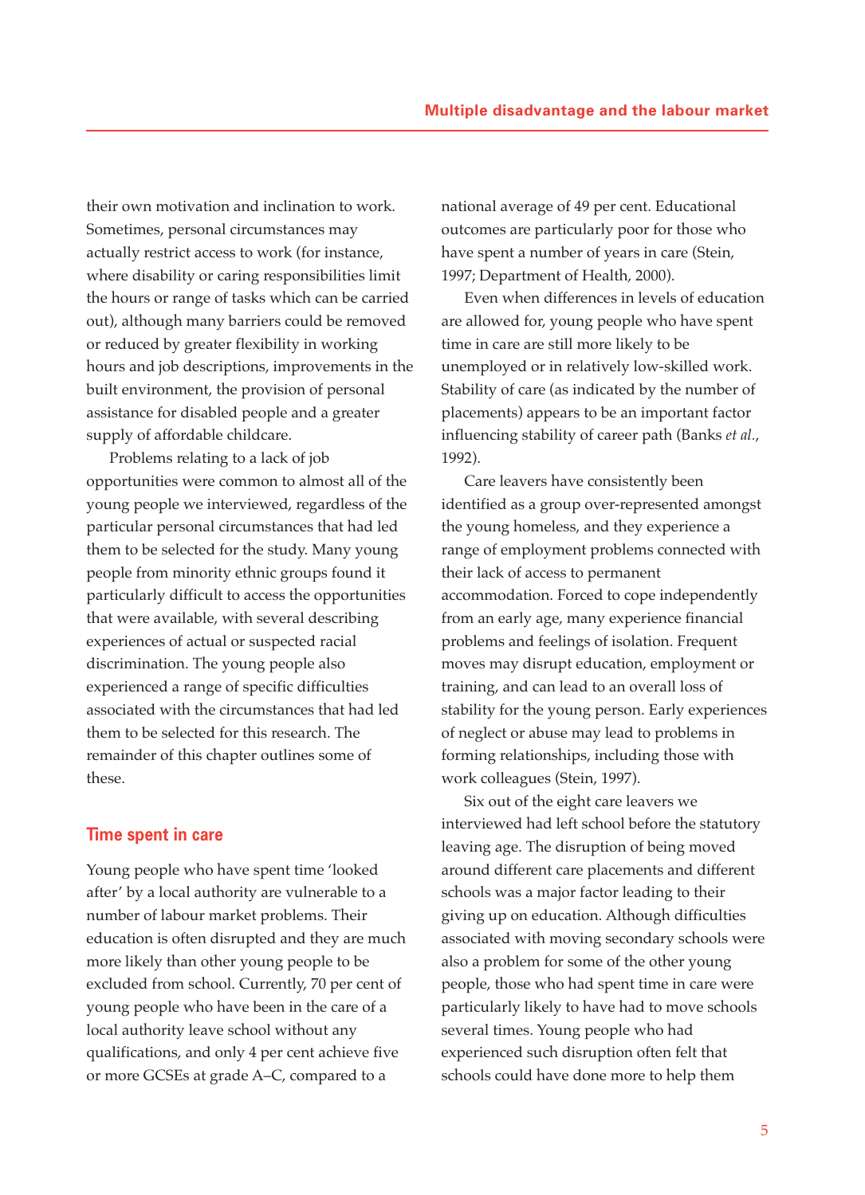their own motivation and inclination to work. Sometimes, personal circumstances may actually restrict access to work (for instance, where disability or caring responsibilities limit the hours or range of tasks which can be carried out), although many barriers could be removed or reduced by greater flexibility in working hours and job descriptions, improvements in the built environment, the provision of personal assistance for disabled people and a greater supply of affordable childcare.

Problems relating to a lack of job opportunities were common to almost all of the young people we interviewed, regardless of the particular personal circumstances that had led them to be selected for the study. Many young people from minority ethnic groups found it particularly difficult to access the opportunities that were available, with several describing experiences of actual or suspected racial discrimination. The young people also experienced a range of specific difficulties associated with the circumstances that had led them to be selected for this research. The remainder of this chapter outlines some of these.

## Time spent in care

Young people who have spent time 'looked after' by a local authority are vulnerable to a number of labour market problems. Their education is often disrupted and they are much more likely than other young people to be excluded from school. Currently, 70 per cent of young people who have been in the care of a local authority leave school without any qualifications, and only 4 per cent achieve five or more GCSEs at grade A–C, compared to a national average of 49 per cent. Educational outcomes are particularly poor for those who have spent a number of years in care (Stein, 1997; Department of Health, 2000).

Even when differences in levels of education are allowed for, young people who have spent time in care are still more likely to be unemployed or in relatively low-skilled work. Stability of care (as indicated by the number of placements) appears to be an important factor influencing stability of career path (Banks *et al.*, 1992).

Care leavers have consistently been identified as a group over-represented amongst the young homeless, and they experience a range of employment problems connected with their lack of access to permanent accommodation. Forced to cope independently from an early age, many experience financial problems and feelings of isolation. Frequent moves may disrupt education, employment or training, and can lead to an overall loss of stability for the young person. Early experiences of neglect or abuse may lead to problems in forming relationships, including those with work colleagues (Stein, 1997).

Six out of the eight care leavers we interviewed had left school before the statutory leaving age. The disruption of being moved around different care placements and different schools was a major factor leading to their giving up on education. Although difficulties associated with moving secondary schools were also a problem for some of the other young people, those who had spent time in care were particularly likely to have had to move schools several times. Young people who had experienced such disruption often felt that schools could have done more to help them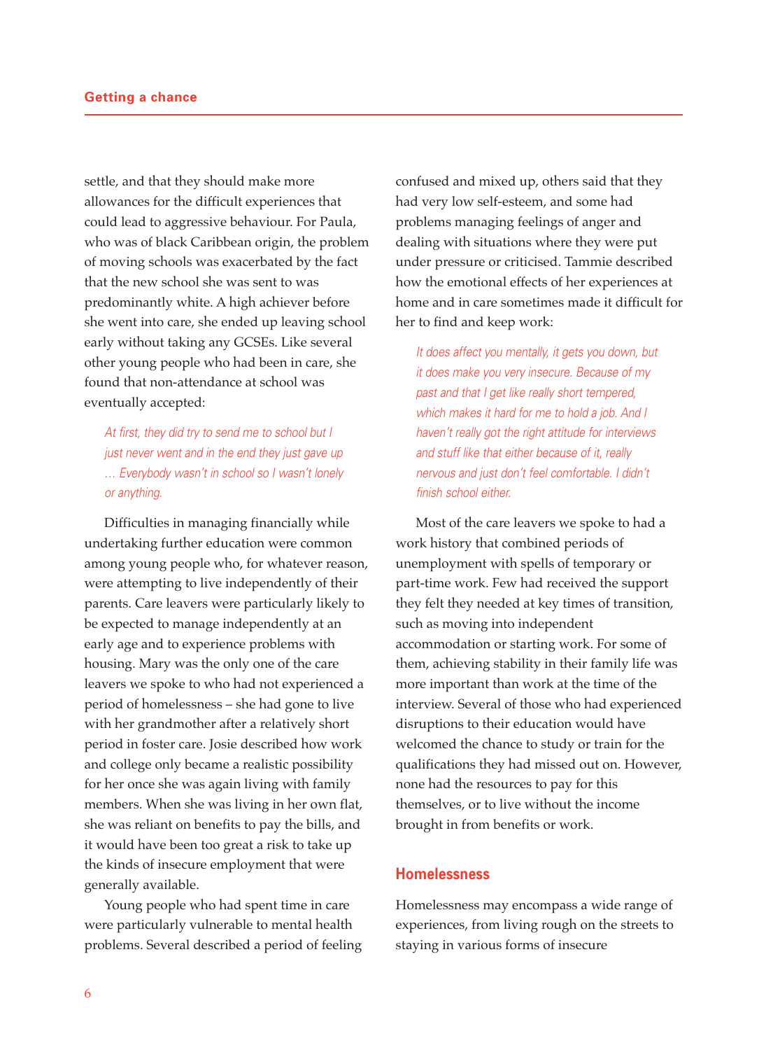settle, and that they should make more allowances for the difficult experiences that could lead to aggressive behaviour. For Paula, who was of black Caribbean origin, the problem of moving schools was exacerbated by the fact that the new school she was sent to was predominantly white. A high achiever before she went into care, she ended up leaving school early without taking any GCSEs. Like several other young people who had been in care, she found that non-attendance at school was eventually accepted:

> *At first, they did try to send me to school but I just never went and in the end they just gave up … Everybody wasn't in school so I wasn't lonely or anything.*

Difficulties in managing financially while undertaking further education were common among young people who, for whatever reason, were attempting to live independently of their parents. Care leavers were particularly likely to be expected to manage independently at an early age and to experience problems with housing. Mary was the only one of the care leavers we spoke to who had not experienced a period of homelessness – she had gone to live with her grandmother after a relatively short period in foster care. Josie described how work and college only became a realistic possibility for her once she was again living with family members. When she was living in her own flat, she was reliant on benefits to pay the bills, and it would have been too great a risk to take up the kinds of insecure employment that were generally available.

Young people who had spent time in care were particularly vulnerable to mental health problems. Several described a period of feeling confused and mixed up, others said that they had very low self-esteem, and some had problems managing feelings of anger and dealing with situations where they were put under pressure or criticised. Tammie described how the emotional effects of her experiences at home and in care sometimes made it difficult for her to find and keep work:

> *It does affect you mentally, it gets you down, but it does make you very insecure. Because of my past and that I get like really short tempered, which makes it hard for me to hold a job. And I haven't really got the right attitude for interviews and stuff like that either because of it, really nervous and just don't feel comfortable. I didn't finish school either.*

Most of the care leavers we spoke to had a work history that combined periods of unemployment with spells of temporary or part-time work. Few had received the support they felt they needed at key times of transition, such as moving into independent accommodation or starting work. For some of them, achieving stability in their family life was more important than work at the time of the interview. Several of those who had experienced disruptions to their education would have welcomed the chance to study or train for the qualifications they had missed out on. However, none had the resources to pay for this themselves, or to live without the income brought in from benefits or work.

## Homelessness

Homelessness may encompass a wide range of experiences, from living rough on the streets to staying in various forms of insecure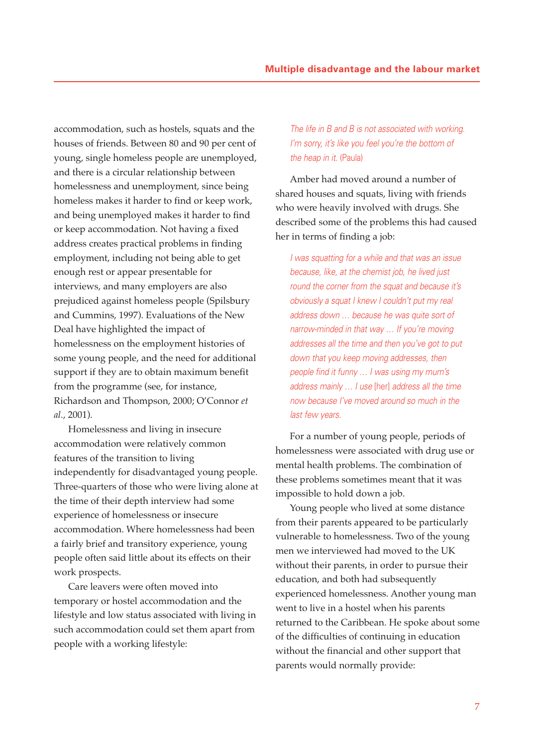accommodation, such as hostels, squats and the houses of friends. Between 80 and 90 per cent of young, single homeless people are unemployed, and there is a circular relationship between homelessness and unemployment, since being homeless makes it harder to find or keep work, and being unemployed makes it harder to find or keep accommodation. Not having a fixed address creates practical problems in finding employment, including not being able to get enough rest or appear presentable for interviews, and many employers are also prejudiced against homeless people (Spilsbury and Cummins, 1997). Evaluations of the New Deal have highlighted the impact of homelessness on the employment histories of some young people, and the need for additional support if they are to obtain maximum benefit from the programme (see, for instance, Richardson and Thompson, 2000; O'Connor *et al.*, 2001).

Homelessness and living in insecure accommodation were relatively common features of the transition to living independently for disadvantaged young people. Three-quarters of those who were living alone at the time of their depth interview had some experience of homelessness or insecure accommodation. Where homelessness had been a fairly brief and transitory experience, young people often said little about its effects on their work prospects.

Care leavers were often moved into temporary or hostel accommodation and the lifestyle and low status associated with living in such accommodation could set them apart from people with a working lifestyle:

> *The life in B and B is not associated with working. I'm sorry, it's like you feel you're the bottom of the heap in it.* (Paula)

Amber had moved around a number of shared houses and squats, living with friends who were heavily involved with drugs. She described some of the problems this had caused her in terms of finding a job:

> *I was squatting for a while and that was an issue because, like, at the chemist job, he lived just round the corner from the squat and because it's obviously a squat I knew I couldn't put my real address down … because he was quite sort of narrow-minded in that way … If you're moving addresses all the time and then you've got to put down that you keep moving addresses, then people find it funny … I was using my mum's address mainly … I use* [her] *address all the time now because I've moved around so much in the last few years.*

For a number of young people, periods of homelessness were associated with drug use or mental health problems. The combination of these problems sometimes meant that it was impossible to hold down a job.

Young people who lived at some distance from their parents appeared to be particularly vulnerable to homelessness. Two of the young men we interviewed had moved to the UK without their parents, in order to pursue their education, and both had subsequently experienced homelessness. Another young man went to live in a hostel when his parents returned to the Caribbean. He spoke about some of the difficulties of continuing in education without the financial and other support that parents would normally provide: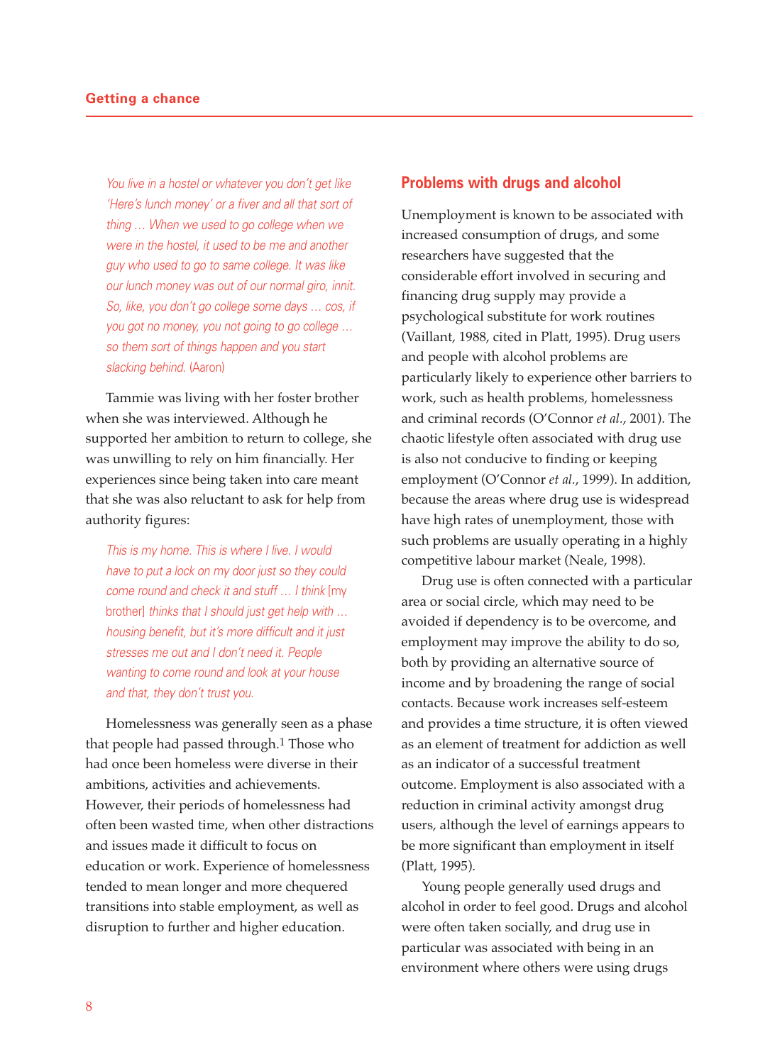*You live in a hostel or whatever you don't get like 'Here's lunch money' or a fiver and all that sort of thing … When we used to go college when we were in the hostel, it used to be me and another guy who used to go to same college. It was like our lunch money was out of our normal giro, innit. So, like, you don't go college some days … cos, if you got no money, you not going to go college … so them sort of things happen and you start slacking behind.* (Aaron)

Tammie was living with her foster brother when she was interviewed. Although he supported her ambition to return to college, she was unwilling to rely on him financially. Her experiences since being taken into care meant that she was also reluctant to ask for help from authority figures:

*This is my home. This is where I live. I would have to put a lock on my door just so they could come round and check it and stuff … I think* [my brother] *thinks that I should just get help with … housing benefit, but it's more difficult and it just stresses me out and I don't need it. People wanting to come round and look at your house and that, they don't trust you.*

Homelessness was generally seen as a phase that people had passed through.[1] Those who had once been homeless were diverse in their ambitions, activities and achievements. However, their periods of homelessness had often been wasted time, when other distractions and issues made it difficult to focus on education or work. Experience of homelessness tended to mean longer and more chequered transitions into stable employment, as well as disruption to further and higher education.

## Problems with drugs and alcohol

Unemployment is known to be associated with increased consumption of drugs, and some researchers have suggested that the considerable effort involved in securing and financing drug supply may provide a psychological substitute for work routines (Vaillant, 1988, cited in Platt, 1995). Drug users and people with alcohol problems are particularly likely to experience other barriers to work, such as health problems, homelessness and criminal records (O'Connor *et al.*, 2001). The chaotic lifestyle often associated with drug use is also not conducive to finding or keeping employment (O'Connor *et al.*, 1999). In addition, because the areas where drug use is widespread have high rates of unemployment, those with such problems are usually operating in a highly competitive labour market (Neale, 1998).

Drug use is often connected with a particular area or social circle, which may need to be avoided if dependency is to be overcome, and employment may improve the ability to do so, both by providing an alternative source of income and by broadening the range of social contacts. Because work increases self-esteem and provides a time structure, it is often viewed as an element of treatment for addiction as well as an indicator of a successful treatment outcome. Employment is also associated with a reduction in criminal activity amongst drug users, although the level of earnings appears to be more significant than employment in itself (Platt, 1995).

Young people generally used drugs and alcohol in order to feel good. Drugs and alcohol were often taken socially, and drug use in particular was associated with being in an environment where others were using drugs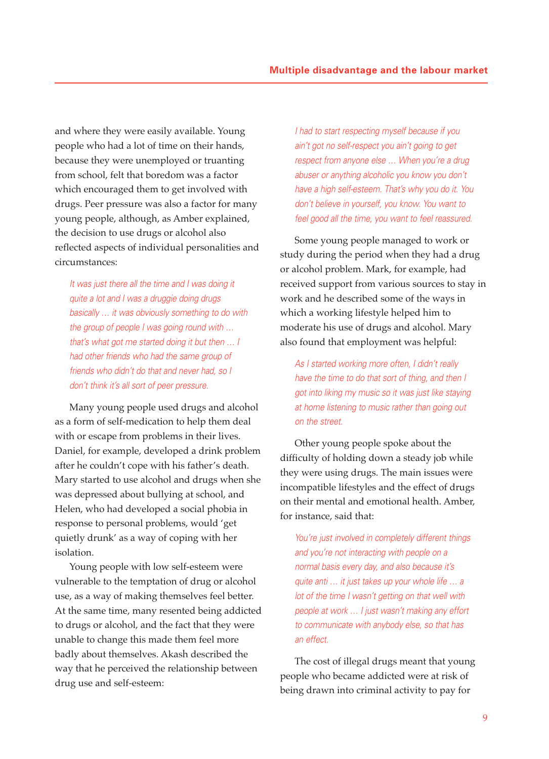and where they were easily available. Young people who had a lot of time on their hands, because they were unemployed or truanting from school, felt that boredom was a factor which encouraged them to get involved with drugs. Peer pressure was also a factor for many young people, although, as Amber explained, the decision to use drugs or alcohol also reflected aspects of individual personalities and circumstances:

> *It was just there all the time and I was doing it quite a lot and I was a druggie doing drugs basically … it was obviously something to do with the group of people I was going round with … that's what got me started doing it but then … I had other friends who had the same group of friends who didn't do that and never had, so I don't think it's all sort of peer pressure.*

Many young people used drugs and alcohol as a form of self-medication to help them deal with or escape from problems in their lives. Daniel, for example, developed a drink problem after he couldn't cope with his father's death. Mary started to use alcohol and drugs when she was depressed about bullying at school, and Helen, who had developed a social phobia in response to personal problems, would 'get quietly drunk' as a way of coping with her isolation.

Young people with low self-esteem were vulnerable to the temptation of drug or alcohol use, as a way of making themselves feel better. At the same time, many resented being addicted to drugs or alcohol, and the fact that they were unable to change this made them feel more badly about themselves. Akash described the way that he perceived the relationship between drug use and self-esteem:

> *I had to start respecting myself because if you ain't got no self-respect you ain't going to get respect from anyone else … When you're a drug abuser or anything alcoholic you know you don't have a high self-esteem. That's why you do it. You don't believe in yourself, you know. You want to feel good all the time, you want to feel reassured.*

Some young people managed to work or study during the period when they had a drug or alcohol problem. Mark, for example, had received support from various sources to stay in work and he described some of the ways in which a working lifestyle helped him to moderate his use of drugs and alcohol. Mary also found that employment was helpful:

> *As I started working more often, I didn't really have the time to do that sort of thing, and then I got into liking my music so it was just like staying at home listening to music rather than going out on the street.*

Other young people spoke about the difficulty of holding down a steady job while they were using drugs. The main issues were incompatible lifestyles and the effect of drugs on their mental and emotional health. Amber, for instance, said that:

> *You're just involved in completely different things and you're not interacting with people on a normal basis every day, and also because it's quite anti … it just takes up your whole life … a lot of the time I wasn't getting on that well with people at work … I just wasn't making any effort to communicate with anybody else, so that has an effect.*

The cost of illegal drugs meant that young people who became addicted were at risk of being drawn into criminal activity to pay for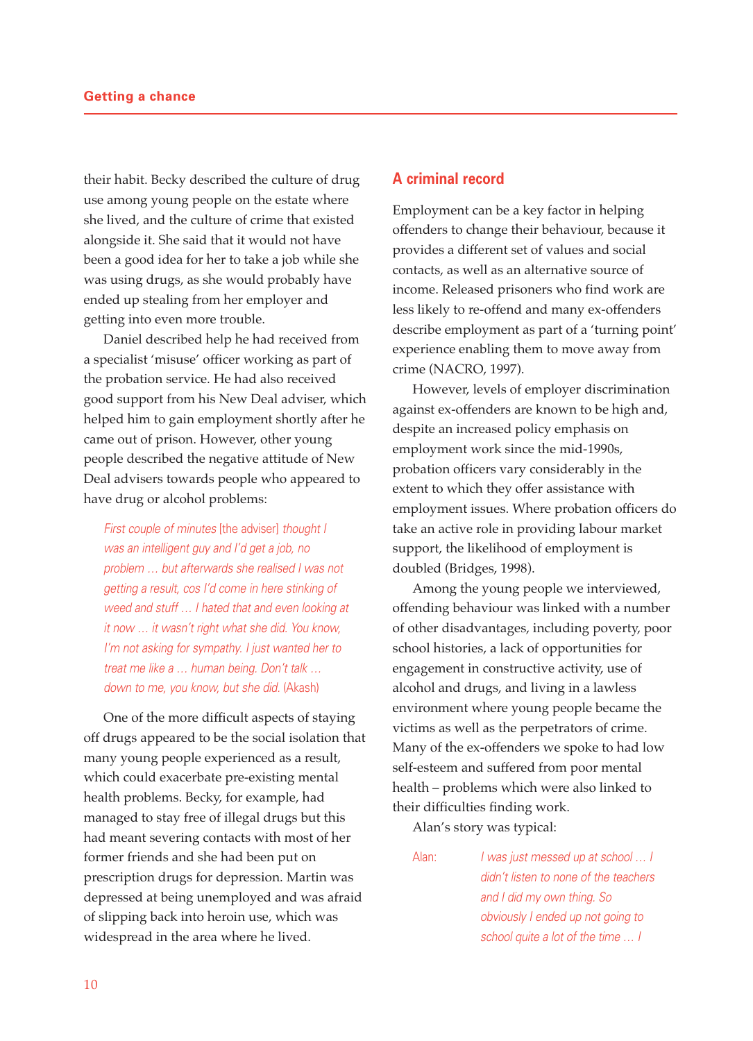their habit. Becky described the culture of drug use among young people on the estate where she lived, and the culture of crime that existed alongside it. She said that it would not have been a good idea for her to take a job while she was using drugs, as she would probably have ended up stealing from her employer and getting into even more trouble.

Daniel described help he had received from a specialist 'misuse' officer working as part of the probation service. He had also received good support from his New Deal adviser, which helped him to gain employment shortly after he came out of prison. However, other young people described the negative attitude of New Deal advisers towards people who appeared to have drug or alcohol problems:

> *First couple of minutes* [the adviser] *thought I was an intelligent guy and I'd get a job, no problem … but afterwards she realised I was not getting a result, cos I'd come in here stinking of weed and stuff … I hated that and even looking at it now … it wasn't right what she did. You know, I'm not asking for sympathy. I just wanted her to treat me like a … human being. Don't talk … down to me, you know, but she did.* (Akash)

One of the more difficult aspects of staying off drugs appeared to be the social isolation that many young people experienced as a result, which could exacerbate pre-existing mental health problems. Becky, for example, had managed to stay free of illegal drugs but this had meant severing contacts with most of her former friends and she had been put on prescription drugs for depression. Martin was depressed at being unemployed and was afraid of slipping back into heroin use, which was widespread in the area where he lived.

## A criminal record

Employment can be a key factor in helping offenders to change their behaviour, because it provides a different set of values and social contacts, as well as an alternative source of income. Released prisoners who find work are less likely to re-offend and many ex-offenders describe employment as part of a 'turning point' experience enabling them to move away from crime (NACRO, 1997).

However, levels of employer discrimination against ex-offenders are known to be high and, despite an increased policy emphasis on employment work since the mid-1990s, probation officers vary considerably in the extent to which they offer assistance with employment issues. Where probation officers do take an active role in providing labour market support, the likelihood of employment is doubled (Bridges, 1998).

Among the young people we interviewed, offending behaviour was linked with a number of other disadvantages, including poverty, poor school histories, a lack of opportunities for engagement in constructive activity, use of alcohol and drugs, and living in a lawless environment where young people became the victims as well as the perpetrators of crime. Many of the ex-offenders we spoke to had low self-esteem and suffered from poor mental health – problems which were also linked to their difficulties finding work.

Alan's story was typical:

> Alan: *I was just messed up at school … I didn't listen to none of the teachers and I did my own thing. So obviously I ended up not going to school quite a lot of the time … I*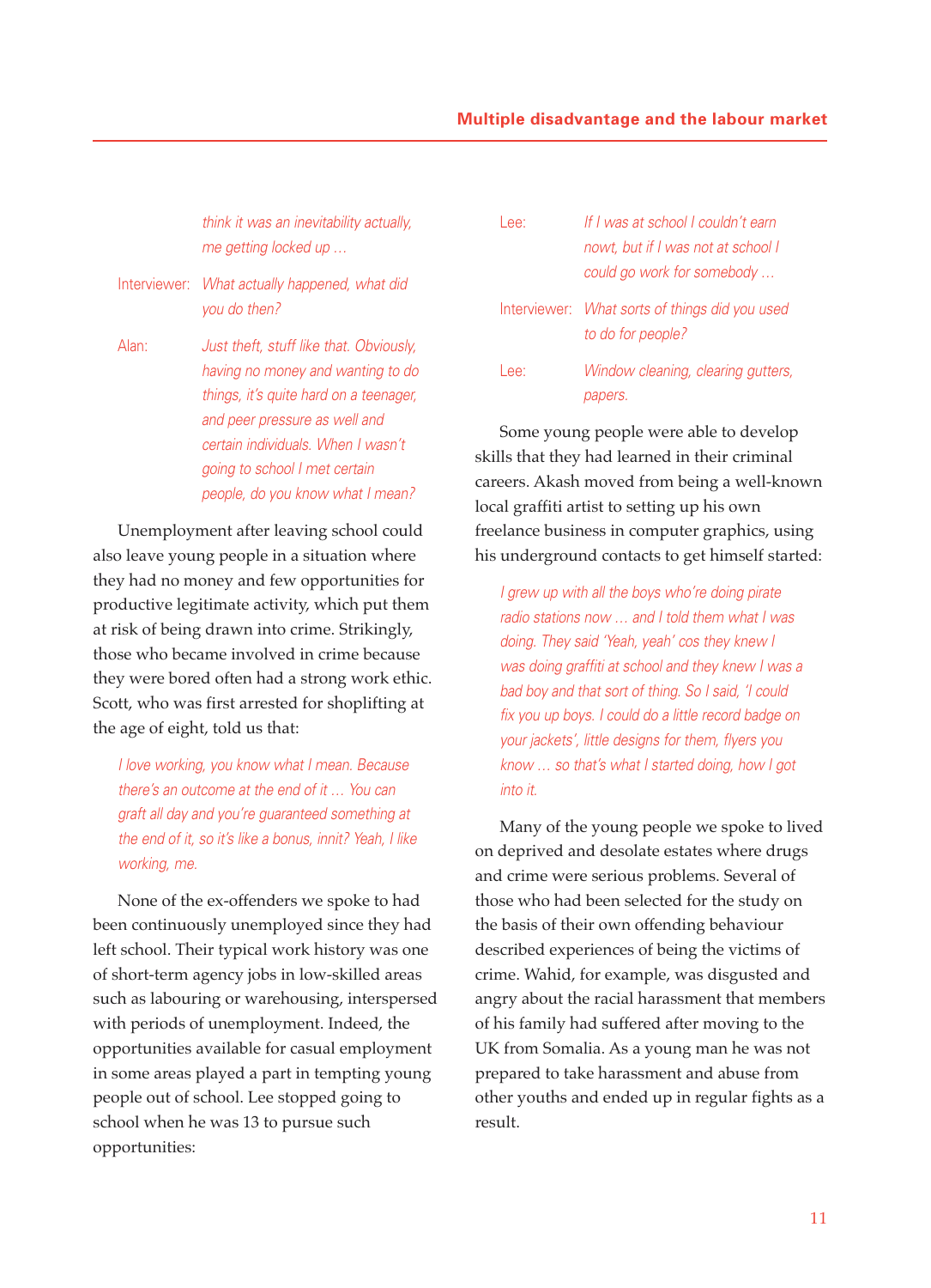*think it was an inevitability actually, me getting locked up …*

Interviewer: *What actually happened, what did you do then?*

Alan: *Just theft, stuff like that. Obviously, having no money and wanting to do things, it's quite hard on a teenager, and peer pressure as well and certain individuals. When I wasn't going to school I met certain people, do you know what I mean?*

Unemployment after leaving school could also leave young people in a situation where they had no money and few opportunities for productive legitimate activity, which put them at risk of being drawn into crime. Strikingly, those who became involved in crime because they were bored often had a strong work ethic. Scott, who was first arrested for shoplifting at the age of eight, told us that:

> *I love working, you know what I mean. Because there's an outcome at the end of it … You can graft all day and you're guaranteed something at the end of it, so it's like a bonus, innit? Yeah, I like working, me.*

None of the ex-offenders we spoke to had been continuously unemployed since they had left school. Their typical work history was one of short-term agency jobs in low-skilled areas such as labouring or warehousing, interspersed with periods of unemployment. Indeed, the opportunities available for casual employment in some areas played a part in tempting young people out of school. Lee stopped going to school when he was 13 to pursue such opportunities:

Lee: *If I was at school I couldn't earn nowt, but if I was not at school I could go work for somebody …*

Interviewer: *What sorts of things did you used to do for people?*

Lee: *Window cleaning, clearing gutters, papers.*

Some young people were able to develop skills that they had learned in their criminal careers. Akash moved from being a well-known local graffiti artist to setting up his own freelance business in computer graphics, using his underground contacts to get himself started:

> *I grew up with all the boys who're doing pirate radio stations now … and I told them what I was doing. They said 'Yeah, yeah' cos they knew I was doing graffiti at school and they knew I was a bad boy and that sort of thing. So I said, 'I could fix you up boys. I could do a little record badge on your jackets', little designs for them, flyers you know … so that's what I started doing, how I got into it.*

Many of the young people we spoke to lived on deprived and desolate estates where drugs and crime were serious problems. Several of those who had been selected for the study on the basis of their own offending behaviour described experiences of being the victims of crime. Wahid, for example, was disgusted and angry about the racial harassment that members of his family had suffered after moving to the UK from Somalia. As a young man he was not prepared to take harassment and abuse from other youths and ended up in regular fights as a result.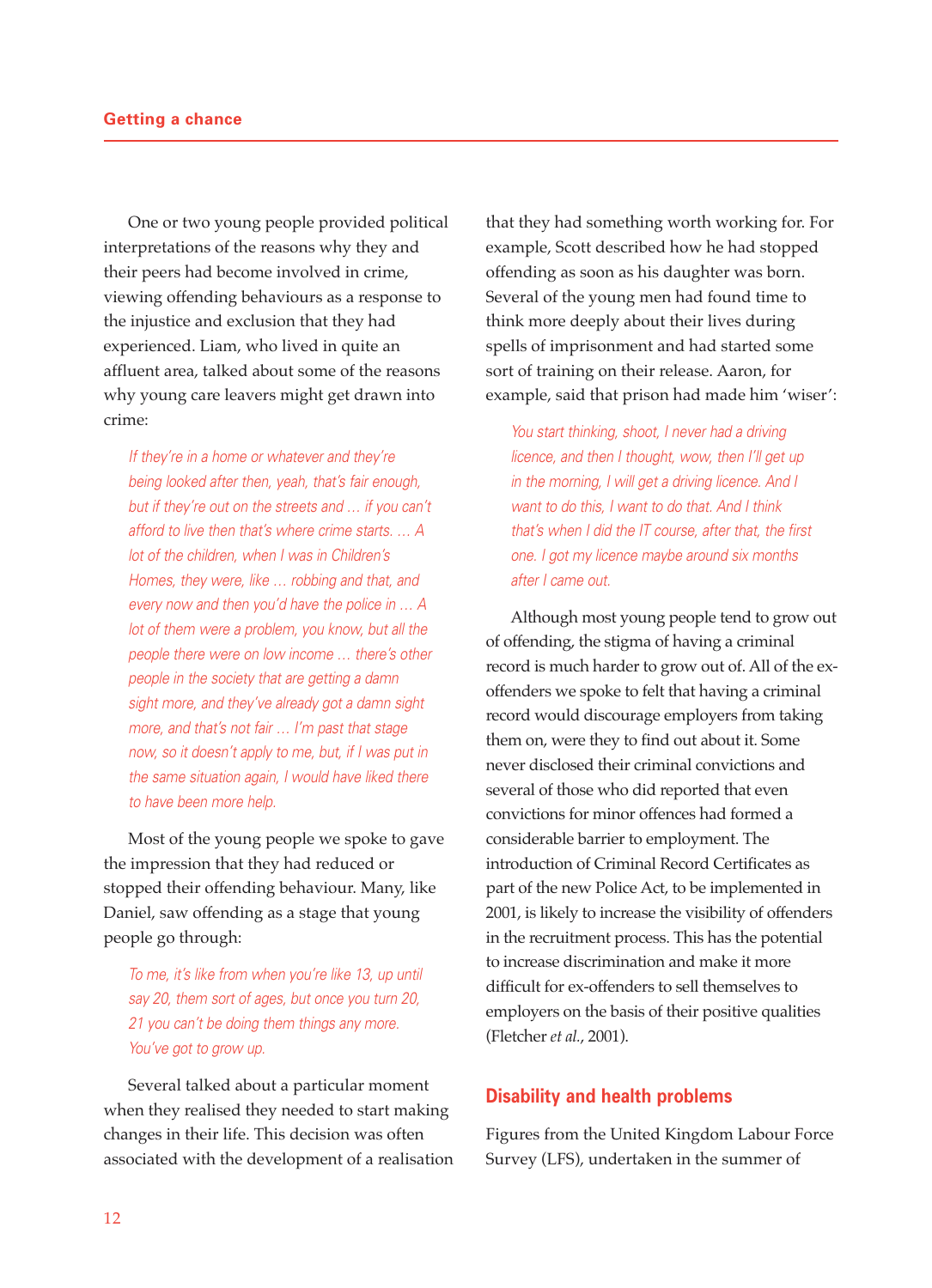One or two young people provided political interpretations of the reasons why they and their peers had become involved in crime, viewing offending behaviours as a response to the injustice and exclusion that they had experienced. Liam, who lived in quite an affluent area, talked about some of the reasons why young care leavers might get drawn into crime:

> *If they're in a home or whatever and they're being looked after then, yeah, that's fair enough, but if they're out on the streets and … if you can't afford to live then that's where crime starts. … A lot of the children, when I was in Children's Homes, they were, like … robbing and that, and every now and then you'd have the police in … A lot of them were a problem, you know, but all the people there were on low income … there's other people in the society that are getting a damn sight more, and they've already got a damn sight more, and that's not fair … I'm past that stage now, so it doesn't apply to me, but, if I was put in the same situation again, I would have liked there to have been more help.*

Most of the young people we spoke to gave the impression that they had reduced or stopped their offending behaviour. Many, like Daniel, saw offending as a stage that young people go through:

> *To me, it's like from when you're like 13, up until say 20, them sort of ages, but once you turn 20, 21 you can't be doing them things any more. You've got to grow up.*

Several talked about a particular moment when they realised they needed to start making changes in their life. This decision was often associated with the development of a realisation that they had something worth working for. For example, Scott described how he had stopped offending as soon as his daughter was born. Several of the young men had found time to think more deeply about their lives during spells of imprisonment and had started some sort of training on their release. Aaron, for example, said that prison had made him 'wiser':

> *You start thinking, shoot, I never had a driving licence, and then I thought, wow, then I'll get up in the morning, I will get a driving licence. And I want to do this, I want to do that. And I think that's when I did the IT course, after that, the first one. I got my licence maybe around six months after I came out.*

Although most young people tend to grow out of offending, the stigma of having a criminal record is much harder to grow out of. All of the ex-offenders we spoke to felt that having a criminal record would discourage employers from taking them on, were they to find out about it. Some never disclosed their criminal convictions and several of those who did reported that even convictions for minor offences had formed a considerable barrier to employment. The introduction of Criminal Record Certificates as part of the new Police Act, to be implemented in 2001, is likely to increase the visibility of offenders in the recruitment process. This has the potential to increase discrimination and make it more difficult for ex-offenders to sell themselves to employers on the basis of their positive qualities (Fletcher *et al.*, 2001).

## Disability and health problems

Figures from the United Kingdom Labour Force Survey (LFS), undertaken in the summer of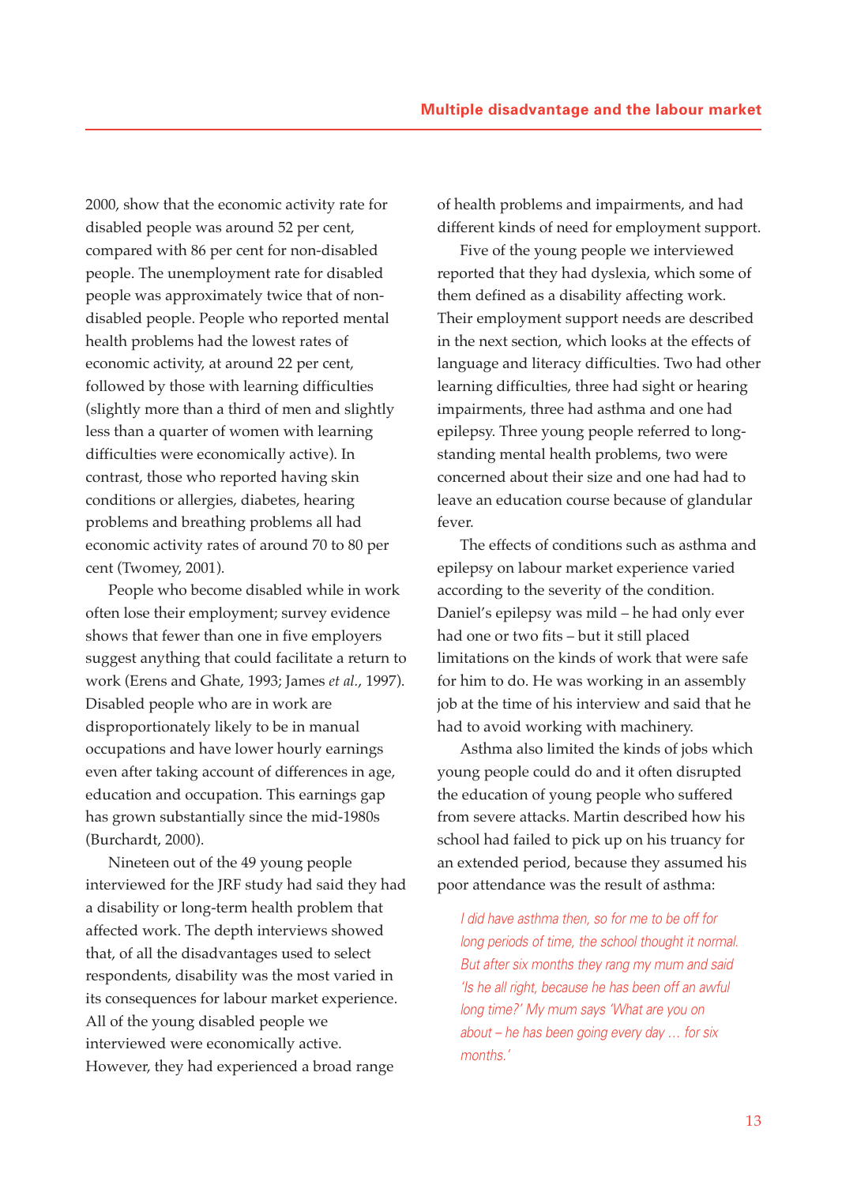2000, show that the economic activity rate for disabled people was around 52 per cent, compared with 86 per cent for non-disabled people. The unemployment rate for disabled people was approximately twice that of non-disabled people. People who reported mental health problems had the lowest rates of economic activity, at around 22 per cent, followed by those with learning difficulties (slightly more than a third of men and slightly less than a quarter of women with learning difficulties were economically active). In contrast, those who reported having skin conditions or allergies, diabetes, hearing problems and breathing problems all had economic activity rates of around 70 to 80 per cent (Twomey, 2001).

People who become disabled while in work often lose their employment; survey evidence shows that fewer than one in five employers suggest anything that could facilitate a return to work (Erens and Ghate, 1993; James *et al*., 1997). Disabled people who are in work are disproportionately likely to be in manual occupations and have lower hourly earnings even after taking account of differences in age, education and occupation. This earnings gap has grown substantially since the mid-1980s (Burchardt, 2000).

Nineteen out of the 49 young people interviewed for the JRF study had said they had a disability or long-term health problem that affected work. The depth interviews showed that, of all the disadvantages used to select respondents, disability was the most varied in its consequences for labour market experience. All of the young disabled people we interviewed were economically active. However, they had experienced a broad range of health problems and impairments, and had different kinds of need for employment support.

Five of the young people we interviewed reported that they had dyslexia, which some of them defined as a disability affecting work. Their employment support needs are described in the next section, which looks at the effects of language and literacy difficulties. Two had other learning difficulties, three had sight or hearing impairments, three had asthma and one had epilepsy. Three young people referred to long-standing mental health problems, two were concerned about their size and one had had to leave an education course because of glandular fever.

The effects of conditions such as asthma and epilepsy on labour market experience varied according to the severity of the condition. Daniel's epilepsy was mild – he had only ever had one or two fits – but it still placed limitations on the kinds of work that were safe for him to do. He was working in an assembly job at the time of his interview and said that he had to avoid working with machinery.

Asthma also limited the kinds of jobs which young people could do and it often disrupted the education of young people who suffered from severe attacks. Martin described how his school had failed to pick up on his truancy for an extended period, because they assumed his poor attendance was the result of asthma:

> *I did have asthma then, so for me to be off for long periods of time, the school thought it normal. But after six months they rang my mum and said 'Is he all right, because he has been off an awful long time?' My mum says 'What are you on about – he has been going every day … for six months.'*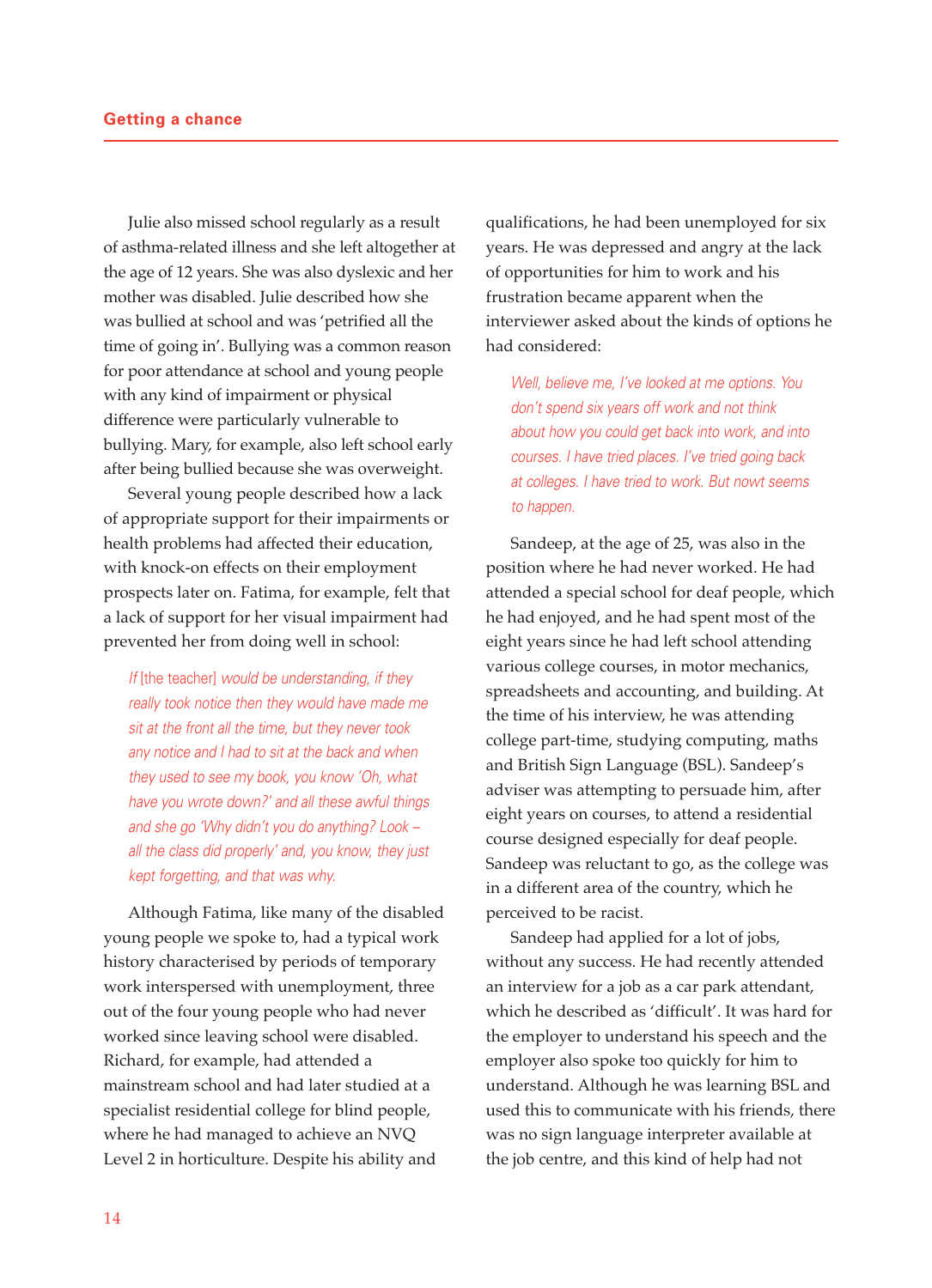Julie also missed school regularly as a result of asthma-related illness and she left altogether at the age of 12 years. She was also dyslexic and her mother was disabled. Julie described how she was bullied at school and was 'petrified all the time of going in'. Bullying was a common reason for poor attendance at school and young people with any kind of impairment or physical difference were particularly vulnerable to bullying. Mary, for example, also left school early after being bullied because she was overweight.

Several young people described how a lack of appropriate support for their impairments or health problems had affected their education, with knock-on effects on their employment prospects later on. Fatima, for example, felt that a lack of support for her visual impairment had prevented her from doing well in school:

> *If* [the teacher] *would be understanding, if they really took notice then they would have made me sit at the front all the time, but they never took any notice and I had to sit at the back and when they used to see my book, you know 'Oh, what have you wrote down?' and all these awful things and she go 'Why didn't you do anything? Look – all the class did properly' and, you know, they just kept forgetting, and that was why.*

Although Fatima, like many of the disabled young people we spoke to, had a typical work history characterised by periods of temporary work interspersed with unemployment, three out of the four young people who had never worked since leaving school were disabled. Richard, for example, had attended a mainstream school and had later studied at a specialist residential college for blind people, where he had managed to achieve an NVQ Level 2 in horticulture. Despite his ability and qualifications, he had been unemployed for six years. He was depressed and angry at the lack of opportunities for him to work and his frustration became apparent when the interviewer asked about the kinds of options he had considered:

> *Well, believe me, I've looked at me options. You don't spend six years off work and not think about how you could get back into work, and into courses. I have tried places. I've tried going back at colleges. I have tried to work. But nowt seems to happen.*

Sandeep, at the age of 25, was also in the position where he had never worked. He had attended a special school for deaf people, which he had enjoyed, and he had spent most of the eight years since he had left school attending various college courses, in motor mechanics, spreadsheets and accounting, and building. At the time of his interview, he was attending college part-time, studying computing, maths and British Sign Language (BSL). Sandeep's adviser was attempting to persuade him, after eight years on courses, to attend a residential course designed especially for deaf people. Sandeep was reluctant to go, as the college was in a different area of the country, which he perceived to be racist.

Sandeep had applied for a lot of jobs, without any success. He had recently attended an interview for a job as a car park attendant, which he described as 'difficult'. It was hard for the employer to understand his speech and the employer also spoke too quickly for him to understand. Although he was learning BSL and used this to communicate with his friends, there was no sign language interpreter available at the job centre, and this kind of help had not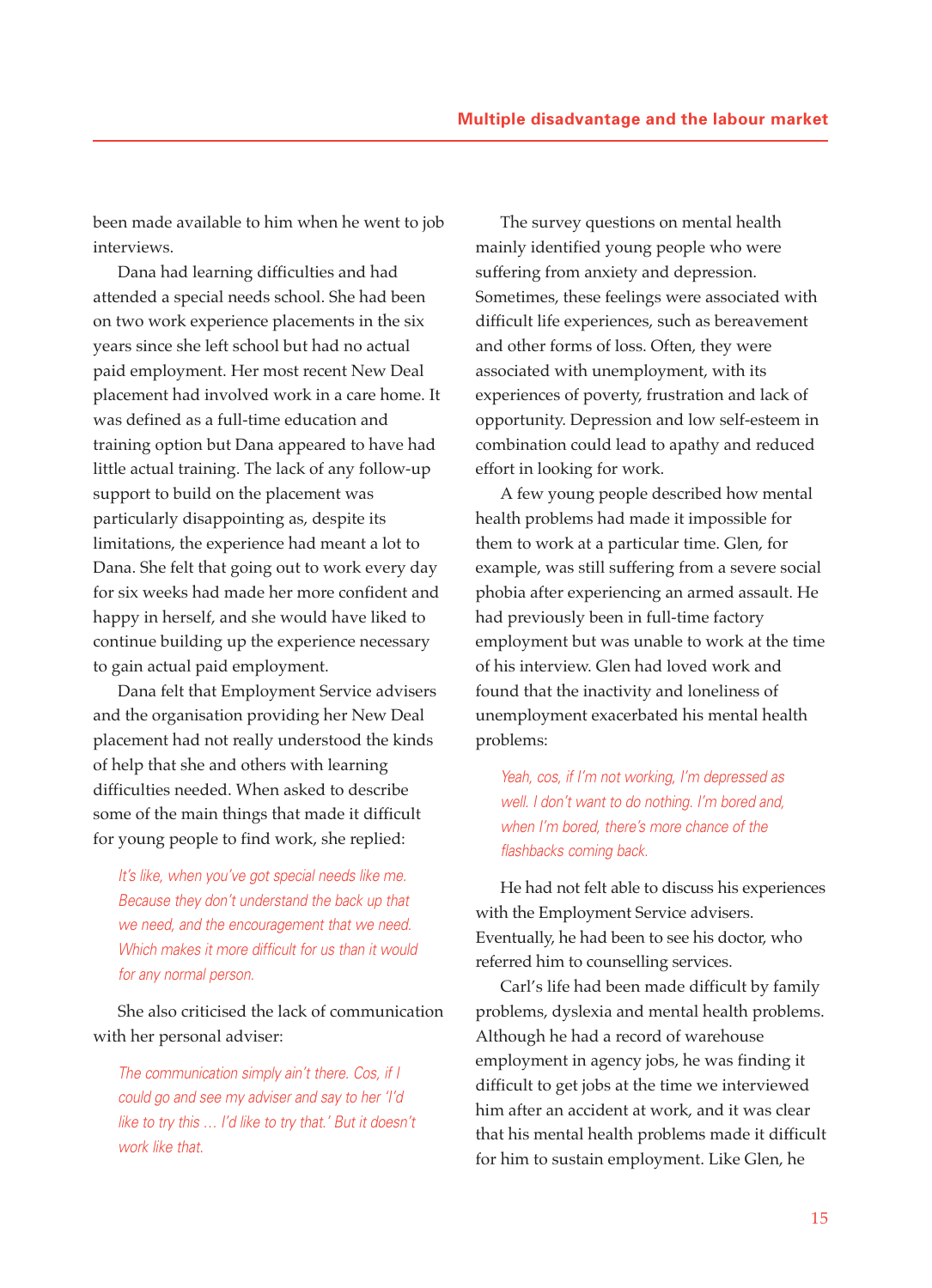been made available to him when he went to job interviews.

Dana had learning difficulties and had attended a special needs school. She had been on two work experience placements in the six years since she left school but had no actual paid employment. Her most recent New Deal placement had involved work in a care home. It was defined as a full-time education and training option but Dana appeared to have had little actual training. The lack of any follow-up support to build on the placement was particularly disappointing as, despite its limitations, the experience had meant a lot to Dana. She felt that going out to work every day for six weeks had made her more confident and happy in herself, and she would have liked to continue building up the experience necessary to gain actual paid employment.

Dana felt that Employment Service advisers and the organisation providing her New Deal placement had not really understood the kinds of help that she and others with learning difficulties needed. When asked to describe some of the main things that made it difficult for young people to find work, she replied:

> *It's like, when you've got special needs like me. Because they don't understand the back up that we need, and the encouragement that we need. Which makes it more difficult for us than it would for any normal person.*

She also criticised the lack of communication with her personal adviser:

> *The communication simply ain't there. Cos, if I could go and see my adviser and say to her 'I'd like to try this … I'd like to try that.' But it doesn't work like that.*

The survey questions on mental health mainly identified young people who were suffering from anxiety and depression. Sometimes, these feelings were associated with difficult life experiences, such as bereavement and other forms of loss. Often, they were associated with unemployment, with its experiences of poverty, frustration and lack of opportunity. Depression and low self-esteem in combination could lead to apathy and reduced effort in looking for work.

A few young people described how mental health problems had made it impossible for them to work at a particular time. Glen, for example, was still suffering from a severe social phobia after experiencing an armed assault. He had previously been in full-time factory employment but was unable to work at the time of his interview. Glen had loved work and found that the inactivity and loneliness of unemployment exacerbated his mental health problems:

> *Yeah, cos, if I'm not working, I'm depressed as well. I don't want to do nothing. I'm bored and, when I'm bored, there's more chance of the flashbacks coming back.*

He had not felt able to discuss his experiences with the Employment Service advisers. Eventually, he had been to see his doctor, who referred him to counselling services.

Carl's life had been made difficult by family problems, dyslexia and mental health problems. Although he had a record of warehouse employment in agency jobs, he was finding it difficult to get jobs at the time we interviewed him after an accident at work, and it was clear that his mental health problems made it difficult for him to sustain employment. Like Glen, he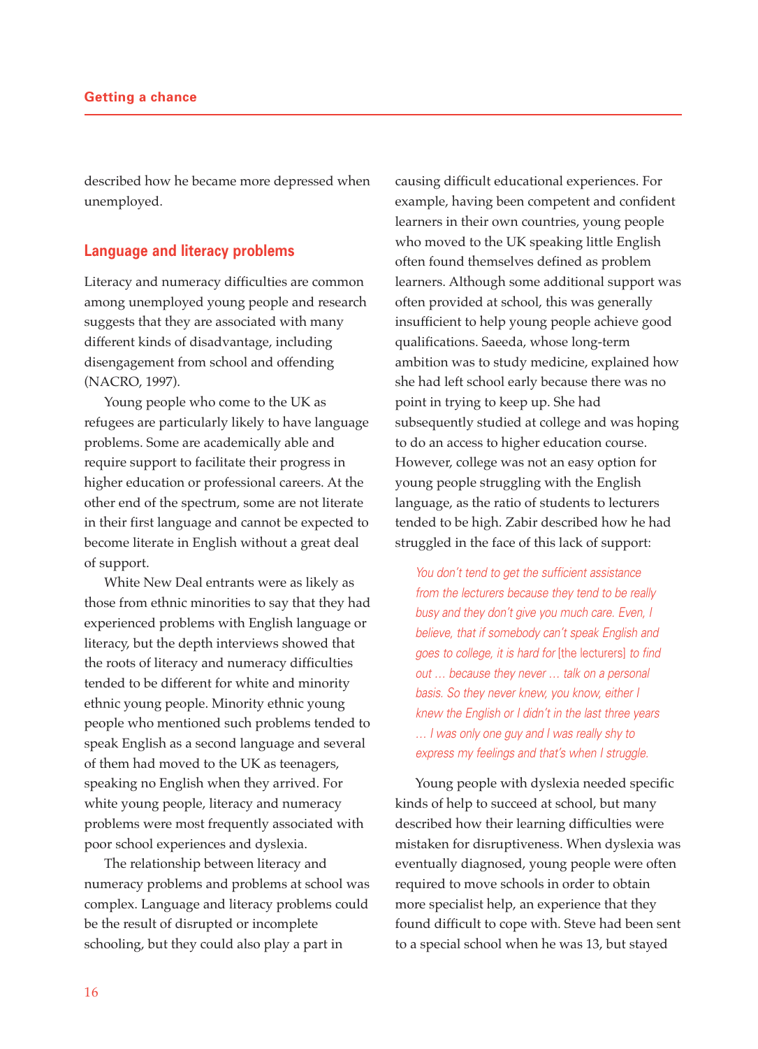described how he became more depressed when unemployed.

## Language and literacy problems

Literacy and numeracy difficulties are common among unemployed young people and research suggests that they are associated with many different kinds of disadvantage, including disengagement from school and offending (NACRO, 1997).

Young people who come to the UK as refugees are particularly likely to have language problems. Some are academically able and require support to facilitate their progress in higher education or professional careers. At the other end of the spectrum, some are not literate in their first language and cannot be expected to become literate in English without a great deal of support.

White New Deal entrants were as likely as those from ethnic minorities to say that they had experienced problems with English language or literacy, but the depth interviews showed that the roots of literacy and numeracy difficulties tended to be different for white and minority ethnic young people. Minority ethnic young people who mentioned such problems tended to speak English as a second language and several of them had moved to the UK as teenagers, speaking no English when they arrived. For white young people, literacy and numeracy problems were most frequently associated with poor school experiences and dyslexia.

The relationship between literacy and numeracy problems and problems at school was complex. Language and literacy problems could be the result of disrupted or incomplete schooling, but they could also play a part in causing difficult educational experiences. For example, having been competent and confident learners in their own countries, young people who moved to the UK speaking little English often found themselves defined as problem learners. Although some additional support was often provided at school, this was generally insufficient to help young people achieve good qualifications. Saeeda, whose long-term ambition was to study medicine, explained how she had left school early because there was no point in trying to keep up. She had subsequently studied at college and was hoping to do an access to higher education course. However, college was not an easy option for young people struggling with the English language, as the ratio of students to lecturers tended to be high. Zabir described how he had struggled in the face of this lack of support:

> *You don't tend to get the sufficient assistance from the lecturers because they tend to be really busy and they don't give you much care. Even, I believe, that if somebody can't speak English and goes to college, it is hard for* [the lecturers] *to find out … because they never … talk on a personal basis. So they never knew, you know, either I knew the English or I didn't in the last three years … I was only one guy and I was really shy to express my feelings and that's when I struggle.*

Young people with dyslexia needed specific kinds of help to succeed at school, but many described how their learning difficulties were mistaken for disruptiveness. When dyslexia was eventually diagnosed, young people were often required to move schools in order to obtain more specialist help, an experience that they found difficult to cope with. Steve had been sent to a special school when he was 13, but stayed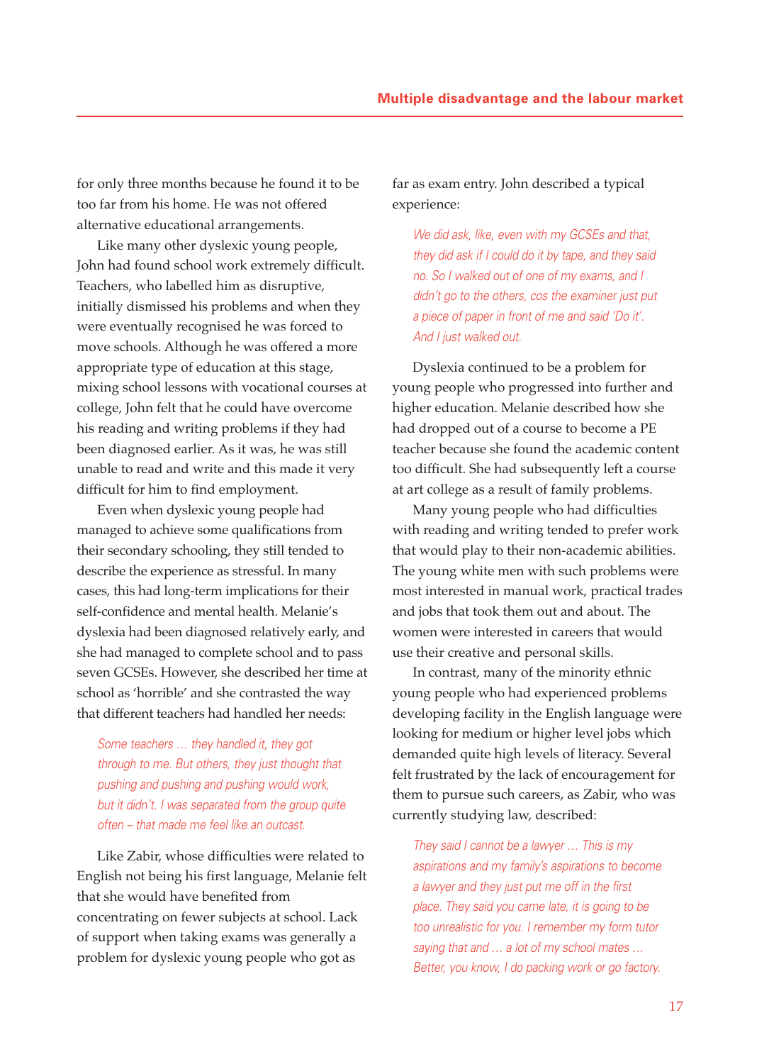for only three months because he found it to be too far from his home. He was not offered alternative educational arrangements.

Like many other dyslexic young people, John had found school work extremely difficult. Teachers, who labelled him as disruptive, initially dismissed his problems and when they were eventually recognised he was forced to move schools. Although he was offered a more appropriate type of education at this stage, mixing school lessons with vocational courses at college, John felt that he could have overcome his reading and writing problems if they had been diagnosed earlier. As it was, he was still unable to read and write and this made it very difficult for him to find employment.

Even when dyslexic young people had managed to achieve some qualifications from their secondary schooling, they still tended to describe the experience as stressful. In many cases, this had long-term implications for their self-confidence and mental health. Melanie's dyslexia had been diagnosed relatively early, and she had managed to complete school and to pass seven GCSEs. However, she described her time at school as 'horrible' and she contrasted the way that different teachers had handled her needs:

> *Some teachers … they handled it, they got through to me. But others, they just thought that pushing and pushing and pushing would work, but it didn't. I was separated from the group quite often – that made me feel like an outcast.*

Like Zabir, whose difficulties were related to English not being his first language, Melanie felt that she would have benefited from concentrating on fewer subjects at school. Lack of support when taking exams was generally a problem for dyslexic young people who got as far as exam entry. John described a typical experience:

> *We did ask, like, even with my GCSEs and that, they did ask if I could do it by tape, and they said no. So I walked out of one of my exams, and I didn't go to the others, cos the examiner just put a piece of paper in front of me and said 'Do it'. And I just walked out.*

Dyslexia continued to be a problem for young people who progressed into further and higher education. Melanie described how she had dropped out of a course to become a PE teacher because she found the academic content too difficult. She had subsequently left a course at art college as a result of family problems.

Many young people who had difficulties with reading and writing tended to prefer work that would play to their non-academic abilities. The young white men with such problems were most interested in manual work, practical trades and jobs that took them out and about. The women were interested in careers that would use their creative and personal skills.

In contrast, many of the minority ethnic young people who had experienced problems developing facility in the English language were looking for medium or higher level jobs which demanded quite high levels of literacy. Several felt frustrated by the lack of encouragement for them to pursue such careers, as Zabir, who was currently studying law, described:

> *They said I cannot be a lawyer … This is my aspirations and my family's aspirations to become a lawyer and they just put me off in the first place. They said you came late, it is going to be too unrealistic for you. I remember my form tutor saying that and … a lot of my school mates … Better, you know, I do packing work or go factory.*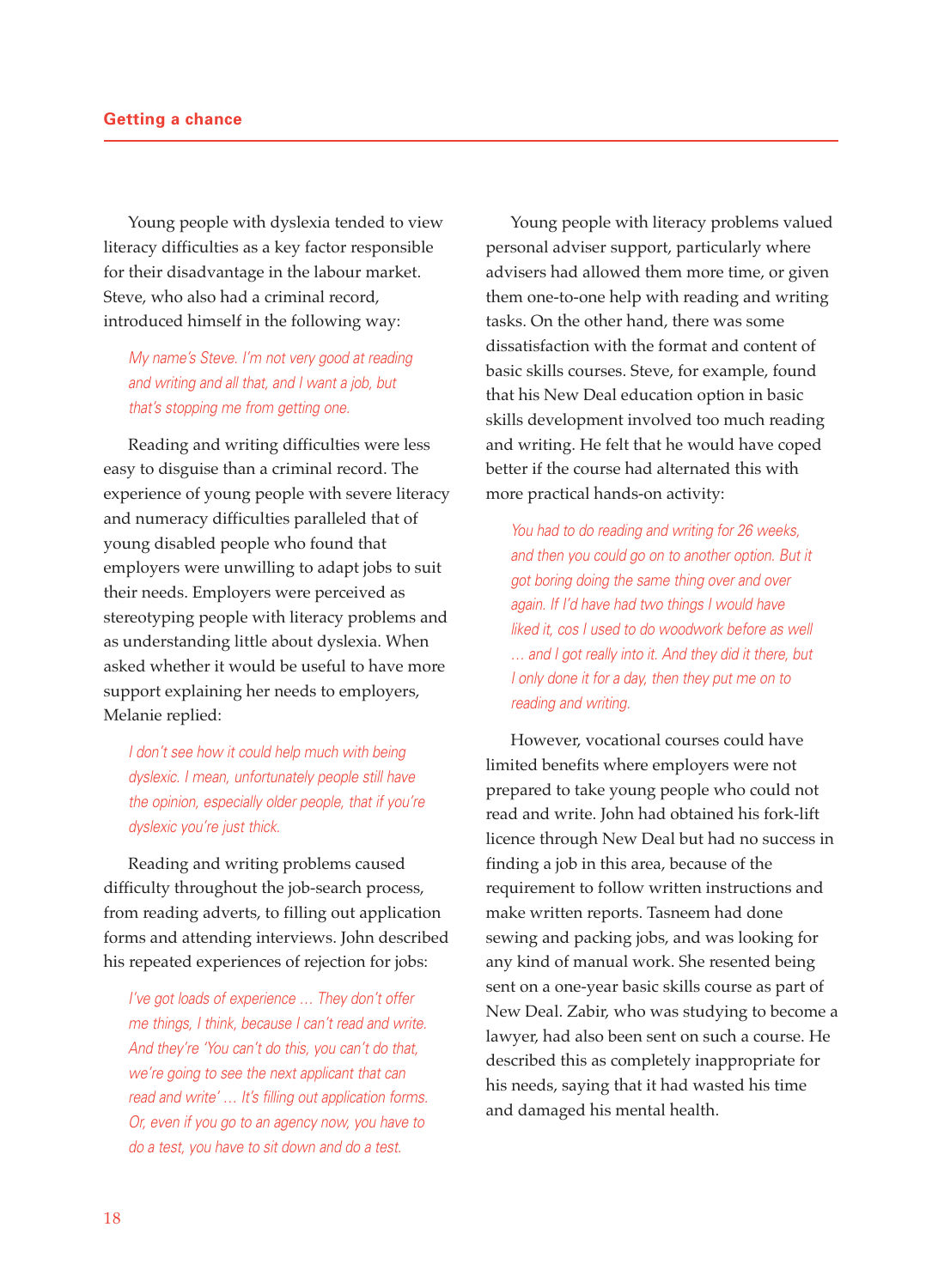Young people with dyslexia tended to view literacy difficulties as a key factor responsible for their disadvantage in the labour market. Steve, who also had a criminal record, introduced himself in the following way:

> *My name's Steve. I'm not very good at reading and writing and all that, and I want a job, but that's stopping me from getting one.*

Reading and writing difficulties were less easy to disguise than a criminal record. The experience of young people with severe literacy and numeracy difficulties paralleled that of young disabled people who found that employers were unwilling to adapt jobs to suit their needs. Employers were perceived as stereotyping people with literacy problems and as understanding little about dyslexia. When asked whether it would be useful to have more support explaining her needs to employers, Melanie replied:

> *I don't see how it could help much with being dyslexic. I mean, unfortunately people still have the opinion, especially older people, that if you're dyslexic you're just thick.*

Reading and writing problems caused difficulty throughout the job-search process, from reading adverts, to filling out application forms and attending interviews. John described his repeated experiences of rejection for jobs:

> *I've got loads of experience … They don't offer me things, I think, because I can't read and write. And they're 'You can't do this, you can't do that, we're going to see the next applicant that can read and write' … It's filling out application forms. Or, even if you go to an agency now, you have to do a test, you have to sit down and do a test.*

Young people with literacy problems valued personal adviser support, particularly where advisers had allowed them more time, or given them one-to-one help with reading and writing tasks. On the other hand, there was some dissatisfaction with the format and content of basic skills courses. Steve, for example, found that his New Deal education option in basic skills development involved too much reading and writing. He felt that he would have coped better if the course had alternated this with more practical hands-on activity:

> *You had to do reading and writing for 26 weeks, and then you could go on to another option. But it got boring doing the same thing over and over again. If I'd have had two things I would have liked it, cos I used to do woodwork before as well … and I got really into it. And they did it there, but I only done it for a day, then they put me on to reading and writing.*

However, vocational courses could have limited benefits where employers were not prepared to take young people who could not read and write. John had obtained his fork-lift licence through New Deal but had no success in finding a job in this area, because of the requirement to follow written instructions and make written reports. Tasneem had done sewing and packing jobs, and was looking for any kind of manual work. She resented being sent on a one-year basic skills course as part of New Deal. Zabir, who was studying to become a lawyer, had also been sent on such a course. He described this as completely inappropriate for his needs, saying that it had wasted his time and damaged his mental health.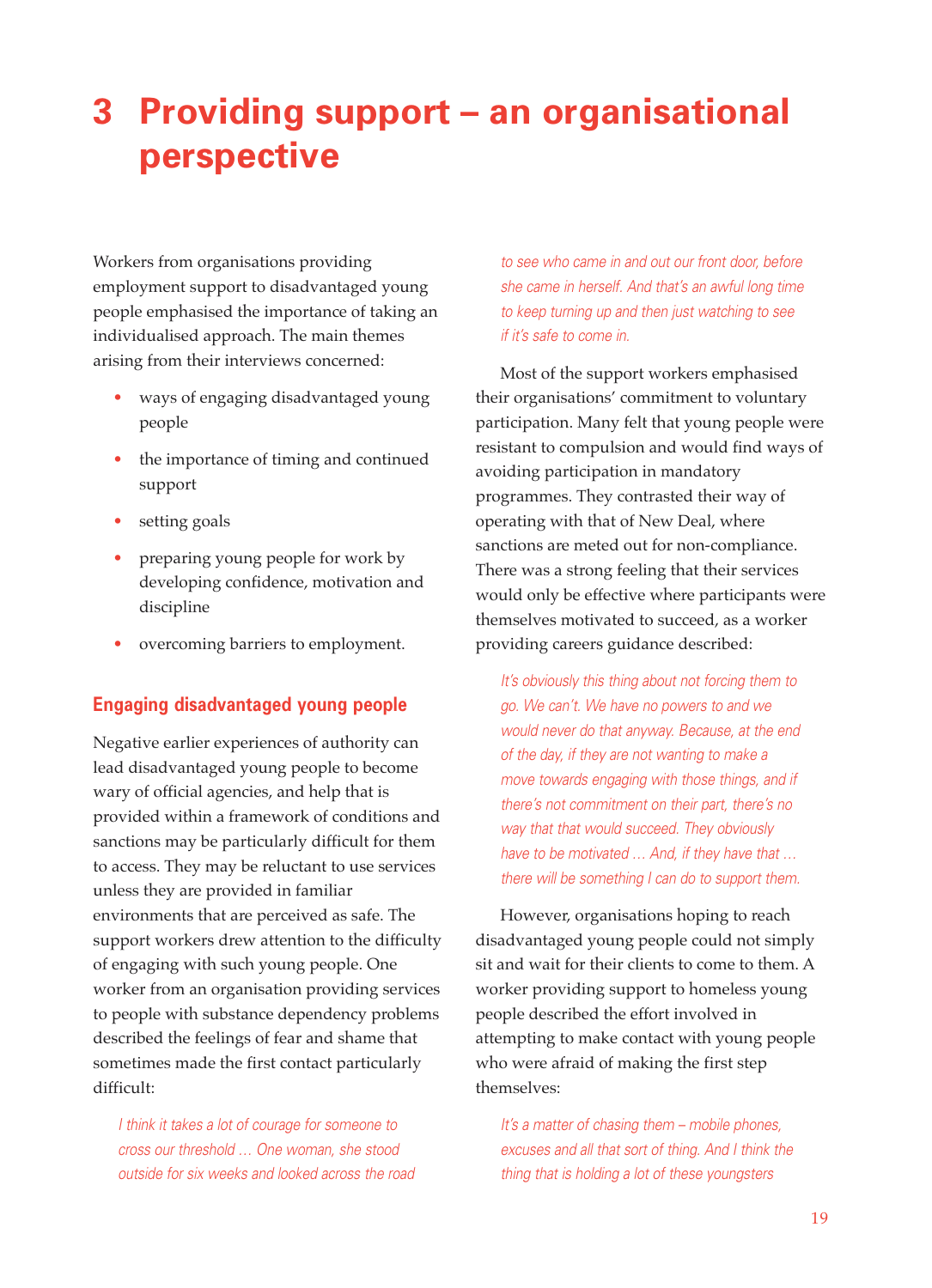# 3 Providing support – an organisational perspective

Workers from organisations providing employment support to disadvantaged young people emphasised the importance of taking an individualised approach. The main themes arising from their interviews concerned:

- ways of engaging disadvantaged young people
- the importance of timing and continued support
- setting goals
- preparing young people for work by developing confidence, motivation and discipline
- overcoming barriers to employment.

## Engaging disadvantaged young people

Negative earlier experiences of authority can lead disadvantaged young people to become wary of official agencies, and help that is provided within a framework of conditions and sanctions may be particularly difficult for them to access. They may be reluctant to use services unless they are provided in familiar environments that are perceived as safe. The support workers drew attention to the difficulty of engaging with such young people. One worker from an organisation providing services to people with substance dependency problems described the feelings of fear and shame that sometimes made the first contact particularly difficult:

> *I think it takes a lot of courage for someone to cross our threshold … One woman, she stood outside for six weeks and looked across the road to see who came in and out our front door, before she came in herself. And that's an awful long time to keep turning up and then just watching to see if it's safe to come in.*

Most of the support workers emphasised their organisations' commitment to voluntary participation. Many felt that young people were resistant to compulsion and would find ways of avoiding participation in mandatory programmes. They contrasted their way of operating with that of New Deal, where sanctions are meted out for non-compliance. There was a strong feeling that their services would only be effective where participants were themselves motivated to succeed, as a worker providing careers guidance described:

> *It's obviously this thing about not forcing them to go. We can't. We have no powers to and we would never do that anyway. Because, at the end of the day, if they are not wanting to make a move towards engaging with those things, and if there's not commitment on their part, there's no way that that would succeed. They obviously have to be motivated … And, if they have that … there will be something I can do to support them.*

However, organisations hoping to reach disadvantaged young people could not simply sit and wait for their clients to come to them. A worker providing support to homeless young people described the effort involved in attempting to make contact with young people who were afraid of making the first step themselves:

> *It's a matter of chasing them – mobile phones, excuses and all that sort of thing. And I think the thing that is holding a lot of these youngsters*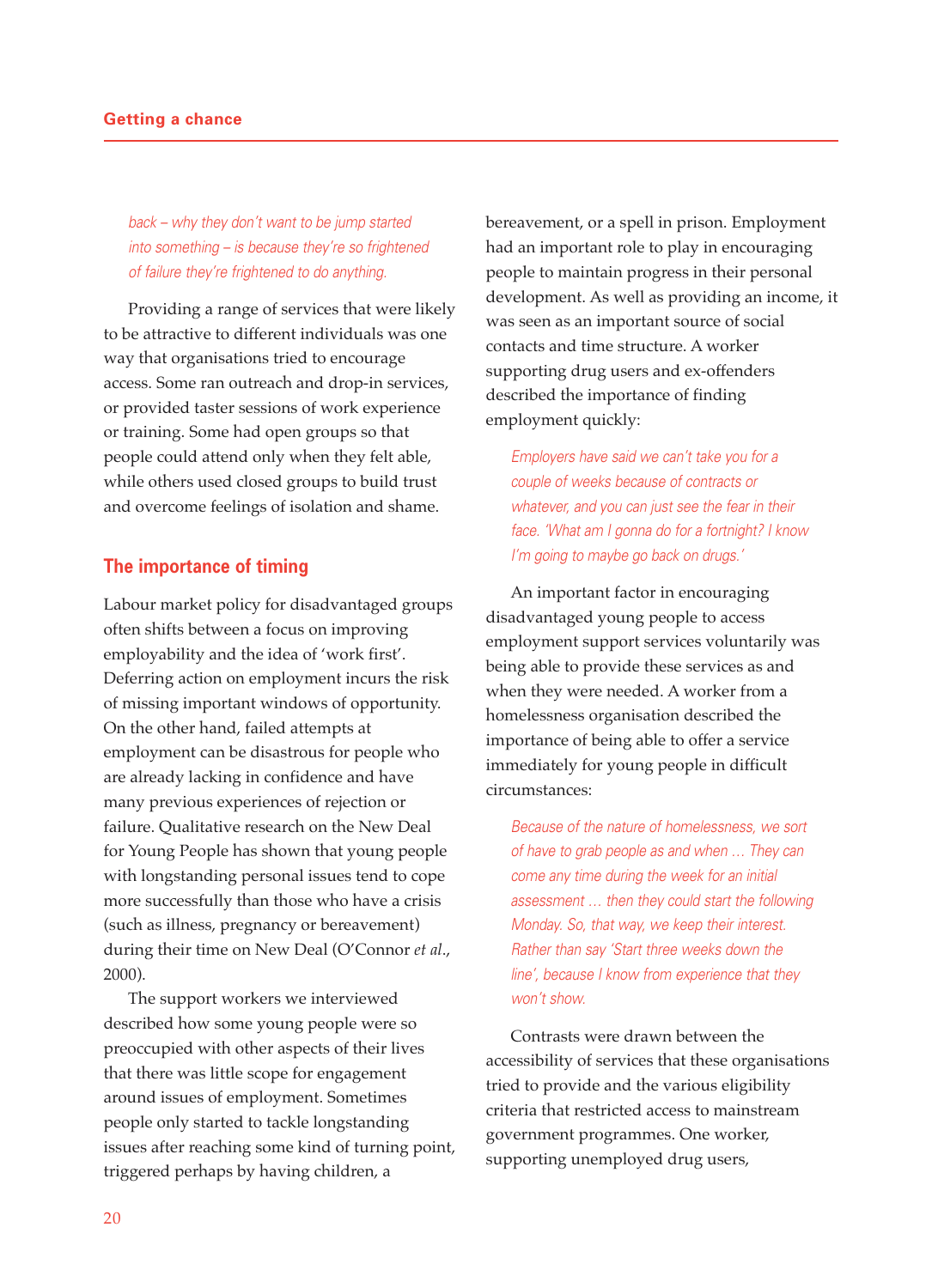*back – why they don't want to be jump started into something – is because they're so frightened of failure they're frightened to do anything.*

Providing a range of services that were likely to be attractive to different individuals was one way that organisations tried to encourage access. Some ran outreach and drop-in services, or provided taster sessions of work experience or training. Some had open groups so that people could attend only when they felt able, while others used closed groups to build trust and overcome feelings of isolation and shame.

## The importance of timing

Labour market policy for disadvantaged groups often shifts between a focus on improving employability and the idea of 'work first'. Deferring action on employment incurs the risk of missing important windows of opportunity. On the other hand, failed attempts at employment can be disastrous for people who are already lacking in confidence and have many previous experiences of rejection or failure. Qualitative research on the New Deal for Young People has shown that young people with longstanding personal issues tend to cope more successfully than those who have a crisis (such as illness, pregnancy or bereavement) during their time on New Deal (O'Connor *et al*., 2000).

The support workers we interviewed described how some young people were so preoccupied with other aspects of their lives that there was little scope for engagement around issues of employment. Sometimes people only started to tackle longstanding issues after reaching some kind of turning point, triggered perhaps by having children, a bereavement, or a spell in prison. Employment had an important role to play in encouraging people to maintain progress in their personal development. As well as providing an income, it was seen as an important source of social contacts and time structure. A worker supporting drug users and ex-offenders described the importance of finding employment quickly:

> *Employers have said we can't take you for a couple of weeks because of contracts or whatever, and you can just see the fear in their face. 'What am I gonna do for a fortnight? I know I'm going to maybe go back on drugs.'*

An important factor in encouraging disadvantaged young people to access employment support services voluntarily was being able to provide these services as and when they were needed. A worker from a homelessness organisation described the importance of being able to offer a service immediately for young people in difficult circumstances:

> *Because of the nature of homelessness, we sort of have to grab people as and when … They can come any time during the week for an initial assessment … then they could start the following Monday. So, that way, we keep their interest. Rather than say 'Start three weeks down the line', because I know from experience that they won't show.*

Contrasts were drawn between the accessibility of services that these organisations tried to provide and the various eligibility criteria that restricted access to mainstream government programmes. One worker, supporting unemployed drug users,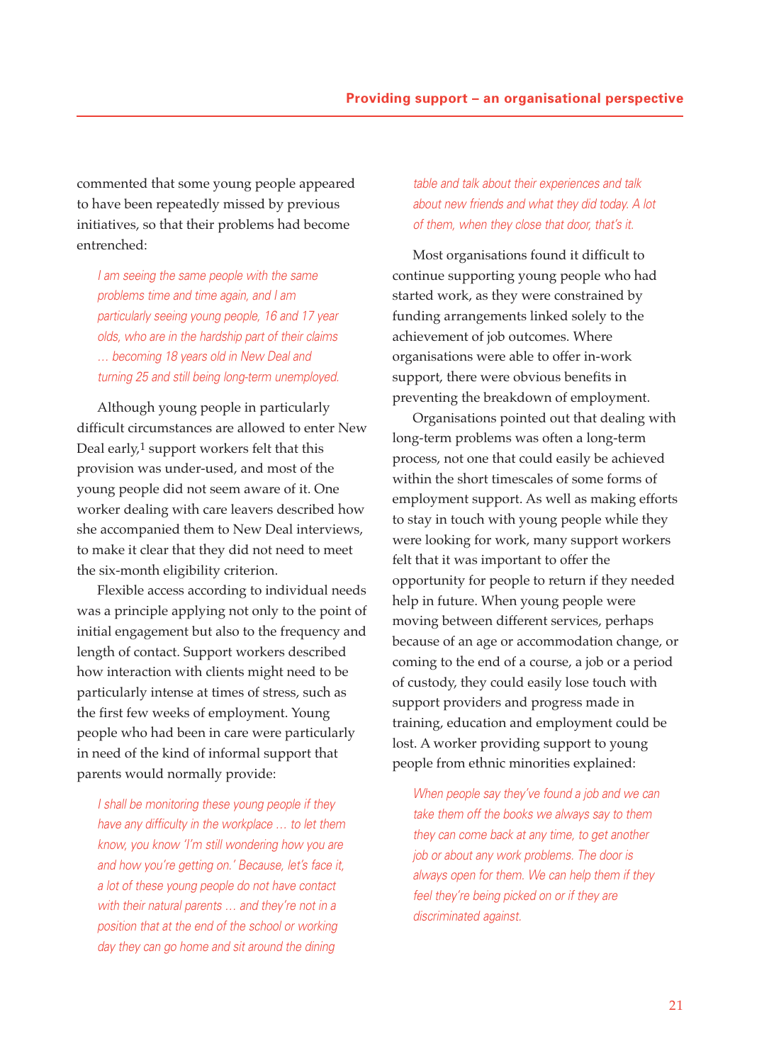commented that some young people appeared to have been repeatedly missed by previous initiatives, so that their problems had become entrenched:

> *I am seeing the same people with the same problems time and time again, and I am particularly seeing young people, 16 and 17 year olds, who are in the hardship part of their claims … becoming 18 years old in New Deal and turning 25 and still being long-term unemployed.*

Although young people in particularly difficult circumstances are allowed to enter New Deal early,[1] support workers felt that this provision was under-used, and most of the young people did not seem aware of it. One worker dealing with care leavers described how she accompanied them to New Deal interviews, to make it clear that they did not need to meet the six-month eligibility criterion.

Flexible access according to individual needs was a principle applying not only to the point of initial engagement but also to the frequency and length of contact. Support workers described how interaction with clients might need to be particularly intense at times of stress, such as the first few weeks of employment. Young people who had been in care were particularly in need of the kind of informal support that parents would normally provide:

> *I shall be monitoring these young people if they have any difficulty in the workplace … to let them know, you know 'I'm still wondering how you are and how you're getting on.' Because, let's face it, a lot of these young people do not have contact with their natural parents … and they're not in a position that at the end of the school or working day they can go home and sit around the dining table and talk about their experiences and talk about new friends and what they did today. A lot of them, when they close that door, that's it.*

Most organisations found it difficult to continue supporting young people who had started work, as they were constrained by funding arrangements linked solely to the achievement of job outcomes. Where organisations were able to offer in-work support, there were obvious benefits in preventing the breakdown of employment.

Organisations pointed out that dealing with long-term problems was often a long-term process, not one that could easily be achieved within the short timescales of some forms of employment support. As well as making efforts to stay in touch with young people while they were looking for work, many support workers felt that it was important to offer the opportunity for people to return if they needed help in future. When young people were moving between different services, perhaps because of an age or accommodation change, or coming to the end of a course, a job or a period of custody, they could easily lose touch with support providers and progress made in training, education and employment could be lost. A worker providing support to young people from ethnic minorities explained:

> *When people say they've found a job and we can take them off the books we always say to them they can come back at any time, to get another job or about any work problems. The door is always open for them. We can help them if they feel they're being picked on or if they are discriminated against.*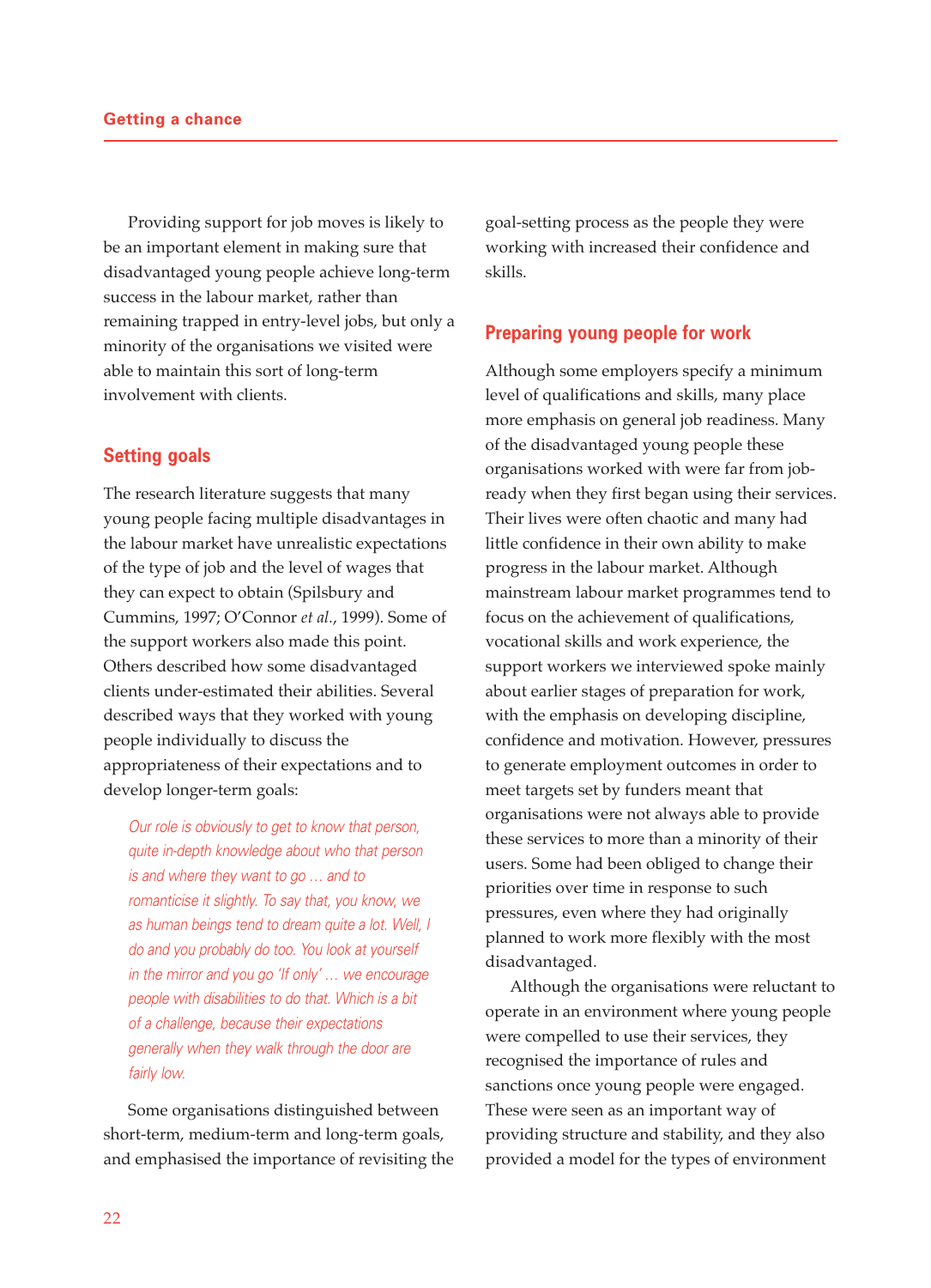Providing support for job moves is likely to be an important element in making sure that disadvantaged young people achieve long-term success in the labour market, rather than remaining trapped in entry-level jobs, but only a minority of the organisations we visited were able to maintain this sort of long-term involvement with clients.

## Setting goals

The research literature suggests that many young people facing multiple disadvantages in the labour market have unrealistic expectations of the type of job and the level of wages that they can expect to obtain (Spilsbury and Cummins, 1997; O'Connor *et al.*, 1999). Some of the support workers also made this point. Others described how some disadvantaged clients under-estimated their abilities. Several described ways that they worked with young people individually to discuss the appropriateness of their expectations and to develop longer-term goals:

> *Our role is obviously to get to know that person, quite in-depth knowledge about who that person is and where they want to go … and to romanticise it slightly. To say that, you know, we as human beings tend to dream quite a lot. Well, I do and you probably do too. You look at yourself in the mirror and you go 'If only' … we encourage people with disabilities to do that. Which is a bit of a challenge, because their expectations generally when they walk through the door are fairly low.*

Some organisations distinguished between short-term, medium-term and long-term goals, and emphasised the importance of revisiting the goal-setting process as the people they were working with increased their confidence and skills.

## Preparing young people for work

Although some employers specify a minimum level of qualifications and skills, many place more emphasis on general job readiness. Many of the disadvantaged young people these organisations worked with were far from job-ready when they first began using their services. Their lives were often chaotic and many had little confidence in their own ability to make progress in the labour market. Although mainstream labour market programmes tend to focus on the achievement of qualifications, vocational skills and work experience, the support workers we interviewed spoke mainly about earlier stages of preparation for work, with the emphasis on developing discipline, confidence and motivation. However, pressures to generate employment outcomes in order to meet targets set by funders meant that organisations were not always able to provide these services to more than a minority of their users. Some had been obliged to change their priorities over time in response to such pressures, even where they had originally planned to work more flexibly with the most disadvantaged.

Although the organisations were reluctant to operate in an environment where young people were compelled to use their services, they recognised the importance of rules and sanctions once young people were engaged. These were seen as an important way of providing structure and stability, and they also provided a model for the types of environment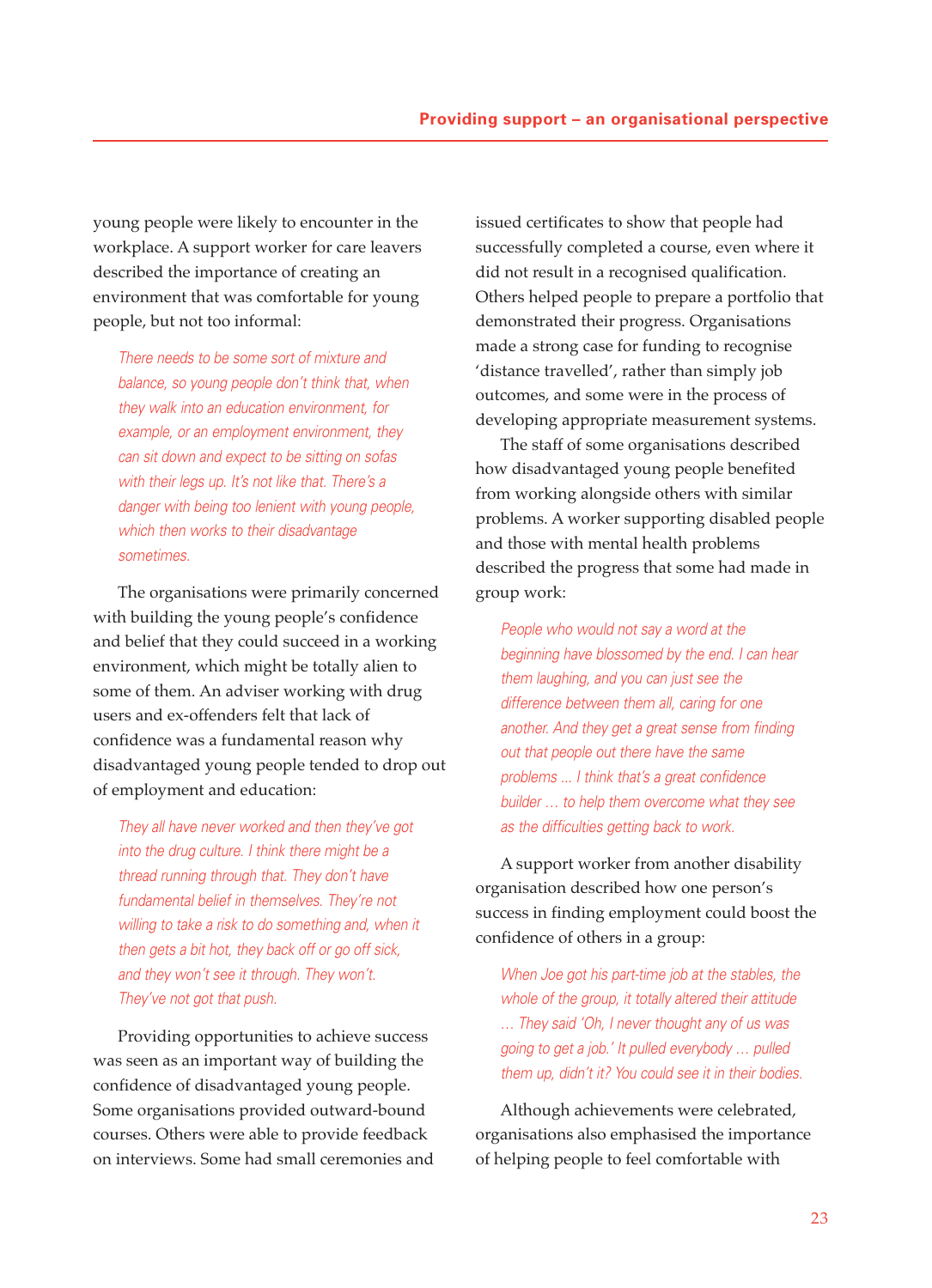young people were likely to encounter in the workplace. A support worker for care leavers described the importance of creating an environment that was comfortable for young people, but not too informal:

> *There needs to be some sort of mixture and balance, so young people don't think that, when they walk into an education environment, for example, or an employment environment, they can sit down and expect to be sitting on sofas with their legs up. It's not like that. There's a danger with being too lenient with young people, which then works to their disadvantage sometimes.*

The organisations were primarily concerned with building the young people's confidence and belief that they could succeed in a working environment, which might be totally alien to some of them. An adviser working with drug users and ex-offenders felt that lack of confidence was a fundamental reason why disadvantaged young people tended to drop out of employment and education:

> *They all have never worked and then they've got into the drug culture. I think there might be a thread running through that. They don't have fundamental belief in themselves. They're not willing to take a risk to do something and, when it then gets a bit hot, they back off or go off sick, and they won't see it through. They won't. They've not got that push.*

Providing opportunities to achieve success was seen as an important way of building the confidence of disadvantaged young people. Some organisations provided outward-bound courses. Others were able to provide feedback on interviews. Some had small ceremonies and issued certificates to show that people had successfully completed a course, even where it did not result in a recognised qualification. Others helped people to prepare a portfolio that demonstrated their progress. Organisations made a strong case for funding to recognise 'distance travelled', rather than simply job outcomes, and some were in the process of developing appropriate measurement systems.

The staff of some organisations described how disadvantaged young people benefited from working alongside others with similar problems. A worker supporting disabled people and those with mental health problems described the progress that some had made in group work:

> *People who would not say a word at the beginning have blossomed by the end. I can hear them laughing, and you can just see the difference between them all, caring for one another. And they get a great sense from finding out that people out there have the same problems ... I think that's a great confidence builder ... to help them overcome what they see as the difficulties getting back to work.*

A support worker from another disability organisation described how one person's success in finding employment could boost the confidence of others in a group:

> *When Joe got his part-time job at the stables, the whole of the group, it totally altered their attitude ... They said 'Oh, I never thought any of us was going to get a job.' It pulled everybody ... pulled them up, didn't it? You could see it in their bodies.*

Although achievements were celebrated, organisations also emphasised the importance of helping people to feel comfortable with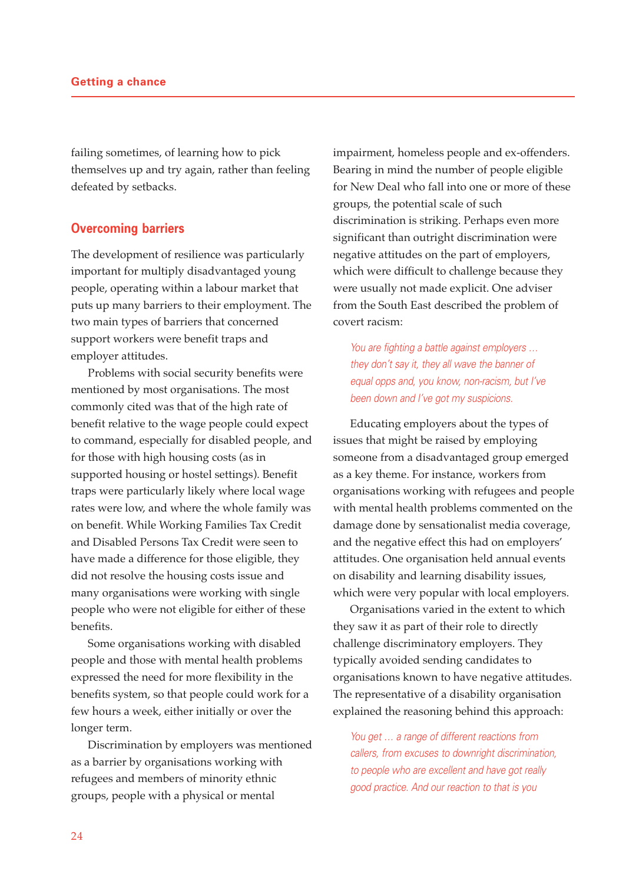failing sometimes, of learning how to pick themselves up and try again, rather than feeling defeated by setbacks.

## Overcoming barriers

The development of resilience was particularly important for multiply disadvantaged young people, operating within a labour market that puts up many barriers to their employment. The two main types of barriers that concerned support workers were benefit traps and employer attitudes.

Problems with social security benefits were mentioned by most organisations. The most commonly cited was that of the high rate of benefit relative to the wage people could expect to command, especially for disabled people, and for those with high housing costs (as in supported housing or hostel settings). Benefit traps were particularly likely where local wage rates were low, and where the whole family was on benefit. While Working Families Tax Credit and Disabled Persons Tax Credit were seen to have made a difference for those eligible, they did not resolve the housing costs issue and many organisations were working with single people who were not eligible for either of these benefits.

Some organisations working with disabled people and those with mental health problems expressed the need for more flexibility in the benefits system, so that people could work for a few hours a week, either initially or over the longer term.

Discrimination by employers was mentioned as a barrier by organisations working with refugees and members of minority ethnic groups, people with a physical or mental impairment, homeless people and ex-offenders. Bearing in mind the number of people eligible for New Deal who fall into one or more of these groups, the potential scale of such discrimination is striking. Perhaps even more significant than outright discrimination were negative attitudes on the part of employers, which were difficult to challenge because they were usually not made explicit. One adviser from the South East described the problem of covert racism:

> *You are fighting a battle against employers … they don't say it, they all wave the banner of equal opps and, you know, non-racism, but I've been down and I've got my suspicions.*

Educating employers about the types of issues that might be raised by employing someone from a disadvantaged group emerged as a key theme. For instance, workers from organisations working with refugees and people with mental health problems commented on the damage done by sensationalist media coverage, and the negative effect this had on employers' attitudes. One organisation held annual events on disability and learning disability issues, which were very popular with local employers.

Organisations varied in the extent to which they saw it as part of their role to directly challenge discriminatory employers. They typically avoided sending candidates to organisations known to have negative attitudes. The representative of a disability organisation explained the reasoning behind this approach:

> *You get … a range of different reactions from callers, from excuses to downright discrimination, to people who are excellent and have got really good practice. And our reaction to that is you*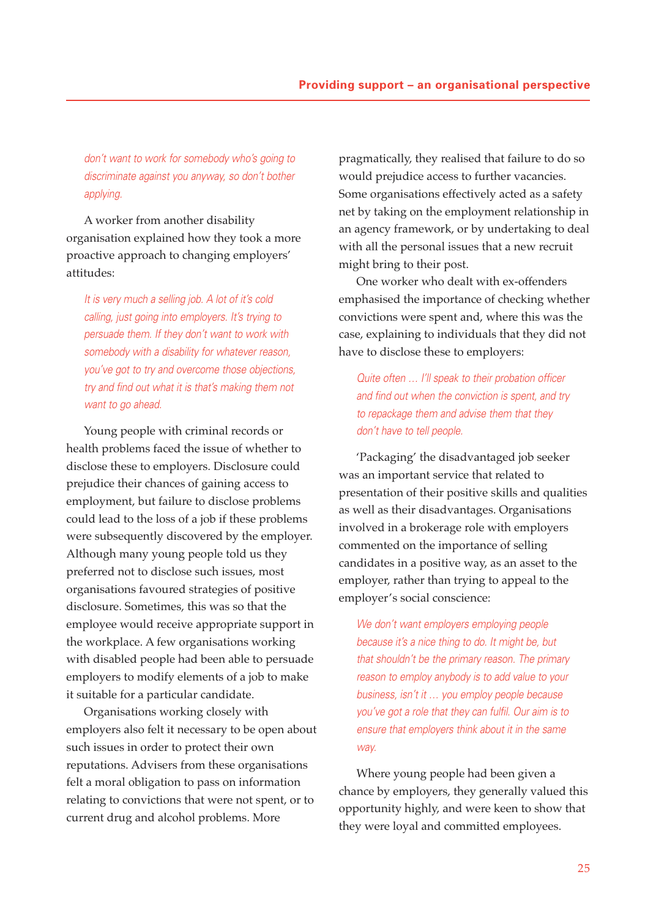*don't want to work for somebody who's going to discriminate against you anyway, so don't bother applying.*

A worker from another disability organisation explained how they took a more proactive approach to changing employers' attitudes:

> *It is very much a selling job. A lot of it's cold calling, just going into employers. It's trying to persuade them. If they don't want to work with somebody with a disability for whatever reason, you've got to try and overcome those objections, try and find out what it is that's making them not want to go ahead.*

Young people with criminal records or health problems faced the issue of whether to disclose these to employers. Disclosure could prejudice their chances of gaining access to employment, but failure to disclose problems could lead to the loss of a job if these problems were subsequently discovered by the employer. Although many young people told us they preferred not to disclose such issues, most organisations favoured strategies of positive disclosure. Sometimes, this was so that the employee would receive appropriate support in the workplace. A few organisations working with disabled people had been able to persuade employers to modify elements of a job to make it suitable for a particular candidate.

Organisations working closely with employers also felt it necessary to be open about such issues in order to protect their own reputations. Advisers from these organisations felt a moral obligation to pass on information relating to convictions that were not spent, or to current drug and alcohol problems. More pragmatically, they realised that failure to do so would prejudice access to further vacancies. Some organisations effectively acted as a safety net by taking on the employment relationship in an agency framework, or by undertaking to deal with all the personal issues that a new recruit might bring to their post.

One worker who dealt with ex-offenders emphasised the importance of checking whether convictions were spent and, where this was the case, explaining to individuals that they did not have to disclose these to employers:

> *Quite often … I'll speak to their probation officer and find out when the conviction is spent, and try to repackage them and advise them that they don't have to tell people.*

'Packaging' the disadvantaged job seeker was an important service that related to presentation of their positive skills and qualities as well as their disadvantages. Organisations involved in a brokerage role with employers commented on the importance of selling candidates in a positive way, as an asset to the employer, rather than trying to appeal to the employer's social conscience:

> *We don't want employers employing people because it's a nice thing to do. It might be, but that shouldn't be the primary reason. The primary reason to employ anybody is to add value to your business, isn't it … you employ people because you've got a role that they can fulfil. Our aim is to ensure that employers think about it in the same way.*

Where young people had been given a chance by employers, they generally valued this opportunity highly, and were keen to show that they were loyal and committed employees.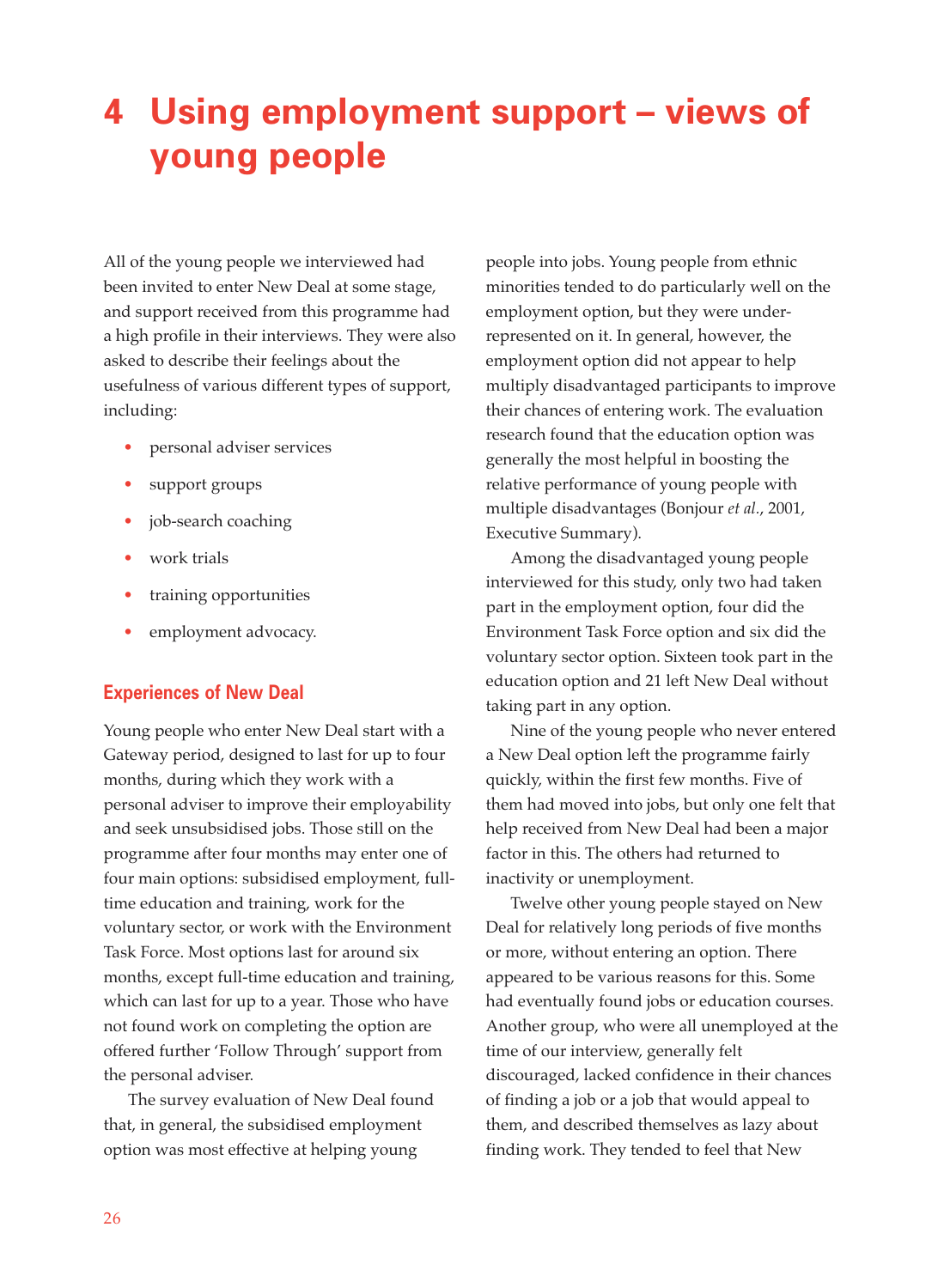# 4 Using employment support – views of young people

All of the young people we interviewed had been invited to enter New Deal at some stage, and support received from this programme had a high profile in their interviews. They were also asked to describe their feelings about the usefulness of various different types of support, including:

- personal adviser services
- support groups
- job-search coaching
- work trials
- training opportunities
- employment advocacy.

## Experiences of New Deal

Young people who enter New Deal start with a Gateway period, designed to last for up to four months, during which they work with a personal adviser to improve their employability and seek unsubsidised jobs. Those still on the programme after four months may enter one of four main options: subsidised employment, full-time education and training, work for the voluntary sector, or work with the Environment Task Force. Most options last for around six months, except full-time education and training, which can last for up to a year. Those who have not found work on completing the option are offered further 'Follow Through' support from the personal adviser.

The survey evaluation of New Deal found that, in general, the subsidised employment option was most effective at helping young people into jobs. Young people from ethnic minorities tended to do particularly well on the employment option, but they were under-represented on it. In general, however, the employment option did not appear to help multiply disadvantaged participants to improve their chances of entering work. The evaluation research found that the education option was generally the most helpful in boosting the relative performance of young people with multiple disadvantages (Bonjour *et al.*, 2001, Executive Summary).

Among the disadvantaged young people interviewed for this study, only two had taken part in the employment option, four did the Environment Task Force option and six did the voluntary sector option. Sixteen took part in the education option and 21 left New Deal without taking part in any option.

Nine of the young people who never entered a New Deal option left the programme fairly quickly, within the first few months. Five of them had moved into jobs, but only one felt that help received from New Deal had been a major factor in this. The others had returned to inactivity or unemployment.

Twelve other young people stayed on New Deal for relatively long periods of five months or more, without entering an option. There appeared to be various reasons for this. Some had eventually found jobs or education courses. Another group, who were all unemployed at the time of our interview, generally felt discouraged, lacked confidence in their chances of finding a job or a job that would appeal to them, and described themselves as lazy about finding work. They tended to feel that New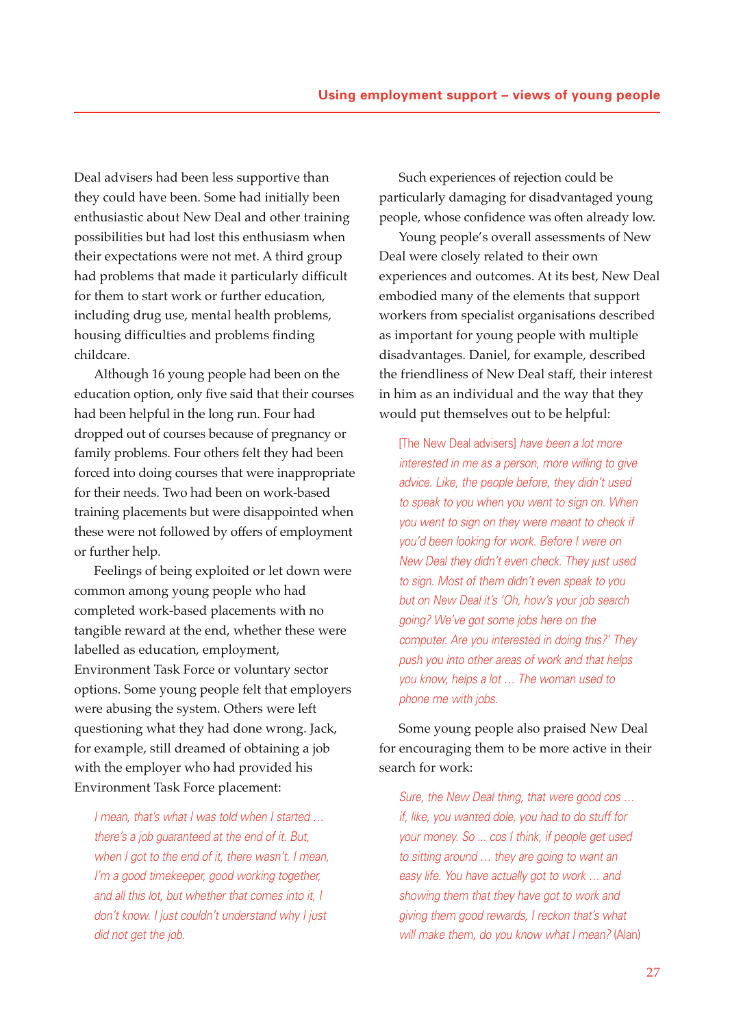Deal advisers had been less supportive than they could have been. Some had initially been enthusiastic about New Deal and other training possibilities but had lost this enthusiasm when their expectations were not met. A third group had problems that made it particularly difficult for them to start work or further education, including drug use, mental health problems, housing difficulties and problems finding childcare.

Although 16 young people had been on the education option, only five said that their courses had been helpful in the long run. Four had dropped out of courses because of pregnancy or family problems. Four others felt they had been forced into doing courses that were inappropriate for their needs. Two had been on work-based training placements but were disappointed when these were not followed by offers of employment or further help.

Feelings of being exploited or let down were common among young people who had completed work-based placements with no tangible reward at the end, whether these were labelled as education, employment, Environment Task Force or voluntary sector options. Some young people felt that employers were abusing the system. Others were left questioning what they had done wrong. Jack, for example, still dreamed of obtaining a job with the employer who had provided his Environment Task Force placement:

> *I mean, that's what I was told when I started … there's a job guaranteed at the end of it. But, when I got to the end of it, there wasn't. I mean, I'm a good timekeeper, good working together, and all this lot, but whether that comes into it, I don't know. I just couldn't understand why I just did not get the job.*

Such experiences of rejection could be particularly damaging for disadvantaged young people, whose confidence was often already low.

Young people's overall assessments of New Deal were closely related to their own experiences and outcomes. At its best, New Deal embodied many of the elements that support workers from specialist organisations described as important for young people with multiple disadvantages. Daniel, for example, described the friendliness of New Deal staff, their interest in him as an individual and the way that they would put themselves out to be helpful:

> [The New Deal advisers] *have been a lot more interested in me as a person, more willing to give advice. Like, the people before, they didn't used to speak to you when you went to sign on. When you went to sign on they were meant to check if you'd been looking for work. Before I were on New Deal they didn't even check. They just used to sign. Most of them didn't even speak to you but on New Deal it's 'Oh, how's your job search going? We've got some jobs here on the computer. Are you interested in doing this?' They push you into other areas of work and that helps you know, helps a lot … The woman used to phone me with jobs.*

Some young people also praised New Deal for encouraging them to be more active in their search for work:

> *Sure, the New Deal thing, that were good cos … if, like, you wanted dole, you had to do stuff for your money. So … cos I think, if people get used to sitting around … they are going to want an easy life. You have actually got to work … and showing them that they have got to work and giving them good rewards, I reckon that's what will make them, do you know what I mean?* (Alan)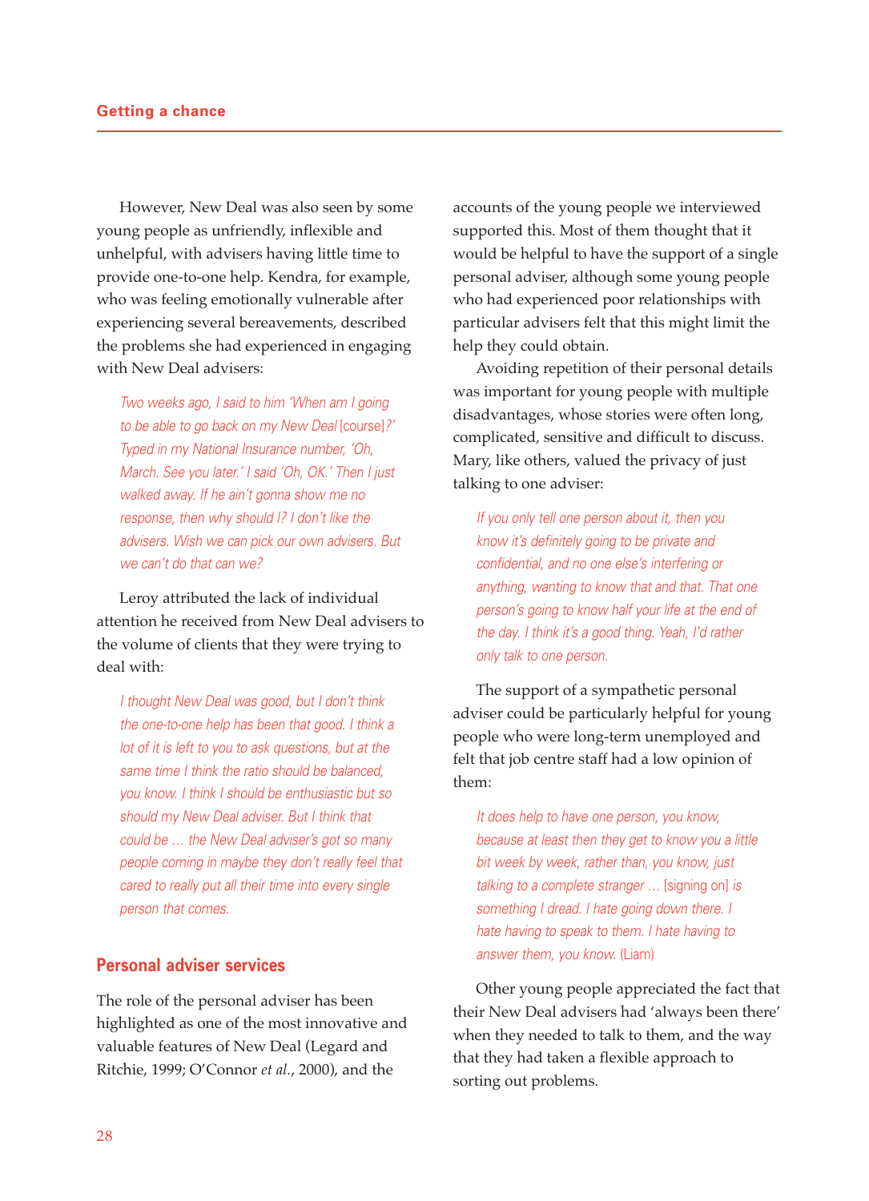However, New Deal was also seen by some young people as unfriendly, inflexible and unhelpful, with advisers having little time to provide one-to-one help. Kendra, for example, who was feeling emotionally vulnerable after experiencing several bereavements, described the problems she had experienced in engaging with New Deal advisers:

> *Two weeks ago, I said to him 'When am I going to be able to go back on my New Deal* [course]*?' Typed in my National Insurance number, 'Oh, March. See you later.' I said 'Oh, OK.' Then I just walked away. If he ain't gonna show me no response, then why should I? I don't like the advisers. Wish we can pick our own advisers. But we can't do that can we?*

Leroy attributed the lack of individual attention he received from New Deal advisers to the volume of clients that they were trying to deal with:

> *I thought New Deal was good, but I don't think the one-to-one help has been that good. I think a lot of it is left to you to ask questions, but at the same time I think the ratio should be balanced, you know. I think I should be enthusiastic but so should my New Deal adviser. But I think that could be … the New Deal adviser's got so many people coming in maybe they don't really feel that cared to really put all their time into every single person that comes.*

## Personal adviser services

The role of the personal adviser has been highlighted as one of the most innovative and valuable features of New Deal (Legard and Ritchie, 1999; O'Connor *et al.*, 2000), and the accounts of the young people we interviewed supported this. Most of them thought that it would be helpful to have the support of a single personal adviser, although some young people who had experienced poor relationships with particular advisers felt that this might limit the help they could obtain.

Avoiding repetition of their personal details was important for young people with multiple disadvantages, whose stories were often long, complicated, sensitive and difficult to discuss. Mary, like others, valued the privacy of just talking to one adviser:

> *If you only tell one person about it, then you know it's definitely going to be private and confidential, and no one else's interfering or anything, wanting to know that and that. That one person's going to know half your life at the end of the day. I think it's a good thing. Yeah, I'd rather only talk to one person.*

The support of a sympathetic personal adviser could be particularly helpful for young people who were long-term unemployed and felt that job centre staff had a low opinion of them:

> *It does help to have one person, you know, because at least then they get to know you a little bit week by week, rather than, you know, just talking to a complete stranger …* [signing on] *is something I dread. I hate going down there. I hate having to speak to them. I hate having to answer them, you know.* (Liam)

Other young people appreciated the fact that their New Deal advisers had 'always been there' when they needed to talk to them, and the way that they had taken a flexible approach to sorting out problems.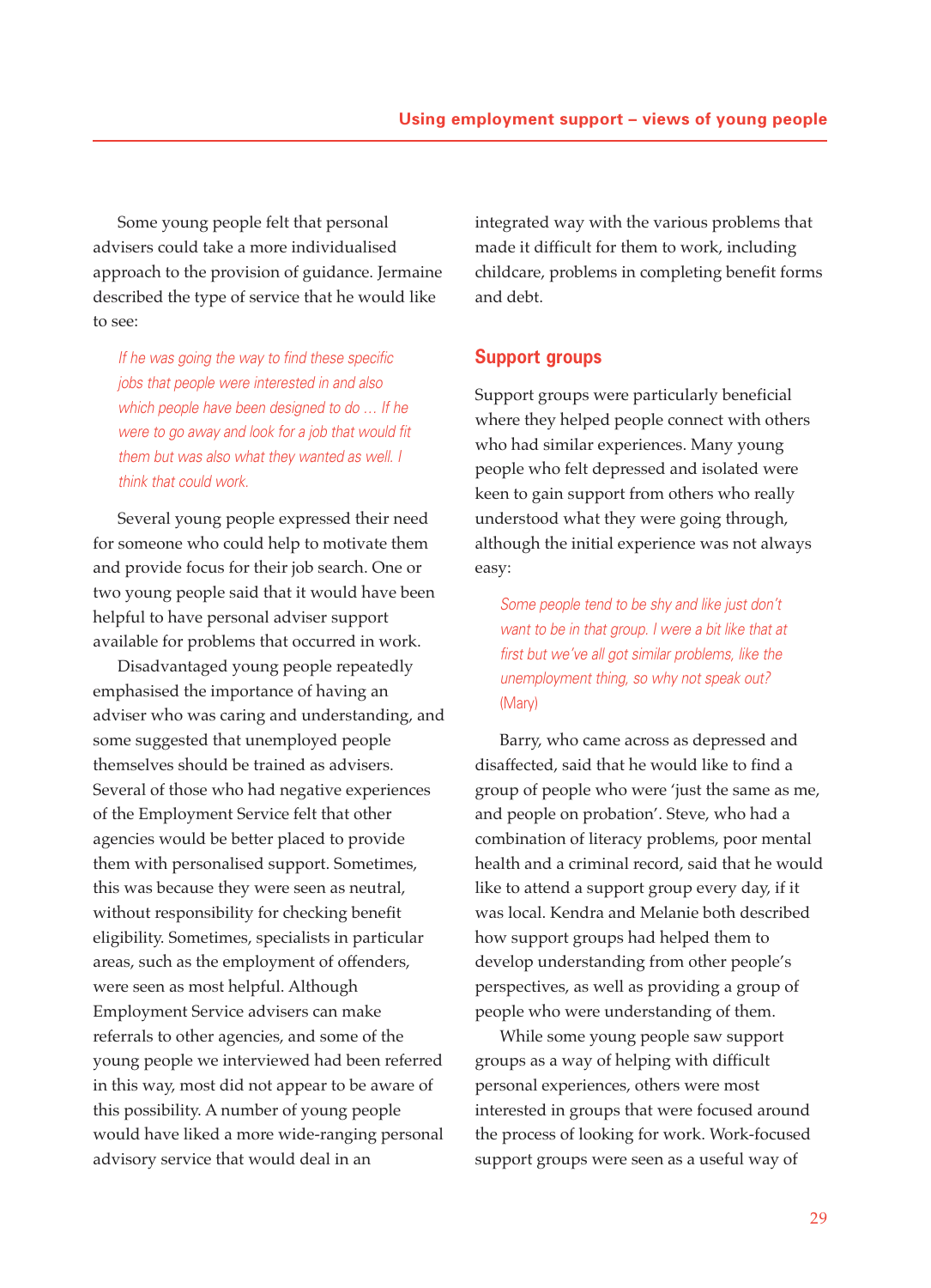Some young people felt that personal advisers could take a more individualised approach to the provision of guidance. Jermaine described the type of service that he would like to see:

> *If he was going the way to find these specific jobs that people were interested in and also which people have been designed to do … If he were to go away and look for a job that would fit them but was also what they wanted as well. I think that could work.*

Several young people expressed their need for someone who could help to motivate them and provide focus for their job search. One or two young people said that it would have been helpful to have personal adviser support available for problems that occurred in work.

Disadvantaged young people repeatedly emphasised the importance of having an adviser who was caring and understanding, and some suggested that unemployed people themselves should be trained as advisers. Several of those who had negative experiences of the Employment Service felt that other agencies would be better placed to provide them with personalised support. Sometimes, this was because they were seen as neutral, without responsibility for checking benefit eligibility. Sometimes, specialists in particular areas, such as the employment of offenders, were seen as most helpful. Although Employment Service advisers can make referrals to other agencies, and some of the young people we interviewed had been referred in this way, most did not appear to be aware of this possibility. A number of young people would have liked a more wide-ranging personal advisory service that would deal in an integrated way with the various problems that made it difficult for them to work, including childcare, problems in completing benefit forms and debt.

## Support groups

Support groups were particularly beneficial where they helped people connect with others who had similar experiences. Many young people who felt depressed and isolated were keen to gain support from others who really understood what they were going through, although the initial experience was not always easy:

> *Some people tend to be shy and like just don't want to be in that group. I were a bit like that at first but we've all got similar problems, like the unemployment thing, so why not speak out?* (Mary)

Barry, who came across as depressed and disaffected, said that he would like to find a group of people who were 'just the same as me, and people on probation'. Steve, who had a combination of literacy problems, poor mental health and a criminal record, said that he would like to attend a support group every day, if it was local. Kendra and Melanie both described how support groups had helped them to develop understanding from other people's perspectives, as well as providing a group of people who were understanding of them.

While some young people saw support groups as a way of helping with difficult personal experiences, others were most interested in groups that were focused around the process of looking for work. Work-focused support groups were seen as a useful way of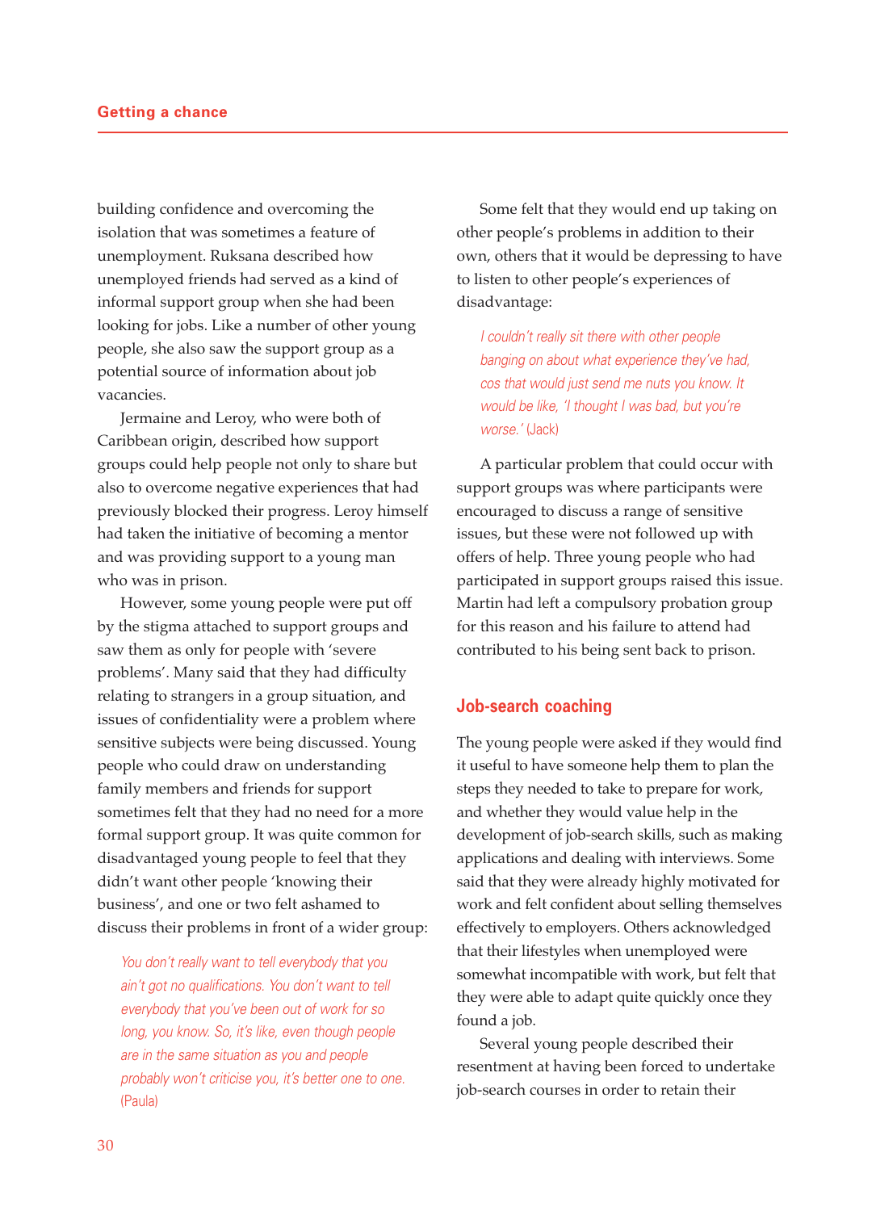building confidence and overcoming the isolation that was sometimes a feature of unemployment. Ruksana described how unemployed friends had served as a kind of informal support group when she had been looking for jobs. Like a number of other young people, she also saw the support group as a potential source of information about job vacancies.

Jermaine and Leroy, who were both of Caribbean origin, described how support groups could help people not only to share but also to overcome negative experiences that had previously blocked their progress. Leroy himself had taken the initiative of becoming a mentor and was providing support to a young man who was in prison.

However, some young people were put off by the stigma attached to support groups and saw them as only for people with 'severe problems'. Many said that they had difficulty relating to strangers in a group situation, and issues of confidentiality were a problem where sensitive subjects were being discussed. Young people who could draw on understanding family members and friends for support sometimes felt that they had no need for a more formal support group. It was quite common for disadvantaged young people to feel that they didn't want other people 'knowing their business', and one or two felt ashamed to discuss their problems in front of a wider group:

> *You don't really want to tell everybody that you ain't got no qualifications. You don't want to tell everybody that you've been out of work for so long, you know. So, it's like, even though people are in the same situation as you and people probably won't criticise you, it's better one to one.* (Paula)

Some felt that they would end up taking on other people's problems in addition to their own, others that it would be depressing to have to listen to other people's experiences of disadvantage:

> *I couldn't really sit there with other people banging on about what experience they've had, cos that would just send me nuts you know. It would be like, 'I thought I was bad, but you're worse.'* (Jack)

A particular problem that could occur with support groups was where participants were encouraged to discuss a range of sensitive issues, but these were not followed up with offers of help. Three young people who had participated in support groups raised this issue. Martin had left a compulsory probation group for this reason and his failure to attend had contributed to his being sent back to prison.

## Job-search coaching

The young people were asked if they would find it useful to have someone help them to plan the steps they needed to take to prepare for work, and whether they would value help in the development of job-search skills, such as making applications and dealing with interviews. Some said that they were already highly motivated for work and felt confident about selling themselves effectively to employers. Others acknowledged that their lifestyles when unemployed were somewhat incompatible with work, but felt that they were able to adapt quite quickly once they found a job.

Several young people described their resentment at having been forced to undertake job-search courses in order to retain their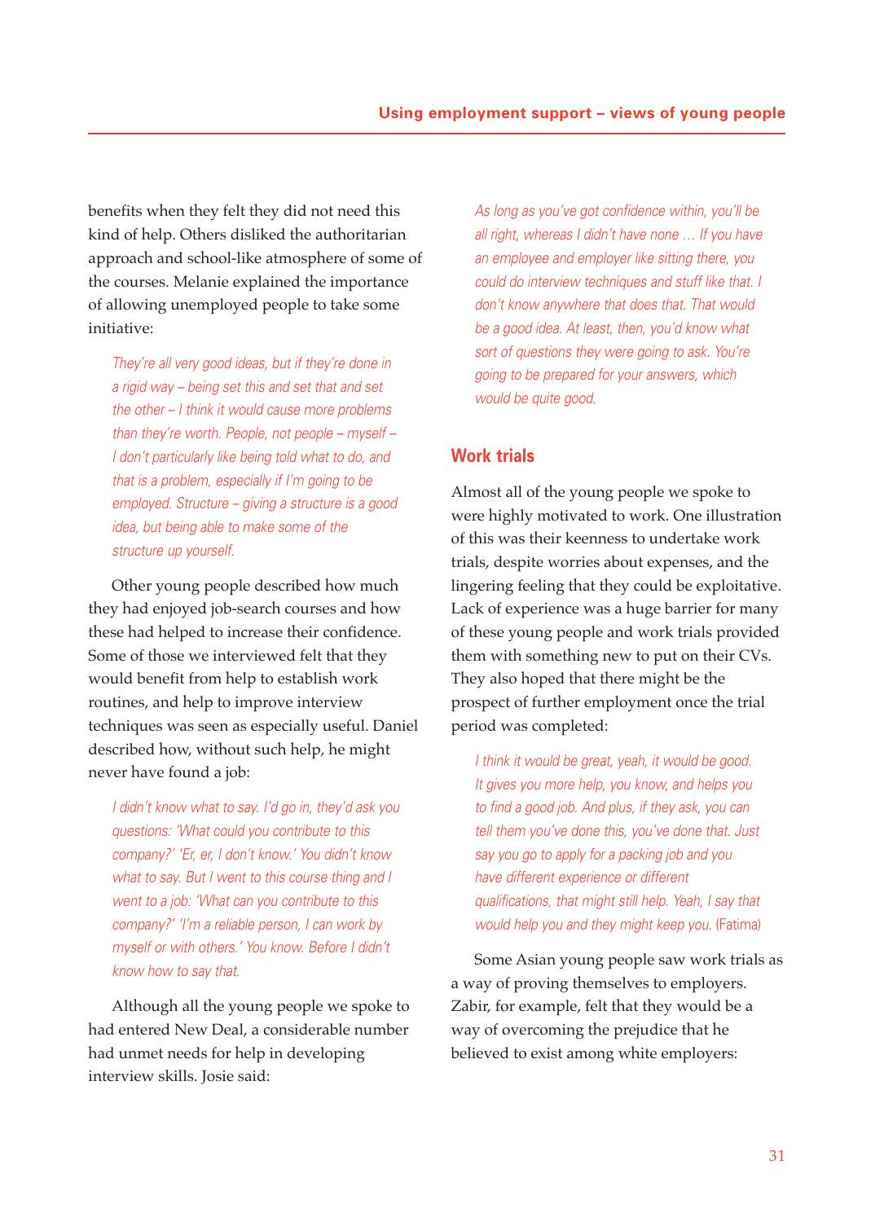benefits when they felt they did not need this kind of help. Others disliked the authoritarian approach and school-like atmosphere of some of the courses. Melanie explained the importance of allowing unemployed people to take some initiative:

> *They're all very good ideas, but if they're done in a rigid way – being set this and set that and set the other – I think it would cause more problems than they're worth. People, not people – myself – I don't particularly like being told what to do, and that is a problem, especially if I'm going to be employed. Structure – giving a structure is a good idea, but being able to make some of the structure up yourself.*

Other young people described how much they had enjoyed job-search courses and how these had helped to increase their confidence. Some of those we interviewed felt that they would benefit from help to establish work routines, and help to improve interview techniques was seen as especially useful. Daniel described how, without such help, he might never have found a job:

> *I didn't know what to say. I'd go in, they'd ask you questions: 'What could you contribute to this company?' 'Er, er, I don't know.' You didn't know what to say. But I went to this course thing and I went to a job: 'What can you contribute to this company?' 'I'm a reliable person, I can work by myself or with others.' You know. Before I didn't know how to say that.*

Although all the young people we spoke to had entered New Deal, a considerable number had unmet needs for help in developing interview skills. Josie said:

> *As long as you've got confidence within, you'll be all right, whereas I didn't have none … If you have an employee and employer like sitting there, you could do interview techniques and stuff like that. I don't know anywhere that does that. That would be a good idea. At least, then, you'd know what sort of questions they were going to ask. You're going to be prepared for your answers, which would be quite good.*

## Work trials

Almost all of the young people we spoke to were highly motivated to work. One illustration of this was their keenness to undertake work trials, despite worries about expenses, and the lingering feeling that they could be exploitative. Lack of experience was a huge barrier for many of these young people and work trials provided them with something new to put on their CVs. They also hoped that there might be the prospect of further employment once the trial period was completed:

> *I think it would be great, yeah, it would be good. It gives you more help, you know, and helps you to find a good job. And plus, if they ask, you can tell them you've done this, you've done that. Just say you go to apply for a packing job and you have different experience or different qualifications, that might still help. Yeah, I say that would help you and they might keep you.* (Fatima)

Some Asian young people saw work trials as a way of proving themselves to employers. Zabir, for example, felt that they would be a way of overcoming the prejudice that he believed to exist among white employers: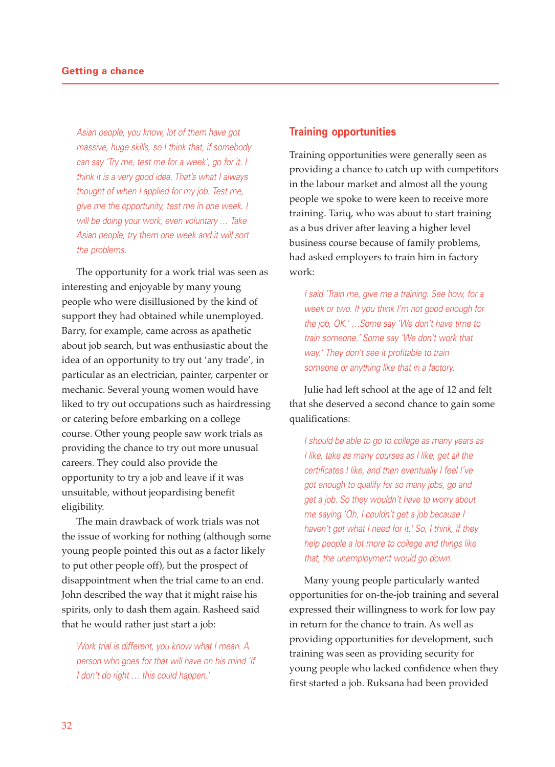*Asian people, you know, lot of them have got massive, huge skills, so I think that, if somebody can say 'Try me, test me for a week', go for it. I think it is a very good idea. That's what I always thought of when I applied for my job. Test me, give me the opportunity, test me in one week. I will be doing your work, even voluntary … Take Asian people, try them one week and it will sort the problems.*

The opportunity for a work trial was seen as interesting and enjoyable by many young people who were disillusioned by the kind of support they had obtained while unemployed. Barry, for example, came across as apathetic about job search, but was enthusiastic about the idea of an opportunity to try out 'any trade', in particular as an electrician, painter, carpenter or mechanic. Several young women would have liked to try out occupations such as hairdressing or catering before embarking on a college course. Other young people saw work trials as providing the chance to try out more unusual careers. They could also provide the opportunity to try a job and leave if it was unsuitable, without jeopardising benefit eligibility.

The main drawback of work trials was not the issue of working for nothing (although some young people pointed this out as a factor likely to put other people off), but the prospect of disappointment when the trial came to an end. John described the way that it might raise his spirits, only to dash them again. Rasheed said that he would rather just start a job:

*Work trial is different, you know what I mean. A person who goes for that will have on his mind 'If I don't do right … this could happen.'*

## Training opportunities

Training opportunities were generally seen as providing a chance to catch up with competitors in the labour market and almost all the young people we spoke to were keen to receive more training. Tariq, who was about to start training as a bus driver after leaving a higher level business course because of family problems, had asked employers to train him in factory work:

*I said 'Train me, give me a training. See how, for a week or two. If you think I'm not good enough for the job, OK.' …Some say 'We don't have time to train someone.' Some say 'We don't work that way.' They don't see it profitable to train someone or anything like that in a factory.*

Julie had left school at the age of 12 and felt that she deserved a second chance to gain some qualifications:

*I should be able to go to college as many years as I like, take as many courses as I like, get all the certificates I like, and then eventually I feel I've got enough to qualify for so many jobs, go and get a job. So they wouldn't have to worry about me saying 'Oh, I couldn't get a job because I haven't got what I need for it.' So, I think, if they help people a lot more to college and things like that, the unemployment would go down.*

Many young people particularly wanted opportunities for on-the-job training and several expressed their willingness to work for low pay in return for the chance to train. As well as providing opportunities for development, such training was seen as providing security for young people who lacked confidence when they first started a job. Ruksana had been provided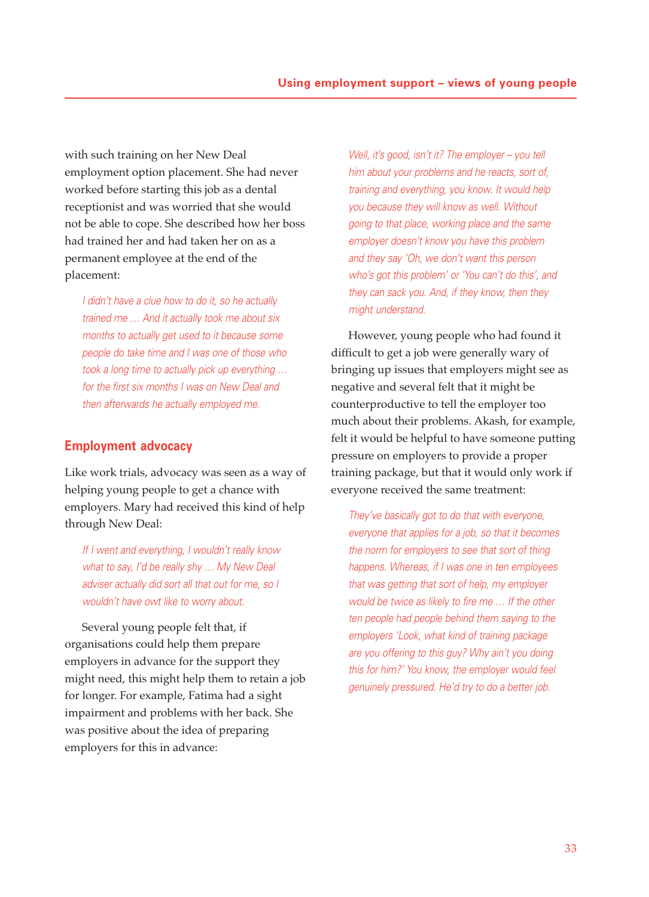with such training on her New Deal employment option placement. She had never worked before starting this job as a dental receptionist and was worried that she would not be able to cope. She described how her boss had trained her and had taken her on as a permanent employee at the end of the placement:

> *I didn't have a clue how to do it, so he actually trained me … And it actually took me about six months to actually get used to it because some people do take time and I was one of those who took a long time to actually pick up everything … for the first six months I was on New Deal and then afterwards he actually employed me.*

## Employment advocacy

Like work trials, advocacy was seen as a way of helping young people to get a chance with employers. Mary had received this kind of help through New Deal:

> *If I went and everything, I wouldn't really know what to say, I'd be really shy … My New Deal adviser actually did sort all that out for me, so I wouldn't have owt like to worry about.*

Several young people felt that, if organisations could help them prepare employers in advance for the support they might need, this might help them to retain a job for longer. For example, Fatima had a sight impairment and problems with her back. She was positive about the idea of preparing employers for this in advance:

> *Well, it's good, isn't it? The employer – you tell him about your problems and he reacts, sort of, training and everything, you know. It would help you because they will know as well. Without going to that place, working place and the same employer doesn't know you have this problem and they say 'Oh, we don't want this person who's got this problem' or 'You can't do this', and they can sack you. And, if they know, then they might understand.*

However, young people who had found it difficult to get a job were generally wary of bringing up issues that employers might see as negative and several felt that it might be counterproductive to tell the employer too much about their problems. Akash, for example, felt it would be helpful to have someone putting pressure on employers to provide a proper training package, but that it would only work if everyone received the same treatment:

> *They've basically got to do that with everyone, everyone that applies for a job, so that it becomes the norm for employers to see that sort of thing happens. Whereas, if I was one in ten employees that was getting that sort of help, my employer would be twice as likely to fire me … If the other ten people had people behind them saying to the employers 'Look, what kind of training package are you offering to this guy? Why ain't you doing this for him?' You know, the employer would feel genuinely pressured. He'd try to do a better job.*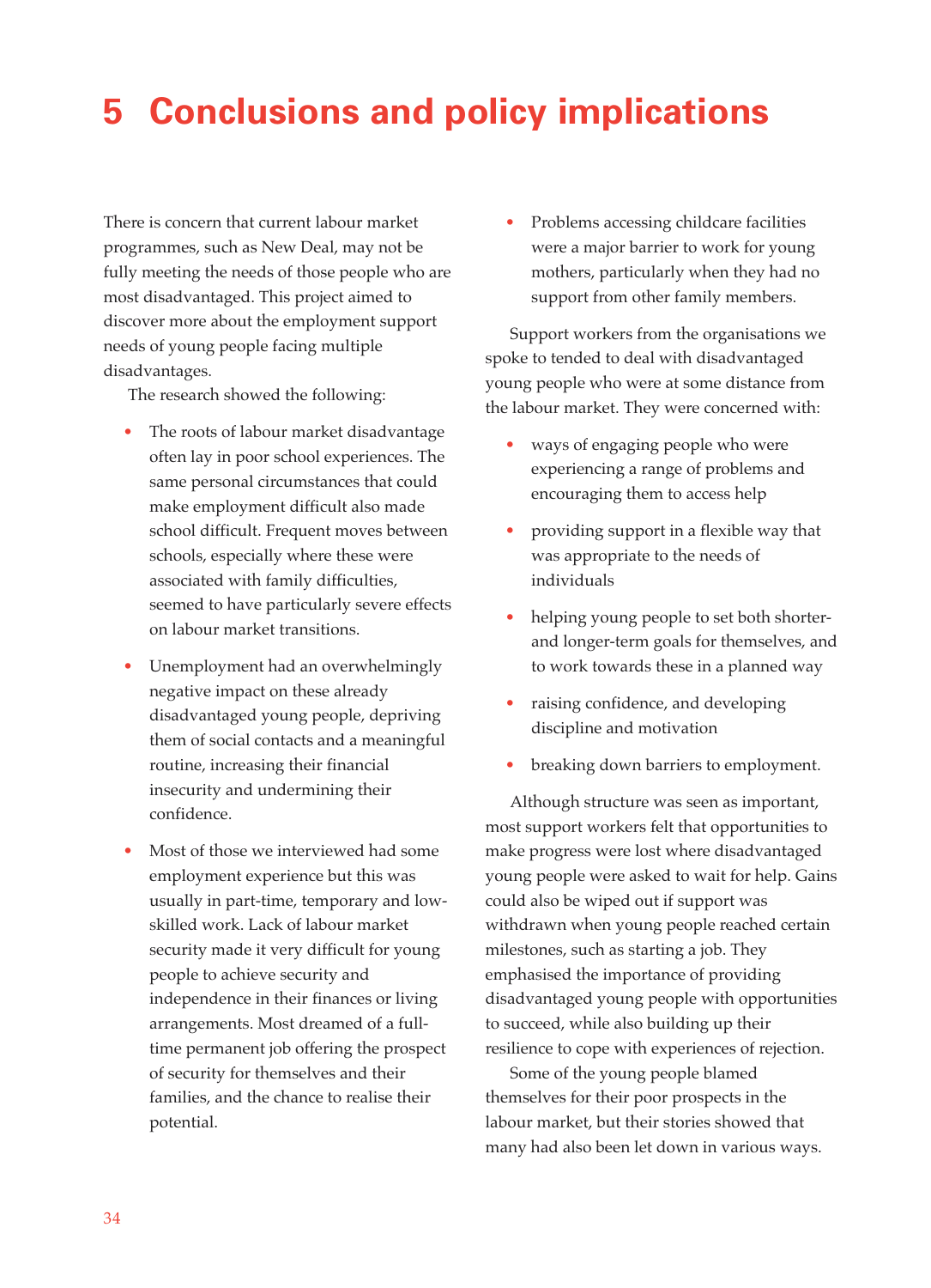# 5 Conclusions and policy implications

There is concern that current labour market programmes, such as New Deal, may not be fully meeting the needs of those people who are most disadvantaged. This project aimed to discover more about the employment support needs of young people facing multiple disadvantages.

The research showed the following:

- The roots of labour market disadvantage often lay in poor school experiences. The same personal circumstances that could make employment difficult also made school difficult. Frequent moves between schools, especially where these were associated with family difficulties, seemed to have particularly severe effects on labour market transitions.
- Unemployment had an overwhelmingly negative impact on these already disadvantaged young people, depriving them of social contacts and a meaningful routine, increasing their financial insecurity and undermining their confidence.
- Most of those we interviewed had some employment experience but this was usually in part-time, temporary and low-skilled work. Lack of labour market security made it very difficult for young people to achieve security and independence in their finances or living arrangements. Most dreamed of a full-time permanent job offering the prospect of security for themselves and their families, and the chance to realise their potential.
- Problems accessing childcare facilities were a major barrier to work for young mothers, particularly when they had no support from other family members.

Support workers from the organisations we spoke to tended to deal with disadvantaged young people who were at some distance from the labour market. They were concerned with:

- ways of engaging people who were experiencing a range of problems and encouraging them to access help
- providing support in a flexible way that was appropriate to the needs of individuals
- helping young people to set both shorter- and longer-term goals for themselves, and to work towards these in a planned way
- raising confidence, and developing discipline and motivation
- breaking down barriers to employment.

Although structure was seen as important, most support workers felt that opportunities to make progress were lost where disadvantaged young people were asked to wait for help. Gains could also be wiped out if support was withdrawn when young people reached certain milestones, such as starting a job. They emphasised the importance of providing disadvantaged young people with opportunities to succeed, while also building up their resilience to cope with experiences of rejection.

Some of the young people blamed themselves for their poor prospects in the labour market, but their stories showed that many had also been let down in various ways.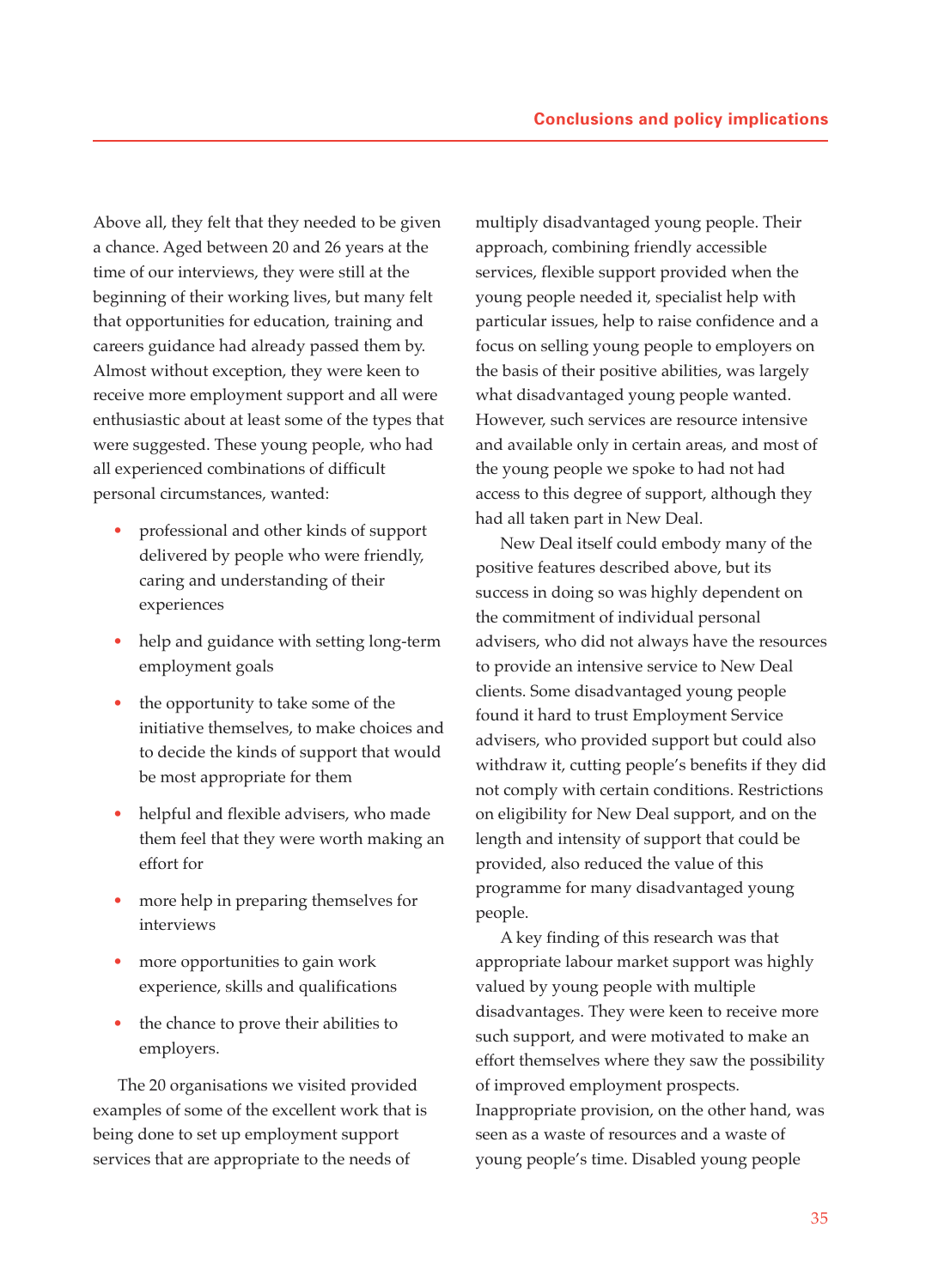Above all, they felt that they needed to be given a chance. Aged between 20 and 26 years at the time of our interviews, they were still at the beginning of their working lives, but many felt that opportunities for education, training and careers guidance had already passed them by. Almost without exception, they were keen to receive more employment support and all were enthusiastic about at least some of the types that were suggested. These young people, who had all experienced combinations of difficult personal circumstances, wanted:

- professional and other kinds of support delivered by people who were friendly, caring and understanding of their experiences
- help and guidance with setting long-term employment goals
- the opportunity to take some of the initiative themselves, to make choices and to decide the kinds of support that would be most appropriate for them
- helpful and flexible advisers, who made them feel that they were worth making an effort for
- more help in preparing themselves for interviews
- more opportunities to gain work experience, skills and qualifications
- the chance to prove their abilities to employers.

The 20 organisations we visited provided examples of some of the excellent work that is being done to set up employment support services that are appropriate to the needs of multiply disadvantaged young people. Their approach, combining friendly accessible services, flexible support provided when the young people needed it, specialist help with particular issues, help to raise confidence and a focus on selling young people to employers on the basis of their positive abilities, was largely what disadvantaged young people wanted. However, such services are resource intensive and available only in certain areas, and most of the young people we spoke to had not had access to this degree of support, although they had all taken part in New Deal.

New Deal itself could embody many of the positive features described above, but its success in doing so was highly dependent on the commitment of individual personal advisers, who did not always have the resources to provide an intensive service to New Deal clients. Some disadvantaged young people found it hard to trust Employment Service advisers, who provided support but could also withdraw it, cutting people's benefits if they did not comply with certain conditions. Restrictions on eligibility for New Deal support, and on the length and intensity of support that could be provided, also reduced the value of this programme for many disadvantaged young people.

A key finding of this research was that appropriate labour market support was highly valued by young people with multiple disadvantages. They were keen to receive more such support, and were motivated to make an effort themselves where they saw the possibility of improved employment prospects. Inappropriate provision, on the other hand, was seen as a waste of resources and a waste of young people's time. Disabled young people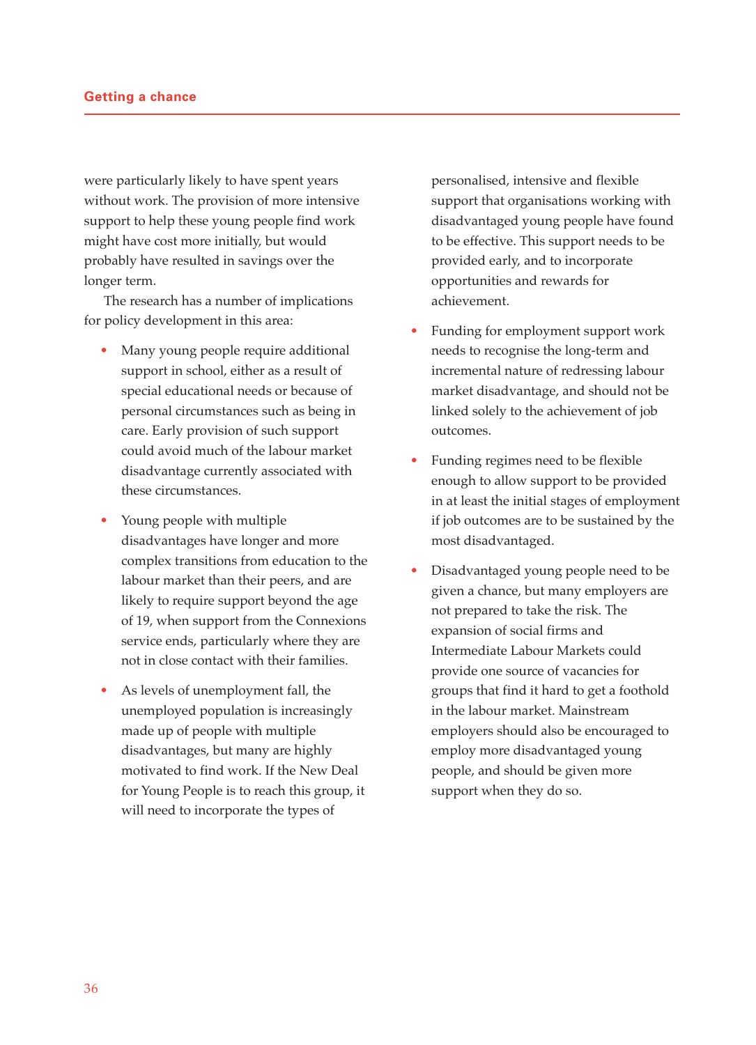were particularly likely to have spent years without work. The provision of more intensive support to help these young people find work might have cost more initially, but would probably have resulted in savings over the longer term.

The research has a number of implications for policy development in this area:

- Many young people require additional support in school, either as a result of special educational needs or because of personal circumstances such as being in care. Early provision of such support could avoid much of the labour market disadvantage currently associated with these circumstances.
- Young people with multiple disadvantages have longer and more complex transitions from education to the labour market than their peers, and are likely to require support beyond the age of 19, when support from the Connexions service ends, particularly where they are not in close contact with their families.
- As levels of unemployment fall, the unemployed population is increasingly made up of people with multiple disadvantages, but many are highly motivated to find work. If the New Deal for Young People is to reach this group, it will need to incorporate the types of personalised, intensive and flexible support that organisations working with disadvantaged young people have found to be effective. This support needs to be provided early, and to incorporate opportunities and rewards for achievement.
- Funding for employment support work needs to recognise the long-term and incremental nature of redressing labour market disadvantage, and should not be linked solely to the achievement of job outcomes.
- Funding regimes need to be flexible enough to allow support to be provided in at least the initial stages of employment if job outcomes are to be sustained by the most disadvantaged.
- Disadvantaged young people need to be given a chance, but many employers are not prepared to take the risk. The expansion of social firms and Intermediate Labour Markets could provide one source of vacancies for groups that find it hard to get a foothold in the labour market. Mainstream employers should also be encouraged to employ more disadvantaged young people, and should be given more support when they do so.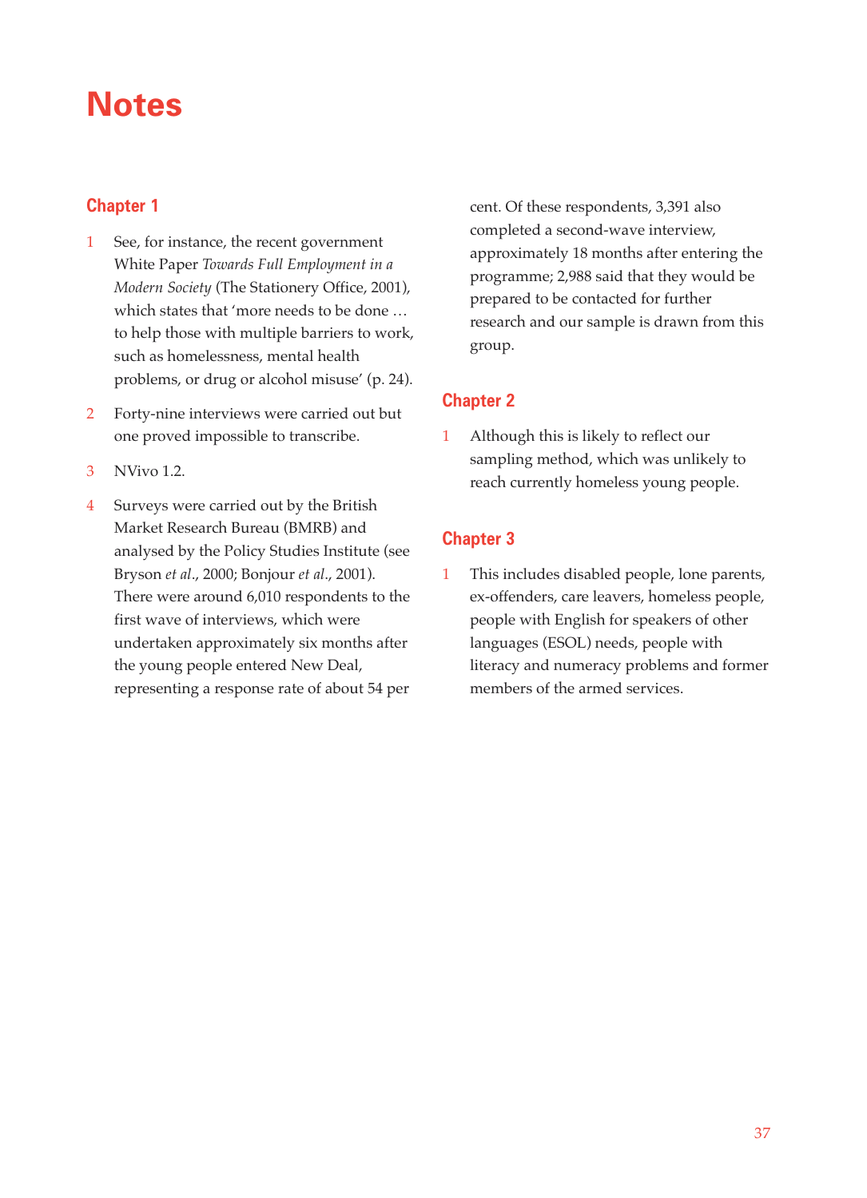# Notes

## Chapter 1

1. See, for instance, the recent government White Paper *Towards Full Employment in a Modern Society* (The Stationery Office, 2001), which states that 'more needs to be done … to help those with multiple barriers to work, such as homelessness, mental health problems, or drug or alcohol misuse' (p. 24).

2. Forty-nine interviews were carried out but one proved impossible to transcribe.

3. NVivo 1.2.

4. Surveys were carried out by the British Market Research Bureau (BMRB) and analysed by the Policy Studies Institute (see Bryson *et al*., 2000; Bonjour *et al*., 2001). There were around 6,010 respondents to the first wave of interviews, which were undertaken approximately six months after the young people entered New Deal, representing a response rate of about 54 per cent. Of these respondents, 3,391 also completed a second-wave interview, approximately 18 months after entering the programme; 2,988 said that they would be prepared to be contacted for further research and our sample is drawn from this group.

## Chapter 2

1. Although this is likely to reflect our sampling method, which was unlikely to reach currently homeless young people.

## Chapter 3

1. This includes disabled people, lone parents, ex-offenders, care leavers, homeless people, people with English for speakers of other languages (ESOL) needs, people with literacy and numeracy problems and former members of the armed services.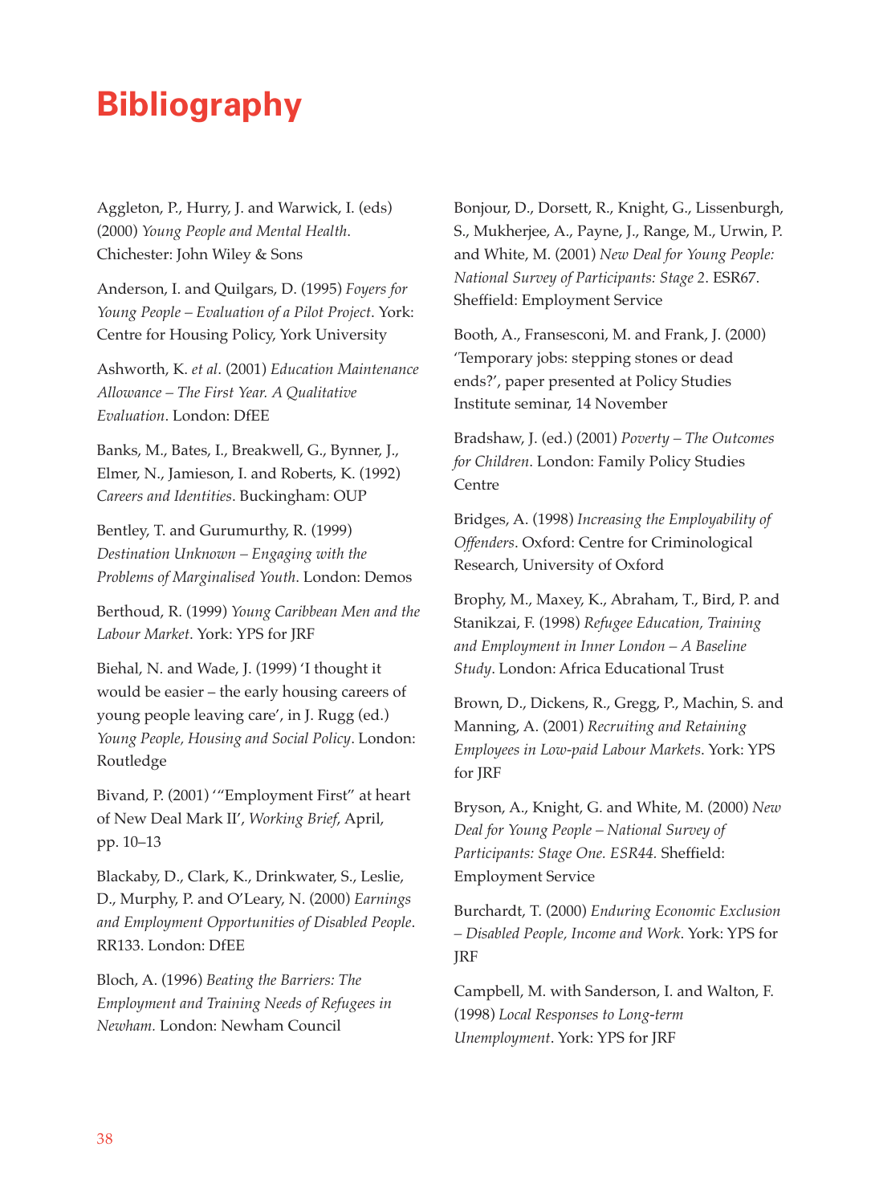# Bibliography

Aggleton, P., Hurry, J. and Warwick, I. (eds) (2000) *Young People and Mental Health*. Chichester: John Wiley & Sons

Anderson, I. and Quilgars, D. (1995) *Foyers for Young People – Evaluation of a Pilot Project*. York: Centre for Housing Policy, York University

Ashworth, K. *et al*. (2001) *Education Maintenance Allowance – The First Year. A Qualitative Evaluation*. London: DfEE

Banks, M., Bates, I., Breakwell, G., Bynner, J., Elmer, N., Jamieson, I. and Roberts, K. (1992) *Careers and Identities*. Buckingham: OUP

Bentley, T. and Gurumurthy, R. (1999) *Destination Unknown – Engaging with the Problems of Marginalised Youth*. London: Demos

Berthoud, R. (1999) *Young Caribbean Men and the Labour Market*. York: YPS for JRF

Biehal, N. and Wade, J. (1999) 'I thought it would be easier – the early housing careers of young people leaving care', in J. Rugg (ed.) *Young People, Housing and Social Policy*. London: Routledge

Bivand, P. (2001) '"Employment First" at heart of New Deal Mark II', *Working Brief*, April, pp. 10–13

Blackaby, D., Clark, K., Drinkwater, S., Leslie, D., Murphy, P. and O'Leary, N. (2000) *Earnings and Employment Opportunities of Disabled People*. RR133. London: DfEE

Bloch, A. (1996) *Beating the Barriers: The Employment and Training Needs of Refugees in Newham.* London: Newham Council

Bonjour, D., Dorsett, R., Knight, G., Lissenburgh, S., Mukherjee, A., Payne, J., Range, M., Urwin, P. and White, M. (2001) *New Deal for Young People: National Survey of Participants: Stage 2*. ESR67. Sheffield: Employment Service

Booth, A., Fransesconi, M. and Frank, J. (2000) 'Temporary jobs: stepping stones or dead ends?', paper presented at Policy Studies Institute seminar, 14 November

Bradshaw, J. (ed.) (2001) *Poverty – The Outcomes for Children*. London: Family Policy Studies Centre

Bridges, A. (1998) *Increasing the Employability of Offenders*. Oxford: Centre for Criminological Research, University of Oxford

Brophy, M., Maxey, K., Abraham, T., Bird, P. and Stanikzai, F. (1998) *Refugee Education, Training and Employment in Inner London – A Baseline Study*. London: Africa Educational Trust

Brown, D., Dickens, R., Gregg, P., Machin, S. and Manning, A. (2001) *Recruiting and Retaining Employees in Low-paid Labour Markets*. York: YPS for JRF

Bryson, A., Knight, G. and White, M. (2000) *New Deal for Young People – National Survey of Participants: Stage One. ESR44.* Sheffield: Employment Service

Burchardt, T. (2000) *Enduring Economic Exclusion – Disabled People, Income and Work*. York: YPS for JRF

Campbell, M. with Sanderson, I. and Walton, F. (1998) *Local Responses to Long-term Unemployment*. York: YPS for JRF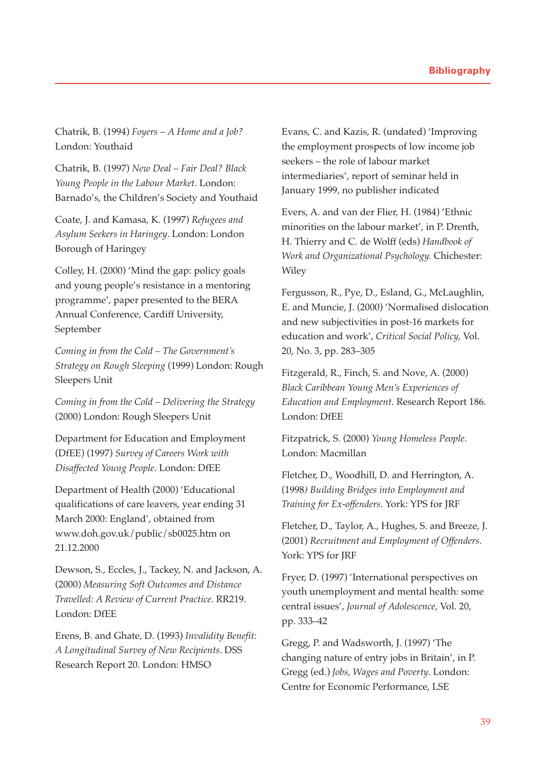Chatrik, B. (1994) *Foyers – A Home and a Job?* London: Youthaid

Chatrik, B. (1997) *New Deal – Fair Deal? Black Young People in the Labour Market*. London: Barnado's, the Children's Society and Youthaid

Coate, J. and Kamasa, K. (1997) *Refugees and Asylum Seekers in Haringey*. London: London Borough of Haringey

Colley, H. (2000) 'Mind the gap: policy goals and young people's resistance in a mentoring programme', paper presented to the BERA Annual Conference, Cardiff University, September

*Coming in from the Cold – The Government's Strategy on Rough Sleeping* (1999) London: Rough Sleepers Unit

*Coming in from the Cold – Delivering the Strategy* (2000) London: Rough Sleepers Unit

Department for Education and Employment (DfEE) (1997) *Survey of Careers Work with Disaffected Young People*. London: DfEE

Department of Health (2000) 'Educational qualifications of care leavers, year ending 31 March 2000: England', obtained from www.doh.gov.uk/public/sb0025.htm on 21.12.2000

Dewson, S., Eccles, J., Tackey, N. and Jackson, A. (2000) *Measuring Soft Outcomes and Distance Travelled: A Review of Current Practice*. RR219. London: DfEE

Erens, B. and Ghate, D. (1993) *Invalidity Benefit: A Longitudinal Survey of New Recipients*. DSS Research Report 20. London: HMSO

Evans, C. and Kazis, R. (undated) 'Improving the employment prospects of low income job seekers – the role of labour market intermediaries', report of seminar held in January 1999, no publisher indicated

Evers, A. and van der Flier, H. (1984) 'Ethnic minorities on the labour market', in P. Drenth, H. Thierry and C. de Wolff (eds) *Handbook of Work and Organizational Psychology.* Chichester: Wiley

Fergusson, R., Pye, D., Esland, G., McLaughlin, E. and Muncie, J. (2000) 'Normalised dislocation and new subjectivities in post-16 markets for education and work', *Critical Social Policy,* Vol. 20, No. 3, pp. 283–305

Fitzgerald, R., Finch, S. and Nove, A. (2000) *Black Caribbean Young Men's Experiences of Education and Employment*. Research Report 186. London: DfEE

Fitzpatrick, S. (2000) *Young Homeless People*. London: Macmillan

Fletcher, D., Woodhill, D. and Herrington, A. (1998) *Building Bridges into Employment and Training for Ex-offenders*. York: YPS for JRF

Fletcher, D., Taylor, A., Hughes, S. and Breeze, J. (2001) *Recruitment and Employment of Offenders*. York: YPS for JRF

Fryer, D. (1997) 'International perspectives on youth unemployment and mental health: some central issues', *Journal of Adolescence*, Vol. 20, pp. 333–42

Gregg, P. and Wadsworth, J. (1997) 'The changing nature of entry jobs in Britain', in P. Gregg (ed.) *Jobs, Wages and Poverty*. London: Centre for Economic Performance, LSE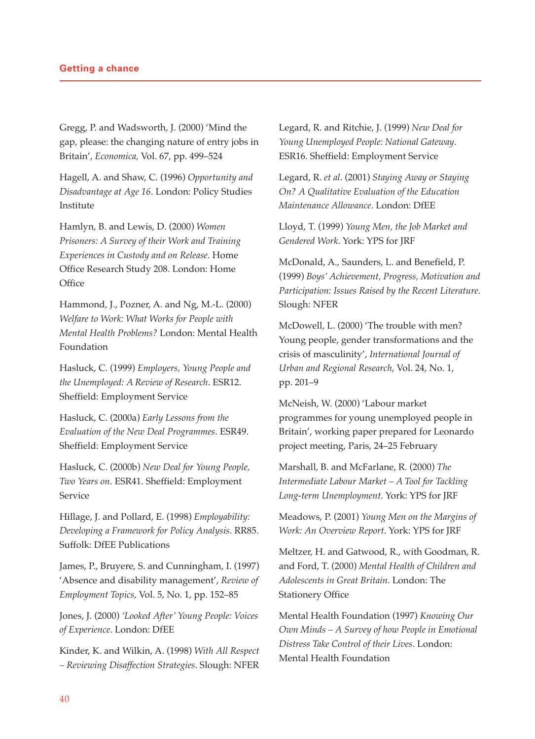Gregg, P. and Wadsworth, J. (2000) 'Mind the gap, please: the changing nature of entry jobs in Britain', *Economica,* Vol. 67, pp. 499–524

Hagell, A. and Shaw, C. (1996) *Opportunity and Disadvantage at Age 16*. London: Policy Studies Institute

Hamlyn, B. and Lewis, D. (2000) *Women Prisoners: A Survey of their Work and Training Experiences in Custody and on Release*. Home Office Research Study 208. London: Home Office

Hammond, J., Pozner, A. and Ng, M.-L. (2000) *Welfare to Work: What Works for People with Mental Health Problems?* London: Mental Health Foundation

Hasluck, C. (1999) *Employers, Young People and the Unemployed: A Review of Research*. ESR12. Sheffield: Employment Service

Hasluck, C. (2000a) *Early Lessons from the Evaluation of the New Deal Programmes*. ESR49. Sheffield: Employment Service

Hasluck, C. (2000b) *New Deal for Young People, Two Years on.* ESR41. Sheffield: Employment Service

Hillage, J. and Pollard, E. (1998) *Employability: Developing a Framework for Policy Analysis*. RR85. Suffolk: DfEE Publications

James, P., Bruyere, S. and Cunningham, I. (1997) 'Absence and disability management', *Review of Employment Topics*, Vol. 5, No. 1, pp. 152–85

Jones, J. (2000) *'Looked After' Young People: Voices of Experience*. London: DfEE

Kinder, K. and Wilkin, A. (1998) *With All Respect – Reviewing Disaffection Strategies*. Slough: NFER

Legard, R. and Ritchie, J. (1999) *New Deal for Young Unemployed People: National Gateway*. ESR16. Sheffield: Employment Service

Legard, R. *et al*. (2001) *Staying Away or Staying On? A Qualitative Evaluation of the Education Maintenance Allowance*. London: DfEE

Lloyd, T. (1999) *Young Men, the Job Market and Gendered Work*. York: YPS for JRF

McDonald, A., Saunders, L. and Benefield, P. (1999) *Boys' Achievement, Progress, Motivation and Participation: Issues Raised by the Recent Literature*. Slough: NFER

McDowell, L. (2000) 'The trouble with men? Young people, gender transformations and the crisis of masculinity', *International Journal of Urban and Regional Research*, Vol. 24, No. 1, pp. 201–9

McNeish, W. (2000) 'Labour market programmes for young unemployed people in Britain', working paper prepared for Leonardo project meeting, Paris, 24–25 February

Marshall, B. and McFarlane, R. (2000) *The Intermediate Labour Market – A Tool for Tackling Long-term Unemployment*. York: YPS for JRF

Meadows, P. (2001) *Young Men on the Margins of Work: An Overview Report*. York: YPS for JRF

Meltzer, H. and Gatwood, R., with Goodman, R. and Ford, T. (2000) *Mental Health of Children and Adolescents in Great Britain*. London: The Stationery Office

Mental Health Foundation (1997) *Knowing Our Own Minds – A Survey of how People in Emotional Distress Take Control of their Lives*. London: Mental Health Foundation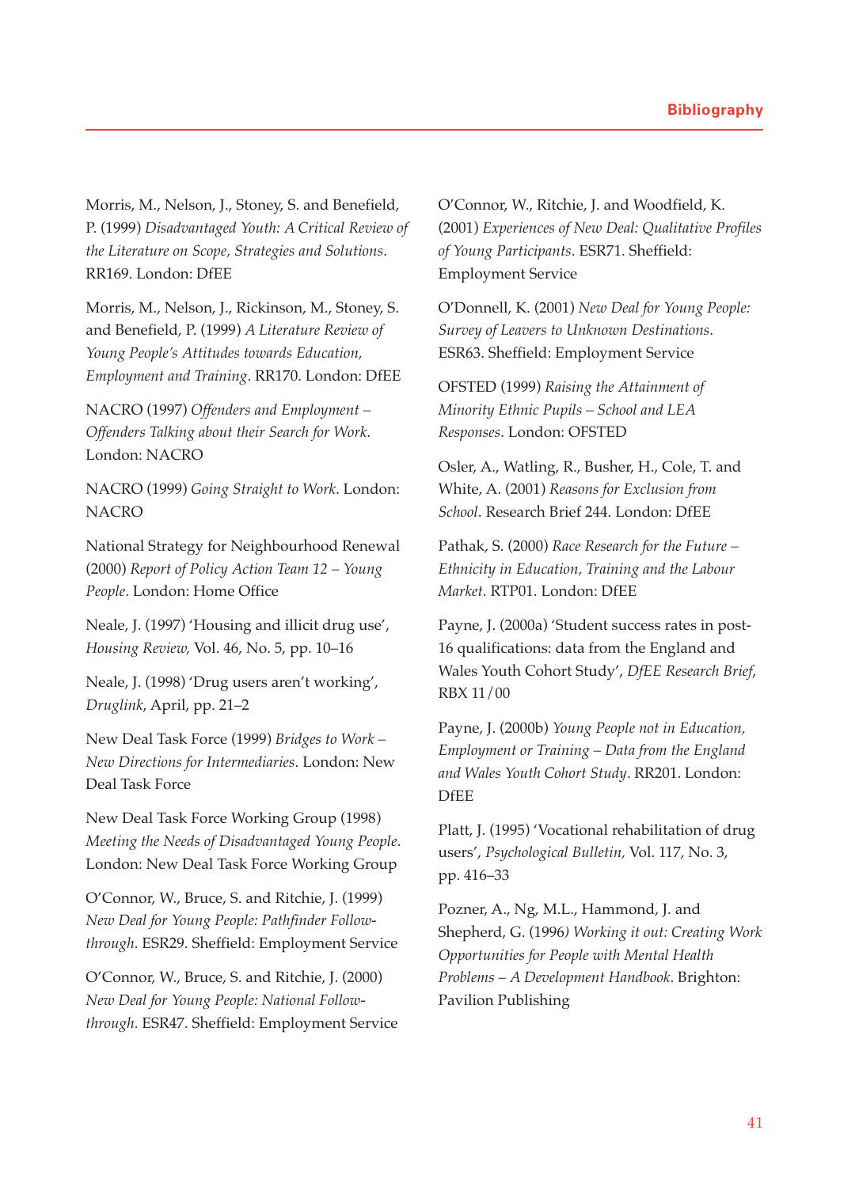Morris, M., Nelson, J., Stoney, S. and Benefield, P. (1999) *Disadvantaged Youth: A Critical Review of the Literature on Scope, Strategies and Solutions*. RR169. London: DfEE

Morris, M., Nelson, J., Rickinson, M., Stoney, S. and Benefield, P. (1999) *A Literature Review of Young People's Attitudes towards Education, Employment and Training*. RR170. London: DfEE

NACRO (1997) *Offenders and Employment – Offenders Talking about their Search for Work*. London: NACRO

NACRO (1999) *Going Straight to Work*. London: NACRO

National Strategy for Neighbourhood Renewal (2000) *Report of Policy Action Team 12 – Young People*. London: Home Office

Neale, J. (1997) 'Housing and illicit drug use', *Housing Review,* Vol. 46, No. 5, pp. 10–16

Neale, J. (1998) 'Drug users aren't working', *Druglink*, April, pp. 21–2

New Deal Task Force (1999) *Bridges to Work – New Directions for Intermediaries*. London: New Deal Task Force

New Deal Task Force Working Group (1998) *Meeting the Needs of Disadvantaged Young People*. London: New Deal Task Force Working Group

O'Connor, W., Bruce, S. and Ritchie, J. (1999) *New Deal for Young People: Pathfinder Follow-through*. ESR29. Sheffield: Employment Service

O'Connor, W., Bruce, S. and Ritchie, J. (2000) *New Deal for Young People: National Follow-through*. ESR47. Sheffield: Employment Service

O'Connor, W., Ritchie, J. and Woodfield, K. (2001) *Experiences of New Deal: Qualitative Profiles of Young Participants*. ESR71. Sheffield: Employment Service

O'Donnell, K. (2001) *New Deal for Young People: Survey of Leavers to Unknown Destinations*. ESR63. Sheffield: Employment Service

OFSTED (1999) *Raising the Attainment of Minority Ethnic Pupils – School and LEA Responses*. London: OFSTED

Osler, A., Watling, R., Busher, H., Cole, T. and White, A. (2001) *Reasons for Exclusion from School*. Research Brief 244. London: DfEE

Pathak, S. (2000) *Race Research for the Future – Ethnicity in Education, Training and the Labour Market*. RTP01. London: DfEE

Payne, J. (2000a) 'Student success rates in post-16 qualifications: data from the England and Wales Youth Cohort Study', *DfEE Research Brief*, RBX 11/00

Payne, J. (2000b) *Young People not in Education, Employment or Training – Data from the England and Wales Youth Cohort Study*. RR201. London: DfEE

Platt, J. (1995) 'Vocational rehabilitation of drug users', *Psychological Bulletin,* Vol. 117, No. 3, pp. 416–33

Pozner, A., Ng, M.L., Hammond, J. and Shepherd, G. (1996) *Working it out: Creating Work Opportunities for People with Mental Health Problems – A Development Handbook*. Brighton: Pavilion Publishing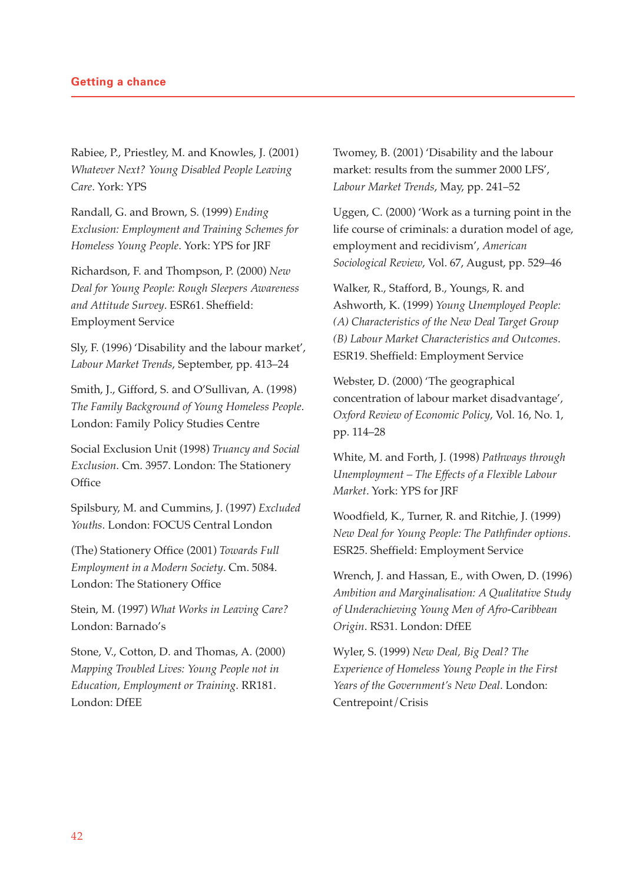Rabiee, P., Priestley, M. and Knowles, J. (2001) *Whatever Next? Young Disabled People Leaving Care*. York: YPS

Randall, G. and Brown, S. (1999) *Ending Exclusion: Employment and Training Schemes for Homeless Young People*. York: YPS for JRF

Richardson, F. and Thompson, P. (2000) *New Deal for Young People: Rough Sleepers Awareness and Attitude Survey*. ESR61. Sheffield: Employment Service

Sly, F. (1996) 'Disability and the labour market', *Labour Market Trends*, September, pp. 413–24

Smith, J., Gifford, S. and O'Sullivan, A. (1998) *The Family Background of Young Homeless People*. London: Family Policy Studies Centre

Social Exclusion Unit (1998) *Truancy and Social Exclusion*. Cm. 3957. London: The Stationery Office

Spilsbury, M. and Cummins, J. (1997) *Excluded Youths*. London: FOCUS Central London

(The) Stationery Office (2001) *Towards Full Employment in a Modern Society*. Cm. 5084. London: The Stationery Office

Stein, M. (1997) *What Works in Leaving Care?* London: Barnado's

Stone, V., Cotton, D. and Thomas, A. (2000) *Mapping Troubled Lives: Young People not in Education, Employment or Training*. RR181. London: DfEE

Twomey, B. (2001) 'Disability and the labour market: results from the summer 2000 LFS', *Labour Market Trends*, May, pp. 241–52

Uggen, C. (2000) 'Work as a turning point in the life course of criminals: a duration model of age, employment and recidivism', *American Sociological Review*, Vol. 67, August, pp. 529–46

Walker, R., Stafford, B., Youngs, R. and Ashworth, K. (1999) *Young Unemployed People: (A) Characteristics of the New Deal Target Group (B) Labour Market Characteristics and Outcomes*. ESR19. Sheffield: Employment Service

Webster, D. (2000) 'The geographical concentration of labour market disadvantage', *Oxford Review of Economic Policy*, Vol. 16, No. 1, pp. 114–28

White, M. and Forth, J. (1998) *Pathways through Unemployment – The Effects of a Flexible Labour Market*. York: YPS for JRF

Woodfield, K., Turner, R. and Ritchie, J. (1999) *New Deal for Young People: The Pathfinder options*. ESR25. Sheffield: Employment Service

Wrench, J. and Hassan, E., with Owen, D. (1996) *Ambition and Marginalisation: A Qualitative Study of Underachieving Young Men of Afro-Caribbean Origin*. RS31. London: DfEE

Wyler, S. (1999) *New Deal, Big Deal? The Experience of Homeless Young People in the First Years of the Government's New Deal*. London: Centrepoint/Crisis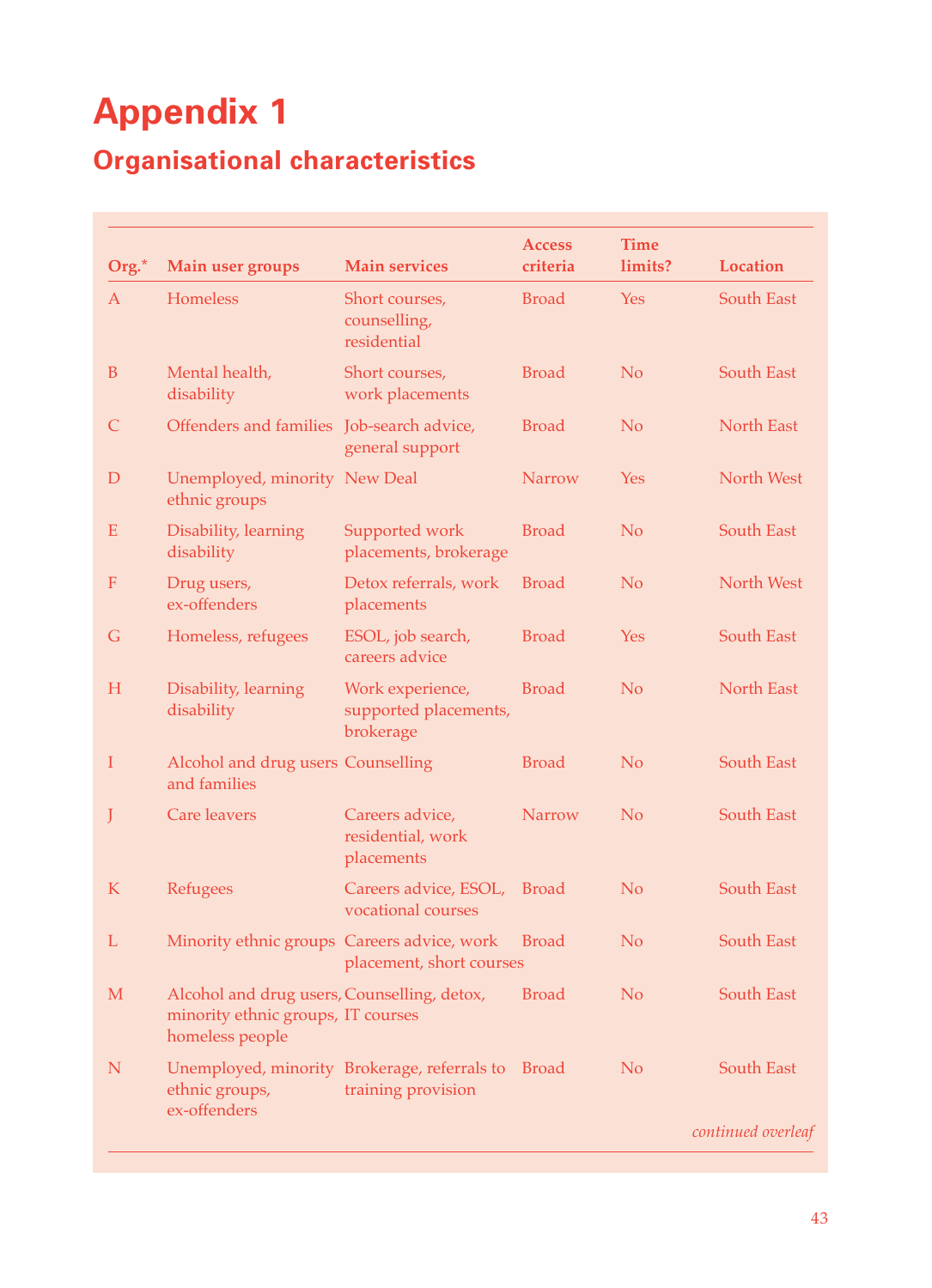# Appendix 1

## Organisational characteristics

| Org.* | Main user groups | Main services | Access criteria | Time limits? | Location |
|---|---|---|---|---|---|
| A | Homeless | Short courses, counselling, residential | Broad | Yes | South East |
| B | Mental health, disability | Short courses, work placements | Broad | No | South East |
| C | Offenders and families | Job-search advice, general support | Broad | No | North East |
| D | Unemployed, minority ethnic groups | New Deal | Narrow | Yes | North West |
| E | Disability, learning disability | Supported work placements, brokerage | Broad | No | South East |
| F | Drug users, ex-offenders | Detox referrals, work placements | Broad | No | North West |
| G | Homeless, refugees | ESOL, job search, careers advice | Broad | Yes | South East |
| H | Disability, learning disability | Work experience, supported placements, brokerage | Broad | No | North East |
| I | Alcohol and drug users and families | Counselling | Broad | No | South East |
| J | Care leavers | Careers advice, residential, work placements | Narrow | No | South East |
| K | Refugees | Careers advice, ESOL, vocational courses | Broad | No | South East |
| L | Minority ethnic groups | Careers advice, work placement, short courses | Broad | No | South East |
| M | Alcohol and drug users, minority ethnic groups, homeless people | Counselling, detox, IT courses | Broad | No | South East |
| N | Unemployed, minority ethnic groups, ex-offenders | Brokerage, referrals to training provision | Broad | No | South East |

*continued overleaf*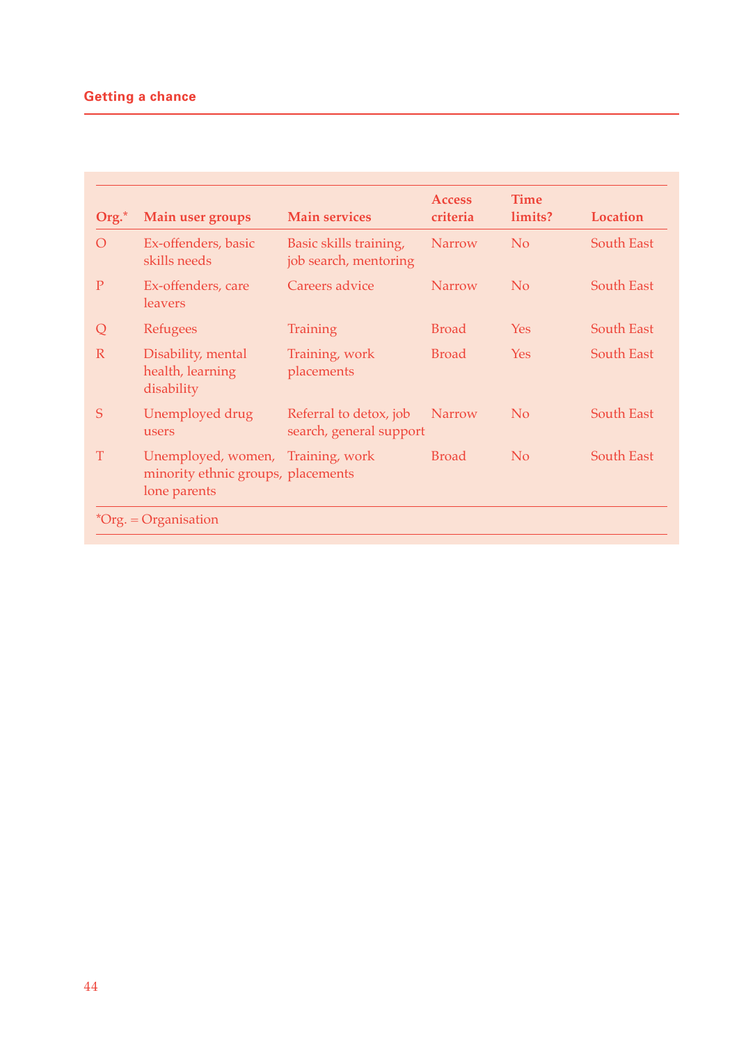| Org.* | Main user groups | Main services | Access criteria | Time limits? | Location |
|---|---|---|---|---|---|
| O | Ex-offenders, basic skills needs | Basic skills training, job search, mentoring | Narrow | No | South East |
| P | Ex-offenders, care leavers | Careers advice | Narrow | No | South East |
| Q | Refugees | Training | Broad | Yes | South East |
| R | Disability, mental health, learning disability | Training, work placements | Broad | Yes | South East |
| S | Unemployed drug users | Referral to detox, job search, general support | Narrow | No | South East |
| T | Unemployed, women, minority ethnic groups, lone parents | Training, work placements | Broad | No | South East |

*Org. = Organisation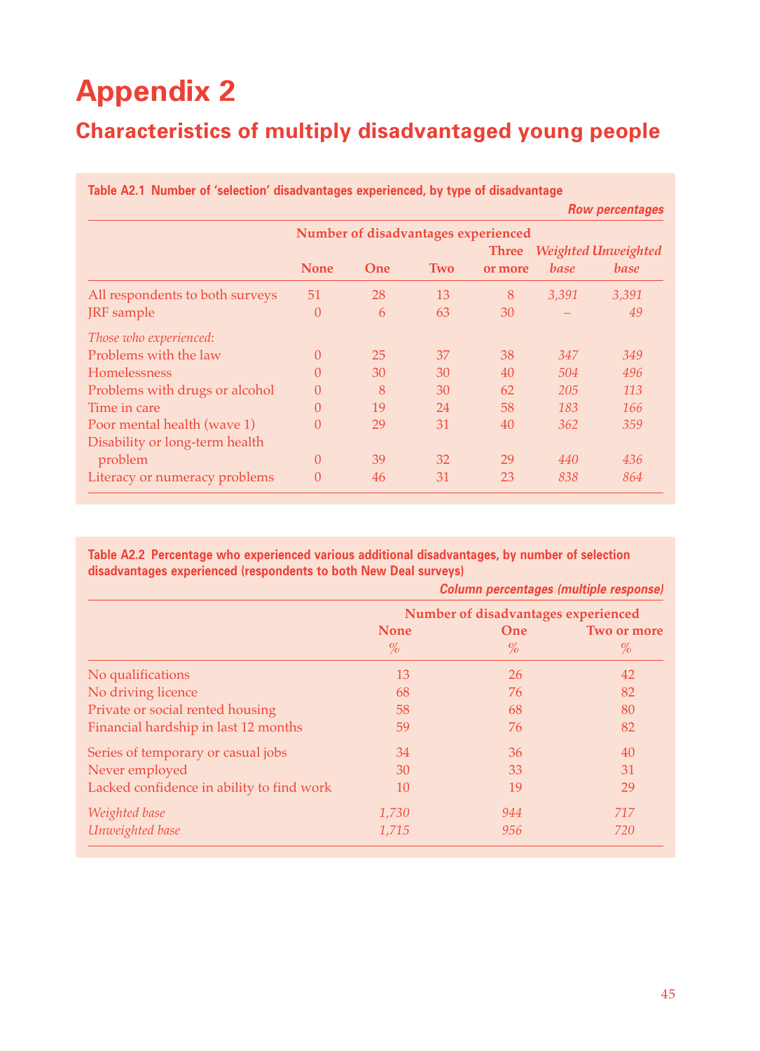# Appendix 2

## Characteristics of multiply disadvantaged young people

**Table A2.1 Number of 'selection' disadvantages experienced, by type of disadvantage**

*Row percentages*

| | Number of disadvantages experienced | | | | | |
|---|---|---|---|---|---|---|
| | None | One | Two | Three or more | *Weighted base* | *Unweighted base* |
| All respondents to both surveys | 51 | 28 | 13 | 8 | *3,391* | *3,391* |
| JRF sample | 0 | 6 | 63 | 30 | *–* | *49* |
| *Those who experienced:* | | | | | | |
| Problems with the law | 0 | 25 | 37 | 38 | *347* | *349* |
| Homelessness | 0 | 30 | 30 | 40 | *504* | *496* |
| Problems with drugs or alcohol | 0 | 8 | 30 | 62 | *205* | *113* |
| Time in care | 0 | 19 | 24 | 58 | *183* | *166* |
| Poor mental health (wave 1) | 0 | 29 | 31 | 40 | *362* | *359* |
| Disability or long-term health problem | 0 | 39 | 32 | 29 | *440* | *436* |
| Literacy or numeracy problems | 0 | 46 | 31 | 23 | *838* | *864* |

**Table A2.2 Percentage who experienced various additional disadvantages, by number of selection disadvantages experienced (respondents to both New Deal surveys)**

*Column percentages (multiple response)*

| | Number of disadvantages experienced | | |
|---|---|---|---|
| | None % | One % | Two or more % |
| No qualifications | 13 | 26 | 42 |
| No driving licence | 68 | 76 | 82 |
| Private or social rented housing | 58 | 68 | 80 |
| Financial hardship in last 12 months | 59 | 76 | 82 |
| Series of temporary or casual jobs | 34 | 36 | 40 |
| Never employed | 30 | 33 | 31 |
| Lacked confidence in ability to find work | 10 | 19 | 29 |
| *Weighted base* | *1,730* | *944* | *717* |
| *Unweighted base* | *1,715* | *956* | *720* |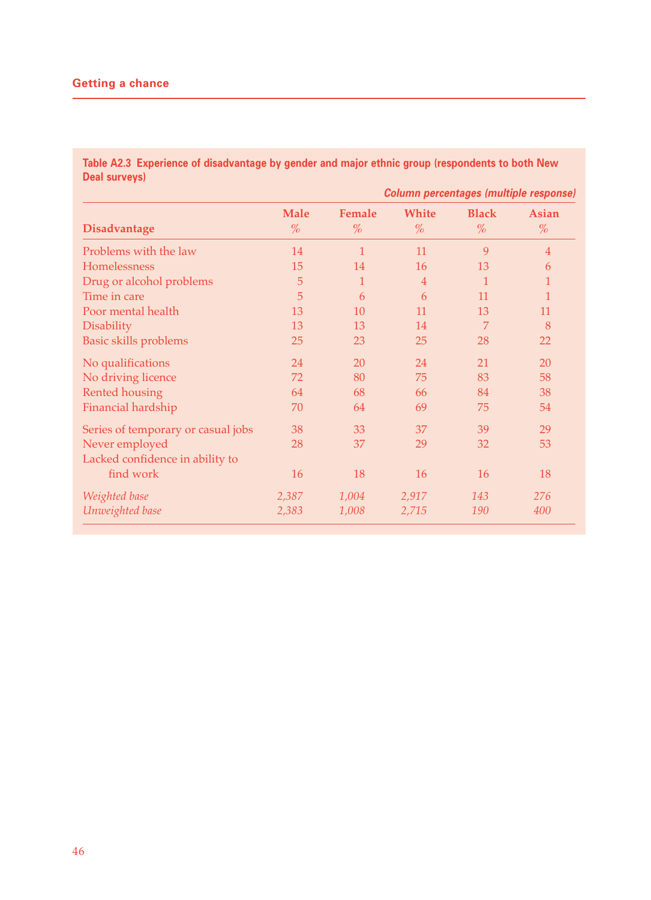**Table A2.3 Experience of disadvantage by gender and major ethnic group (respondents to both New Deal surveys)**

*Column percentages (multiple response)*

| Disadvantage | Male % | Female % | White % | Black % | Asian % |
|---|---|---|---|---|---|
| Problems with the law | 14 | 1 | 11 | 9 | 4 |
| Homelessness | 15 | 14 | 16 | 13 | 6 |
| Drug or alcohol problems | 5 | 1 | 4 | 1 | 1 |
| Time in care | 5 | 6 | 6 | 11 | 1 |
| Poor mental health | 13 | 10 | 11 | 13 | 11 |
| Disability | 13 | 13 | 14 | 7 | 8 |
| Basic skills problems | 25 | 23 | 25 | 28 | 22 |
| No qualifications | 24 | 20 | 24 | 21 | 20 |
| No driving licence | 72 | 80 | 75 | 83 | 58 |
| Rented housing | 64 | 68 | 66 | 84 | 38 |
| Financial hardship | 70 | 64 | 69 | 75 | 54 |
| Series of temporary or casual jobs | 38 | 33 | 37 | 39 | 29 |
| Never employed | 28 | 37 | 29 | 32 | 53 |
| Lacked confidence in ability to find work | 16 | 18 | 16 | 16 | 18 |
| *Weighted base* | *2,387* | *1,004* | *2,917* | *143* | *276* |
| *Unweighted base* | *2,383* | *1,008* | *2,715* | *190* | *400* |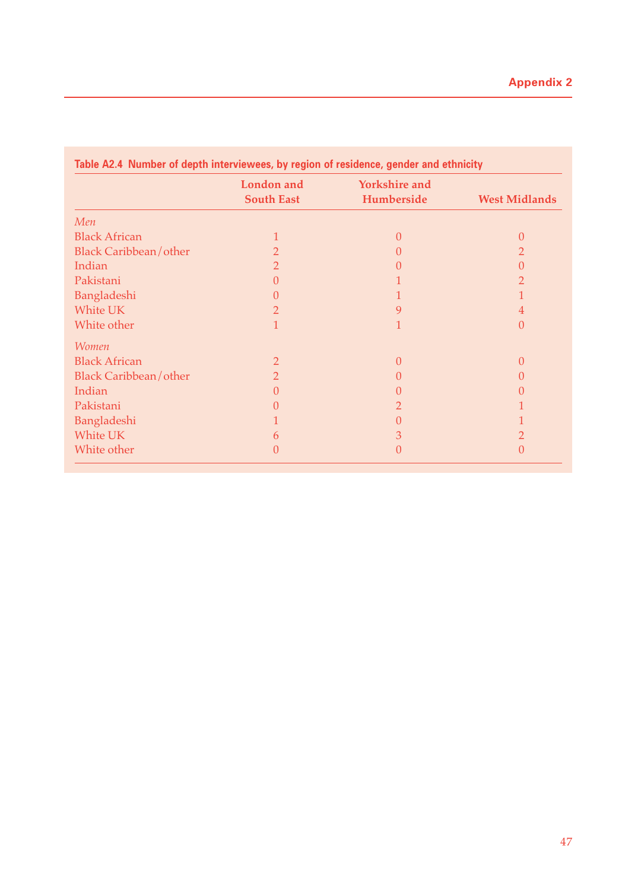**Table A2.4 Number of depth interviewees, by region of residence, gender and ethnicity**

| | London and South East | Yorkshire and Humberside | West Midlands |
|---|---|---|---|
| *Men* | | | |
| Black African | 1 | 0 | 0 |
| Black Caribbean/other | 2 | 0 | 2 |
| Indian | 2 | 0 | 0 |
| Pakistani | 0 | 1 | 2 |
| Bangladeshi | 0 | 1 | 1 |
| White UK | 2 | 9 | 4 |
| White other | 1 | 1 | 0 |
| *Women* | | | |
| Black African | 2 | 0 | 0 |
| Black Caribbean/other | 2 | 0 | 0 |
| Indian | 0 | 0 | 0 |
| Pakistani | 0 | 2 | 1 |
| Bangladeshi | 1 | 0 | 1 |
| White UK | 6 | 3 | 2 |
| White other | 0 | 0 | 0 |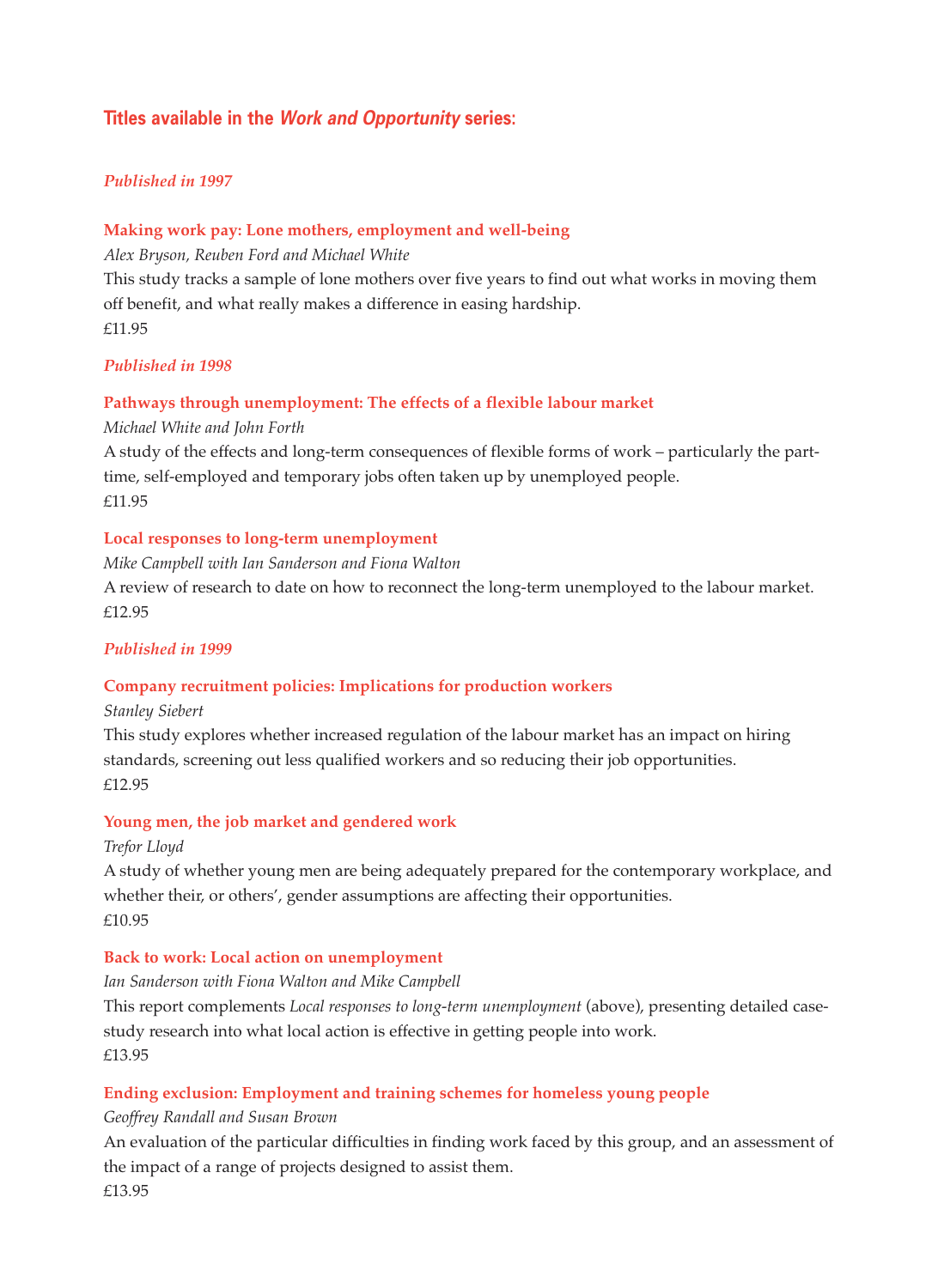## Titles available in the *Work and Opportunity* series:

*Published in 1997*

**Making work pay: Lone mothers, employment and well-being**

*Alex Bryson, Reuben Ford and Michael White*

This study tracks a sample of lone mothers over five years to find out what works in moving them off benefit, and what really makes a difference in easing hardship.

£11.95

*Published in 1998*

**Pathways through unemployment: The effects of a flexible labour market**

*Michael White and John Forth*

A study of the effects and long-term consequences of flexible forms of work – particularly the part-time, self-employed and temporary jobs often taken up by unemployed people.

£11.95

**Local responses to long-term unemployment**

*Mike Campbell with Ian Sanderson and Fiona Walton*

A review of research to date on how to reconnect the long-term unemployed to the labour market.

£12.95

*Published in 1999*

**Company recruitment policies: Implications for production workers**

*Stanley Siebert*

This study explores whether increased regulation of the labour market has an impact on hiring standards, screening out less qualified workers and so reducing their job opportunities.

£12.95

**Young men, the job market and gendered work**

*Trefor Lloyd*

A study of whether young men are being adequately prepared for the contemporary workplace, and whether their, or others', gender assumptions are affecting their opportunities.

£10.95

**Back to work: Local action on unemployment**

*Ian Sanderson with Fiona Walton and Mike Campbell*

This report complements *Local responses to long-term unemployment* (above), presenting detailed case-study research into what local action is effective in getting people into work.

£13.95

**Ending exclusion: Employment and training schemes for homeless young people**

*Geoffrey Randall and Susan Brown*

An evaluation of the particular difficulties in finding work faced by this group, and an assessment of the impact of a range of projects designed to assist them.

£13.95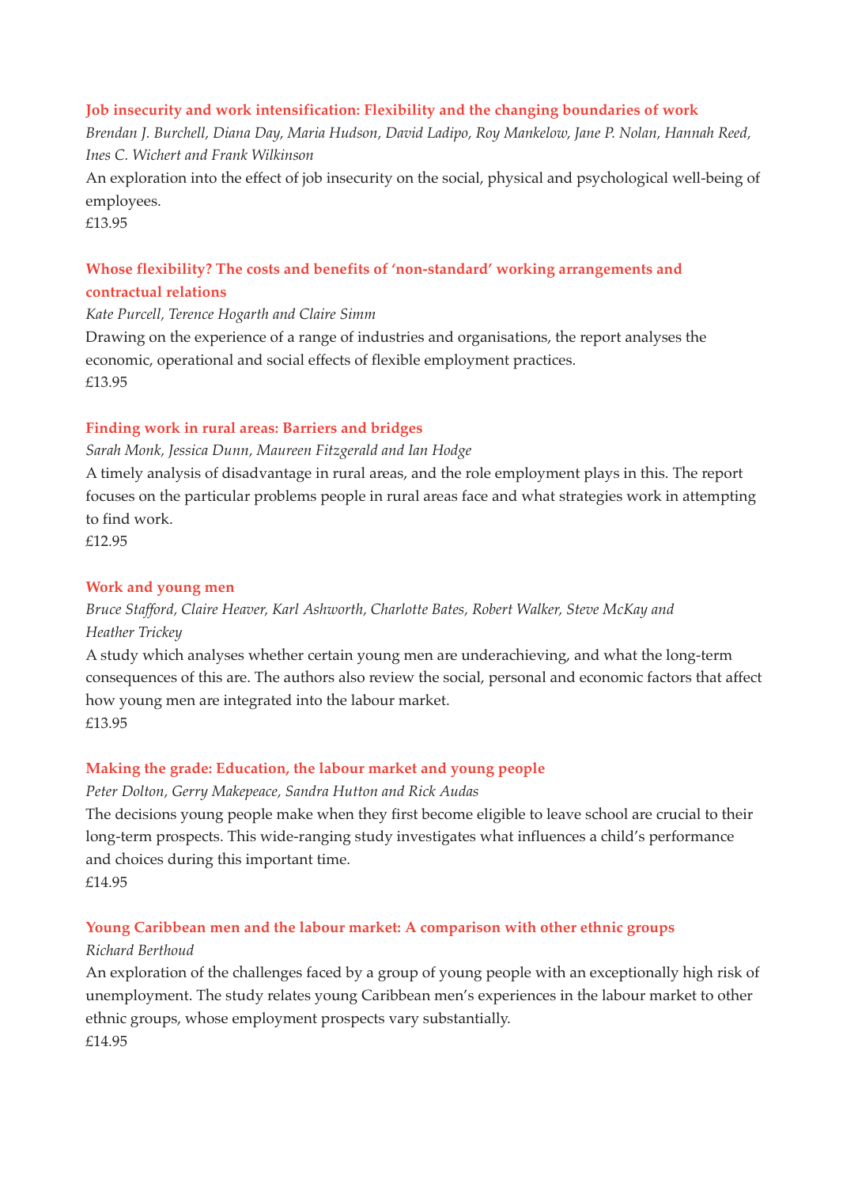**Job insecurity and work intensification: Flexibility and the changing boundaries of work**

*Brendan J. Burchell, Diana Day, Maria Hudson, David Ladipo, Roy Mankelow, Jane P. Nolan, Hannah Reed, Ines C. Wichert and Frank Wilkinson*

An exploration into the effect of job insecurity on the social, physical and psychological well-being of employees.

£13.95

**Whose flexibility? The costs and benefits of 'non-standard' working arrangements and contractual relations**

*Kate Purcell, Terence Hogarth and Claire Simm*

Drawing on the experience of a range of industries and organisations, the report analyses the economic, operational and social effects of flexible employment practices.

£13.95

**Finding work in rural areas: Barriers and bridges**

*Sarah Monk, Jessica Dunn, Maureen Fitzgerald and Ian Hodge*

A timely analysis of disadvantage in rural areas, and the role employment plays in this. The report focuses on the particular problems people in rural areas face and what strategies work in attempting to find work.

£12.95

**Work and young men**

*Bruce Stafford, Claire Heaver, Karl Ashworth, Charlotte Bates, Robert Walker, Steve McKay and Heather Trickey*

A study which analyses whether certain young men are underachieving, and what the long-term consequences of this are. The authors also review the social, personal and economic factors that affect how young men are integrated into the labour market.

£13.95

**Making the grade: Education, the labour market and young people**

*Peter Dolton, Gerry Makepeace, Sandra Hutton and Rick Audas*

The decisions young people make when they first become eligible to leave school are crucial to their long-term prospects. This wide-ranging study investigates what influences a child's performance and choices during this important time.

£14.95

**Young Caribbean men and the labour market: A comparison with other ethnic groups**

*Richard Berthoud*

An exploration of the challenges faced by a group of young people with an exceptionally high risk of unemployment. The study relates young Caribbean men's experiences in the labour market to other ethnic groups, whose employment prospects vary substantially.

£14.95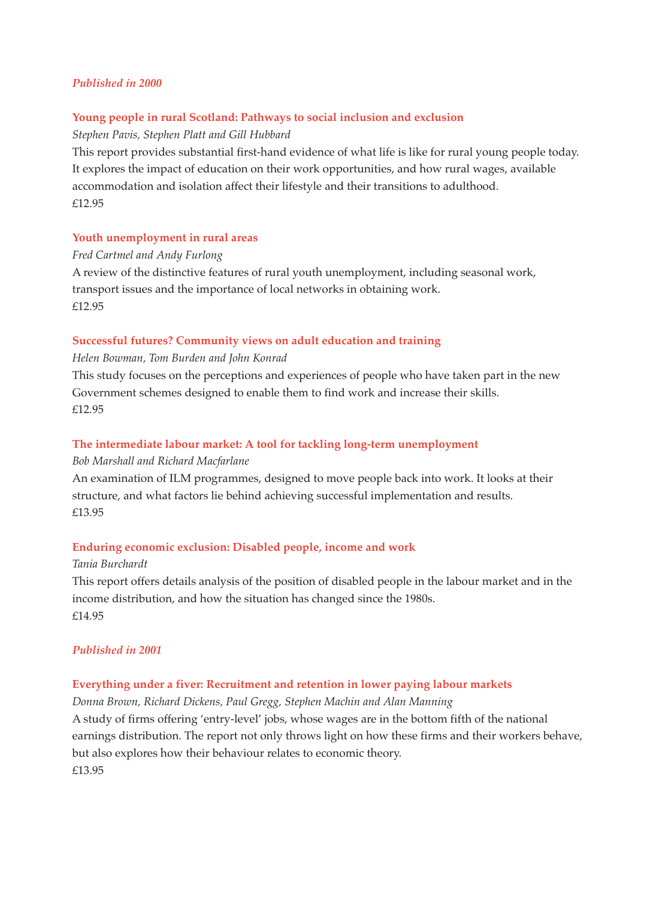*Published in 2000*

**Young people in rural Scotland: Pathways to social inclusion and exclusion**

*Stephen Pavis, Stephen Platt and Gill Hubbard*

This report provides substantial first-hand evidence of what life is like for rural young people today. It explores the impact of education on their work opportunities, and how rural wages, available accommodation and isolation affect their lifestyle and their transitions to adulthood.

£12.95

**Youth unemployment in rural areas**

*Fred Cartmel and Andy Furlong*

A review of the distinctive features of rural youth unemployment, including seasonal work, transport issues and the importance of local networks in obtaining work.

£12.95

**Successful futures? Community views on adult education and training**

*Helen Bowman, Tom Burden and John Konrad*

This study focuses on the perceptions and experiences of people who have taken part in the new Government schemes designed to enable them to find work and increase their skills.

£12.95

**The intermediate labour market: A tool for tackling long-term unemployment**

*Bob Marshall and Richard Macfarlane*

An examination of ILM programmes, designed to move people back into work. It looks at their structure, and what factors lie behind achieving successful implementation and results.

£13.95

**Enduring economic exclusion: Disabled people, income and work**

*Tania Burchardt*

This report offers details analysis of the position of disabled people in the labour market and in the income distribution, and how the situation has changed since the 1980s.

£14.95

*Published in 2001*

**Everything under a fiver: Recruitment and retention in lower paying labour markets**

*Donna Brown, Richard Dickens, Paul Gregg, Stephen Machin and Alan Manning*

A study of firms offering 'entry-level' jobs, whose wages are in the bottom fifth of the national earnings distribution. The report not only throws light on how these firms and their workers behave, but also explores how their behaviour relates to economic theory.

£13.95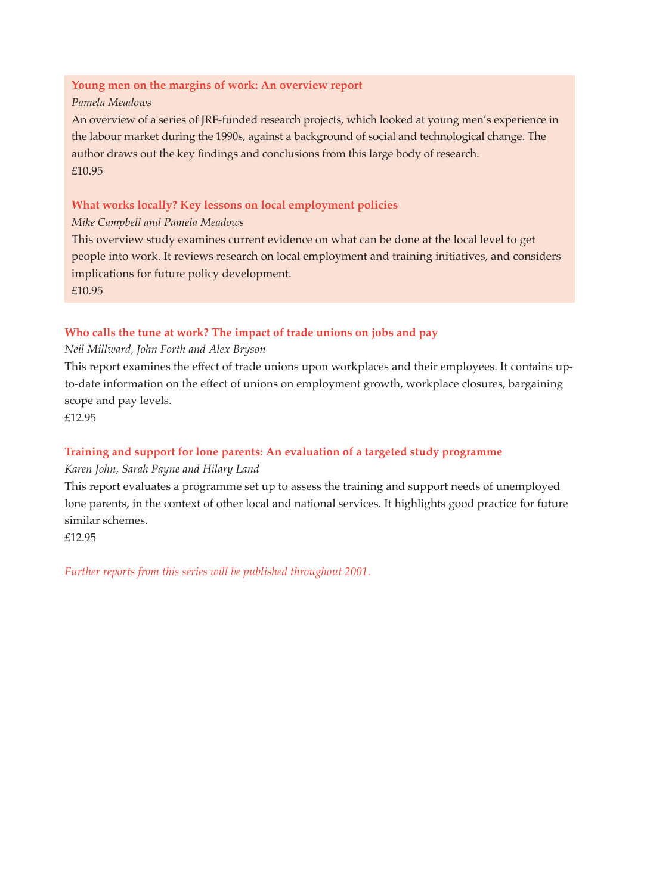**Young men on the margins of work: An overview report**

*Pamela Meadows*

An overview of a series of JRF-funded research projects, which looked at young men's experience in the labour market during the 1990s, against a background of social and technological change. The author draws out the key findings and conclusions from this large body of research.

£10.95

**What works locally? Key lessons on local employment policies**

*Mike Campbell and Pamela Meadows*

This overview study examines current evidence on what can be done at the local level to get people into work. It reviews research on local employment and training initiatives, and considers implications for future policy development.

£10.95

**Who calls the tune at work? The impact of trade unions on jobs and pay**

*Neil Millward, John Forth and Alex Bryson*

This report examines the effect of trade unions upon workplaces and their employees. It contains up-to-date information on the effect of unions on employment growth, workplace closures, bargaining scope and pay levels.

£12.95

**Training and support for lone parents: An evaluation of a targeted study programme**

*Karen John, Sarah Payne and Hilary Land*

This report evaluates a programme set up to assess the training and support needs of unemployed lone parents, in the context of other local and national services. It highlights good practice for future similar schemes.

£12.95

*Further reports from this series will be published throughout 2001.*